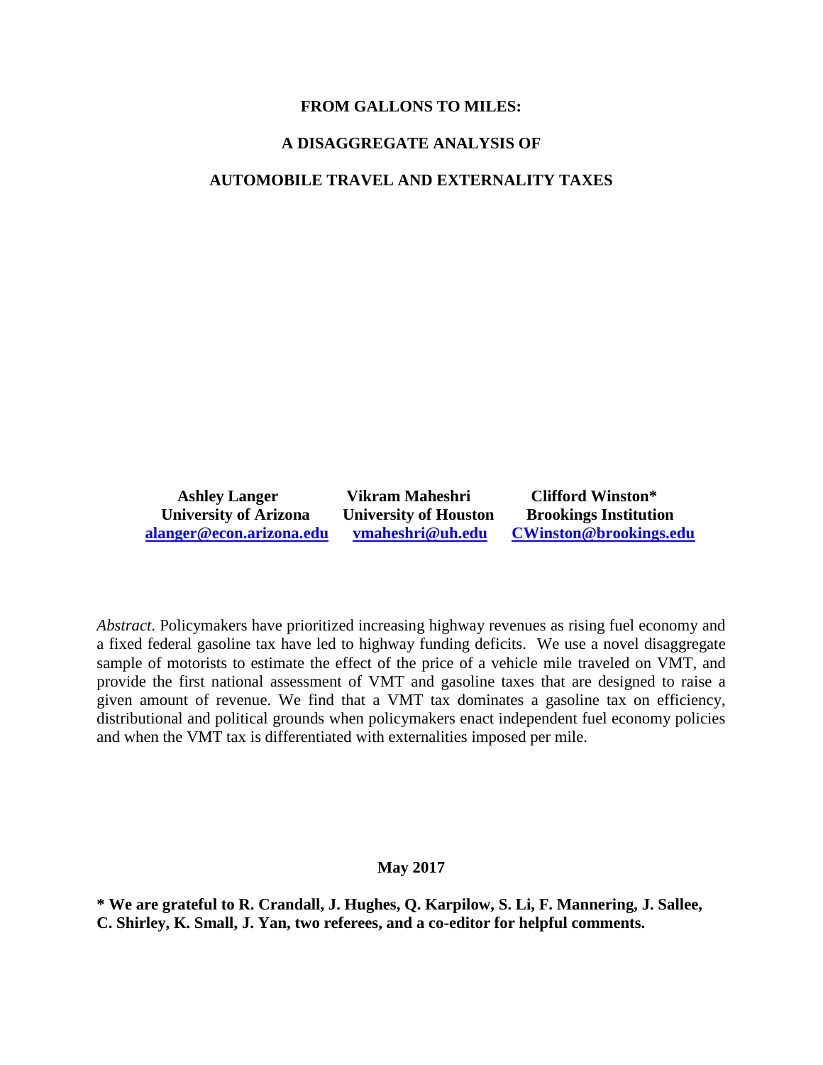# FROM GALLONS TO MILES:

# A DISAGGREGATE ANALYSIS OF

# AUTOMOBILE TRAVEL AND EXTERNALITY TAXES

| Ashley Langer | Vikram Maheshri | Clifford Winston* |
|---|---|---|
| University of Arizona | University of Houston | Brookings Institution |
| alanger@econ.arizona.edu | vmaheshri@uh.edu | CWinston@brookings.edu |

*Abstract.* Policymakers have prioritized increasing highway revenues as rising fuel economy and a fixed federal gasoline tax have led to highway funding deficits. We use a novel disaggregate sample of motorists to estimate the effect of the price of a vehicle mile traveled on VMT, and provide the first national assessment of VMT and gasoline taxes that are designed to raise a given amount of revenue. We find that a VMT tax dominates a gasoline tax on efficiency, distributional and political grounds when policymakers enact independent fuel economy policies and when the VMT tax is differentiated with externalities imposed per mile.

**May 2017**

**\* We are grateful to R. Crandall, J. Hughes, Q. Karpilow, S. Li, F. Mannering, J. Sallee, C. Shirley, K. Small, J. Yan, two referees, and a co-editor for helpful comments.**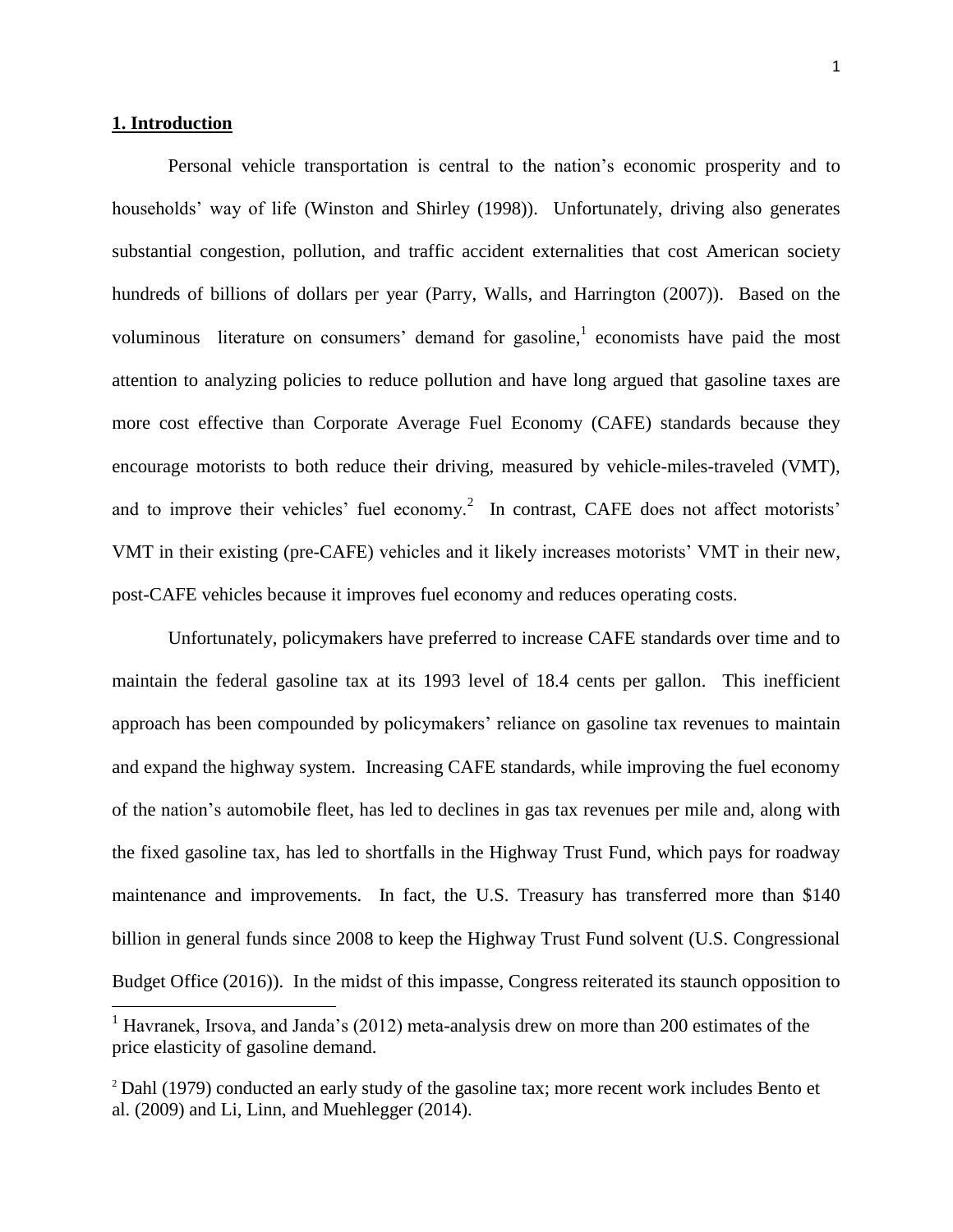## 1. Introduction

Personal vehicle transportation is central to the nation's economic prosperity and to households' way of life (Winston and Shirley (1998)). Unfortunately, driving also generates substantial congestion, pollution, and traffic accident externalities that cost American society hundreds of billions of dollars per year (Parry, Walls, and Harrington (2007)). Based on the voluminous literature on consumers' demand for gasoline,[1] economists have paid the most attention to analyzing policies to reduce pollution and have long argued that gasoline taxes are more cost effective than Corporate Average Fuel Economy (CAFE) standards because they encourage motorists to both reduce their driving, measured by vehicle-miles-traveled (VMT), and to improve their vehicles' fuel economy.[2] In contrast, CAFE does not affect motorists' VMT in their existing (pre-CAFE) vehicles and it likely increases motorists' VMT in their new, post-CAFE vehicles because it improves fuel economy and reduces operating costs.

Unfortunately, policymakers have preferred to increase CAFE standards over time and to maintain the federal gasoline tax at its 1993 level of 18.4 cents per gallon. This inefficient approach has been compounded by policymakers' reliance on gasoline tax revenues to maintain and expand the highway system. Increasing CAFE standards, while improving the fuel economy of the nation's automobile fleet, has led to declines in gas tax revenues per mile and, along with the fixed gasoline tax, has led to shortfalls in the Highway Trust Fund, which pays for roadway maintenance and improvements. In fact, the U.S. Treasury has transferred more than $140 billion in general funds since 2008 to keep the Highway Trust Fund solvent (U.S. Congressional Budget Office (2016)). In the midst of this impasse, Congress reiterated its staunch opposition to

[1] Havranek, Irsova, and Janda's (2012) meta-analysis drew on more than 200 estimates of the price elasticity of gasoline demand.

[2] Dahl (1979) conducted an early study of the gasoline tax; more recent work includes Bento et al. (2009) and Li, Linn, and Muehlegger (2014).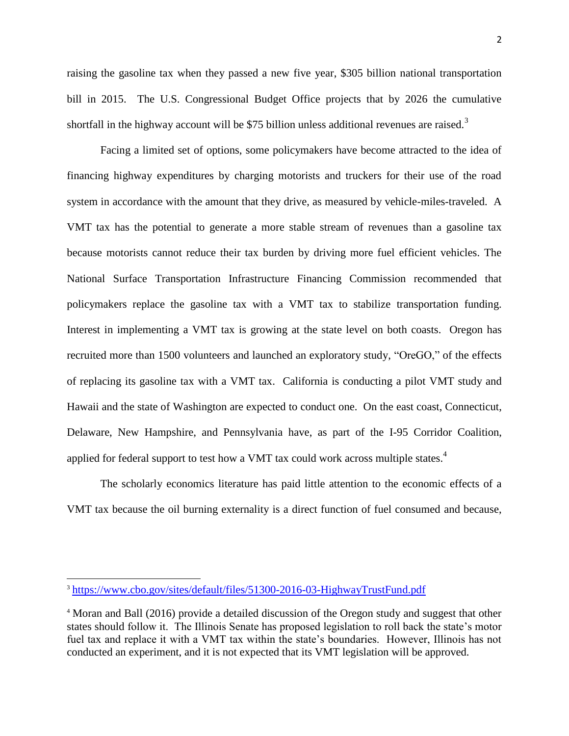raising the gasoline tax when they passed a new five year, $305 billion national transportation bill in 2015. The U.S. Congressional Budget Office projects that by 2026 the cumulative shortfall in the highway account will be $75 billion unless additional revenues are raised.[3]

Facing a limited set of options, some policymakers have become attracted to the idea of financing highway expenditures by charging motorists and truckers for their use of the road system in accordance with the amount that they drive, as measured by vehicle-miles-traveled. A VMT tax has the potential to generate a more stable stream of revenues than a gasoline tax because motorists cannot reduce their tax burden by driving more fuel efficient vehicles. The National Surface Transportation Infrastructure Financing Commission recommended that policymakers replace the gasoline tax with a VMT tax to stabilize transportation funding. Interest in implementing a VMT tax is growing at the state level on both coasts. Oregon has recruited more than 1500 volunteers and launched an exploratory study, "OreGO," of the effects of replacing its gasoline tax with a VMT tax. California is conducting a pilot VMT study and Hawaii and the state of Washington are expected to conduct one. On the east coast, Connecticut, Delaware, New Hampshire, and Pennsylvania have, as part of the I-95 Corridor Coalition, applied for federal support to test how a VMT tax could work across multiple states.[4]

The scholarly economics literature has paid little attention to the economic effects of a VMT tax because the oil burning externality is a direct function of fuel consumed and because,

---

[3] https://www.cbo.gov/sites/default/files/51300-2016-03-HighwayTrustFund.pdf

[4] Moran and Ball (2016) provide a detailed discussion of the Oregon study and suggest that other states should follow it. The Illinois Senate has proposed legislation to roll back the state's motor fuel tax and replace it with a VMT tax within the state's boundaries. However, Illinois has not conducted an experiment, and it is not expected that its VMT legislation will be approved.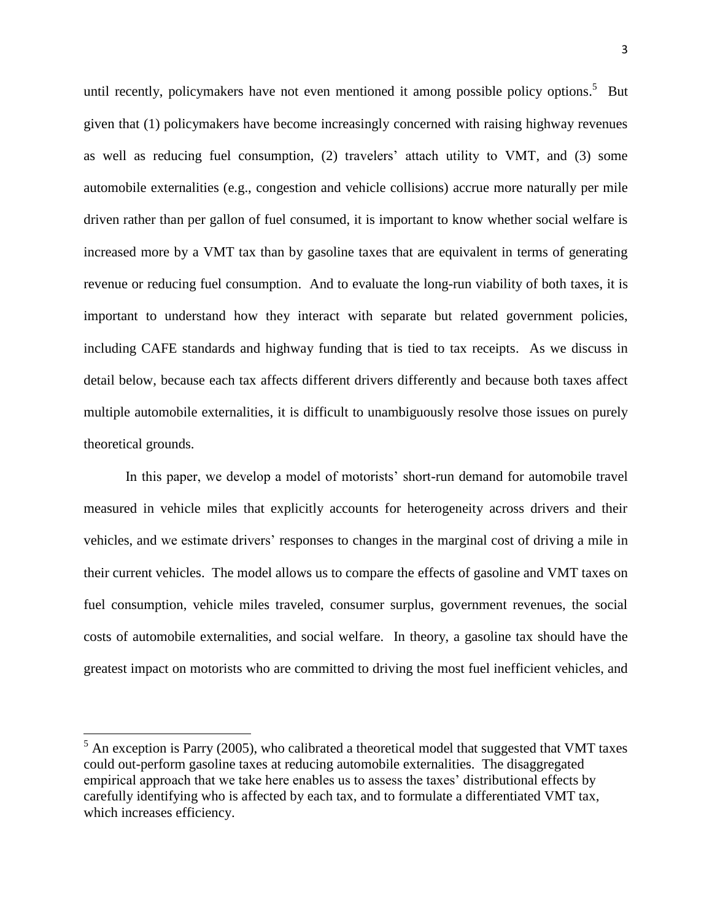until recently, policymakers have not even mentioned it among possible policy options.[5] But given that (1) policymakers have become increasingly concerned with raising highway revenues as well as reducing fuel consumption, (2) travelers' attach utility to VMT, and (3) some automobile externalities (e.g., congestion and vehicle collisions) accrue more naturally per mile driven rather than per gallon of fuel consumed, it is important to know whether social welfare is increased more by a VMT tax than by gasoline taxes that are equivalent in terms of generating revenue or reducing fuel consumption. And to evaluate the long-run viability of both taxes, it is important to understand how they interact with separate but related government policies, including CAFE standards and highway funding that is tied to tax receipts. As we discuss in detail below, because each tax affects different drivers differently and because both taxes affect multiple automobile externalities, it is difficult to unambiguously resolve those issues on purely theoretical grounds.

In this paper, we develop a model of motorists' short-run demand for automobile travel measured in vehicle miles that explicitly accounts for heterogeneity across drivers and their vehicles, and we estimate drivers' responses to changes in the marginal cost of driving a mile in their current vehicles. The model allows us to compare the effects of gasoline and VMT taxes on fuel consumption, vehicle miles traveled, consumer surplus, government revenues, the social costs of automobile externalities, and social welfare. In theory, a gasoline tax should have the greatest impact on motorists who are committed to driving the most fuel inefficient vehicles, and

[5] An exception is Parry (2005), who calibrated a theoretical model that suggested that VMT taxes could out-perform gasoline taxes at reducing automobile externalities. The disaggregated empirical approach that we take here enables us to assess the taxes' distributional effects by carefully identifying who is affected by each tax, and to formulate a differentiated VMT tax, which increases efficiency.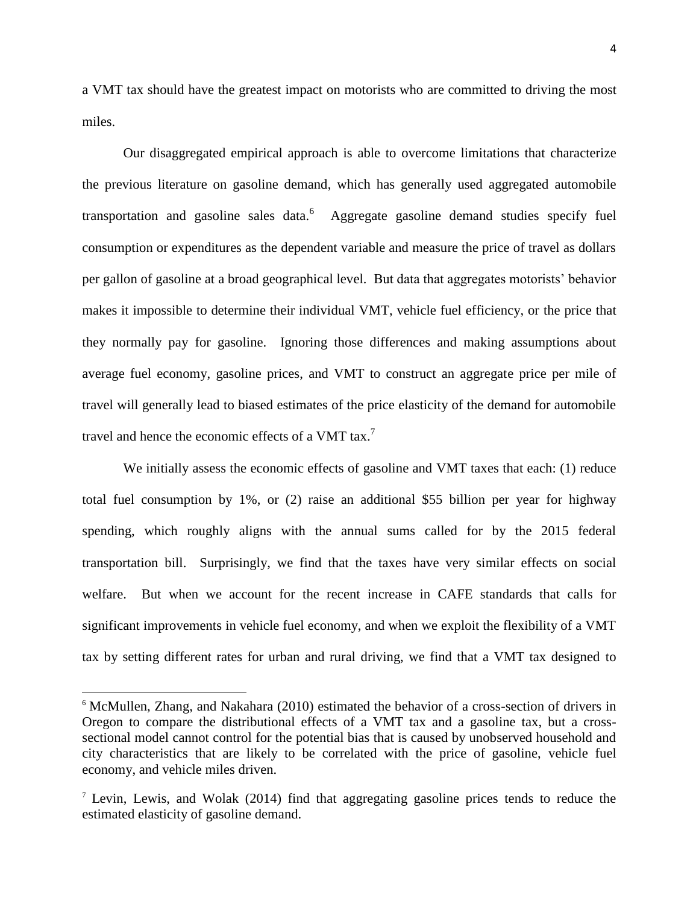a VMT tax should have the greatest impact on motorists who are committed to driving the most miles.

Our disaggregated empirical approach is able to overcome limitations that characterize the previous literature on gasoline demand, which has generally used aggregated automobile transportation and gasoline sales data.[6] Aggregate gasoline demand studies specify fuel consumption or expenditures as the dependent variable and measure the price of travel as dollars per gallon of gasoline at a broad geographical level. But data that aggregates motorists' behavior makes it impossible to determine their individual VMT, vehicle fuel efficiency, or the price that they normally pay for gasoline. Ignoring those differences and making assumptions about average fuel economy, gasoline prices, and VMT to construct an aggregate price per mile of travel will generally lead to biased estimates of the price elasticity of the demand for automobile travel and hence the economic effects of a VMT tax.[7]

We initially assess the economic effects of gasoline and VMT taxes that each: (1) reduce total fuel consumption by 1%, or (2) raise an additional \$55 billion per year for highway spending, which roughly aligns with the annual sums called for by the 2015 federal transportation bill. Surprisingly, we find that the taxes have very similar effects on social welfare. But when we account for the recent increase in CAFE standards that calls for significant improvements in vehicle fuel economy, and when we exploit the flexibility of a VMT tax by setting different rates for urban and rural driving, we find that a VMT tax designed to

---

[6] McMullen, Zhang, and Nakahara (2010) estimated the behavior of a cross-section of drivers in Oregon to compare the distributional effects of a VMT tax and a gasoline tax, but a cross-sectional model cannot control for the potential bias that is caused by unobserved household and city characteristics that are likely to be correlated with the price of gasoline, vehicle fuel economy, and vehicle miles driven.

[7] Levin, Lewis, and Wolak (2014) find that aggregating gasoline prices tends to reduce the estimated elasticity of gasoline demand.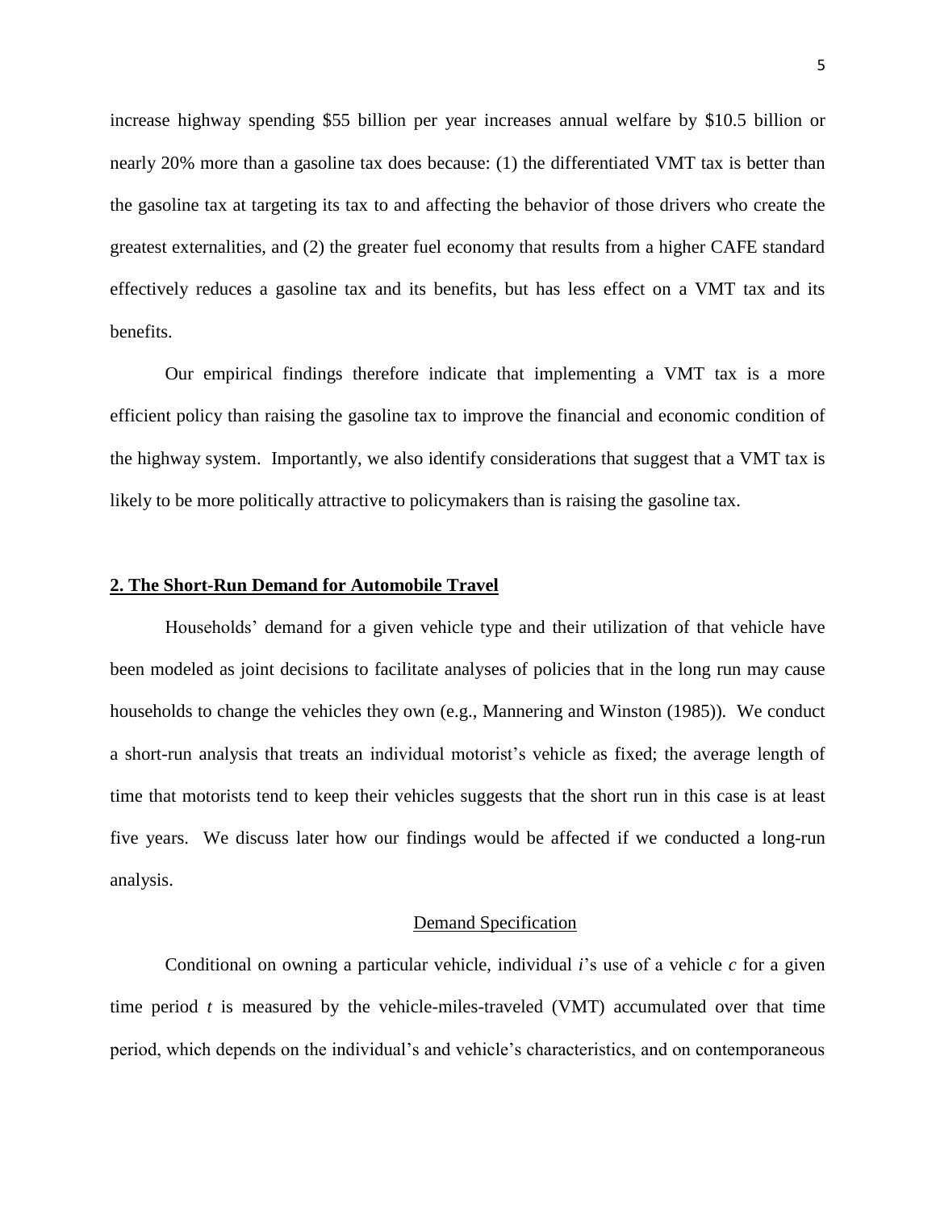increase highway spending \$55 billion per year increases annual welfare by \$10.5 billion or nearly 20% more than a gasoline tax does because: (1) the differentiated VMT tax is better than the gasoline tax at targeting its tax to and affecting the behavior of those drivers who create the greatest externalities, and (2) the greater fuel economy that results from a higher CAFE standard effectively reduces a gasoline tax and its benefits, but has less effect on a VMT tax and its benefits.

Our empirical findings therefore indicate that implementing a VMT tax is a more efficient policy than raising the gasoline tax to improve the financial and economic condition of the highway system. Importantly, we also identify considerations that suggest that a VMT tax is likely to be more politically attractive to policymakers than is raising the gasoline tax.

## 2. The Short-Run Demand for Automobile Travel

Households' demand for a given vehicle type and their utilization of that vehicle have been modeled as joint decisions to facilitate analyses of policies that in the long run may cause households to change the vehicles they own (e.g., Mannering and Winston (1985)). We conduct a short-run analysis that treats an individual motorist's vehicle as fixed; the average length of time that motorists tend to keep their vehicles suggests that the short run in this case is at least five years. We discuss later how our findings would be affected if we conducted a long-run analysis.

### Demand Specification

Conditional on owning a particular vehicle, individual $i$'s use of a vehicle $c$ for a given time period $t$ is measured by the vehicle-miles-traveled (VMT) accumulated over that time period, which depends on the individual's and vehicle's characteristics, and on contemporaneous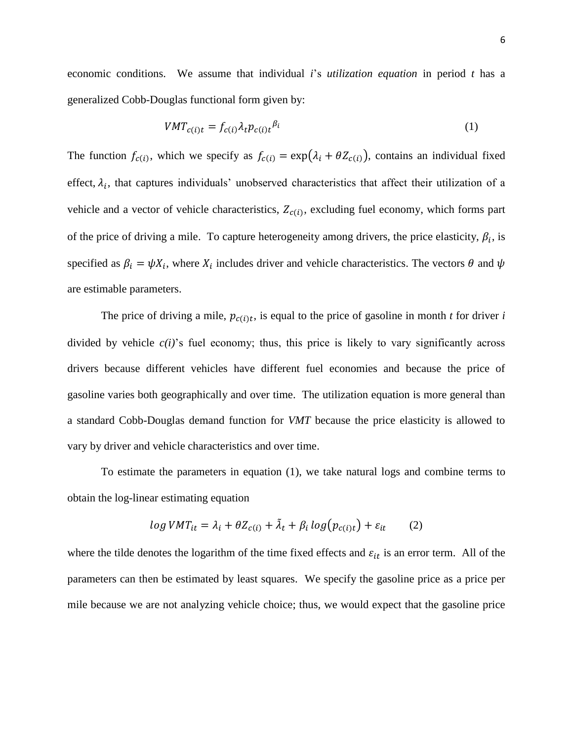economic conditions. We assume that individual *i*'s *utilization equation* in period *t* has a generalized Cobb-Douglas functional form given by:

$$VMT_{c(i)t} = f_{c(i)}\lambda_t p_{c(i)t}{}^{\beta_i} \tag{1}$$

The function $f_{c(i)}$, which we specify as $f_{c(i)} = \exp\left(\lambda_i + \theta Z_{c(i)}\right)$, contains an individual fixed effect, $\lambda_i$, that captures individuals' unobserved characteristics that affect their utilization of a vehicle and a vector of vehicle characteristics, $Z_{c(i)}$, excluding fuel economy, which forms part of the price of driving a mile. To capture heterogeneity among drivers, the price elasticity, $\beta_i$, is specified as $\beta_i = \psi X_i$, where $X_i$ includes driver and vehicle characteristics. The vectors $\theta$ and $\psi$ are estimable parameters.

The price of driving a mile, $p_{c(i)t}$, is equal to the price of gasoline in month *t* for driver *i* divided by vehicle *c(i)*'s fuel economy; thus, this price is likely to vary significantly across drivers because different vehicles have different fuel economies and because the price of gasoline varies both geographically and over time. The utilization equation is more general than a standard Cobb-Douglas demand function for *VMT* because the price elasticity is allowed to vary by driver and vehicle characteristics and over time.

To estimate the parameters in equation (1), we take natural logs and combine terms to obtain the log-linear estimating equation

$$log\, VMT_{it} = \lambda_i + \theta Z_{c(i)} + \tilde{\lambda}_t + \beta_i\, log\left(p_{c(i)t}\right) + \varepsilon_{it} \tag{2}$$

where the tilde denotes the logarithm of the time fixed effects and $\varepsilon_{it}$ is an error term. All of the parameters can then be estimated by least squares. We specify the gasoline price as a price per mile because we are not analyzing vehicle choice; thus, we would expect that the gasoline price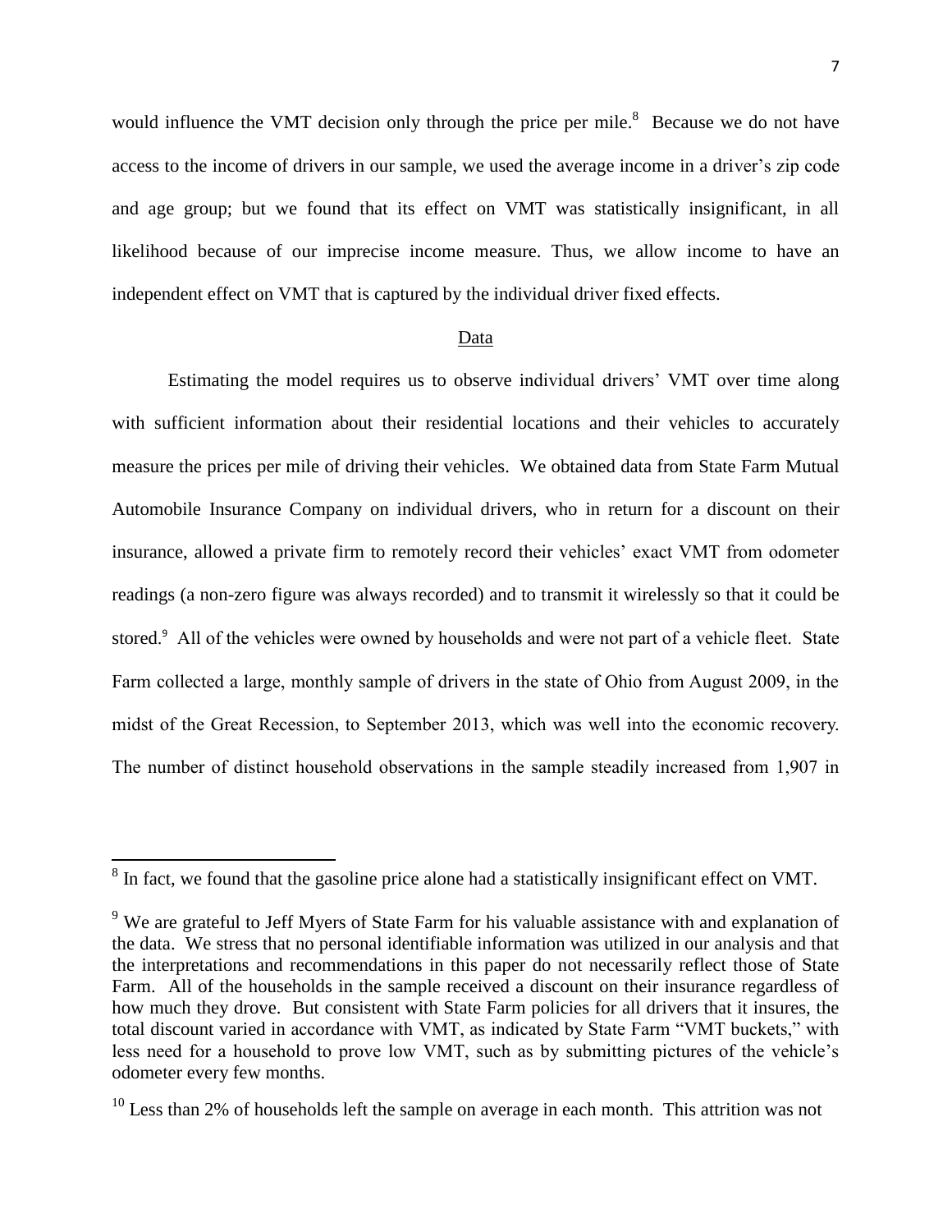would influence the VMT decision only through the price per mile.[8] Because we do not have access to the income of drivers in our sample, we used the average income in a driver's zip code and age group; but we found that its effect on VMT was statistically insignificant, in all likelihood because of our imprecise income measure. Thus, we allow income to have an independent effect on VMT that is captured by the individual driver fixed effects.

## Data

Estimating the model requires us to observe individual drivers' VMT over time along with sufficient information about their residential locations and their vehicles to accurately measure the prices per mile of driving their vehicles. We obtained data from State Farm Mutual Automobile Insurance Company on individual drivers, who in return for a discount on their insurance, allowed a private firm to remotely record their vehicles' exact VMT from odometer readings (a non-zero figure was always recorded) and to transmit it wirelessly so that it could be stored.[9] All of the vehicles were owned by households and were not part of a vehicle fleet. State Farm collected a large, monthly sample of drivers in the state of Ohio from August 2009, in the midst of the Great Recession, to September 2013, which was well into the economic recovery. The number of distinct household observations in the sample steadily increased from 1,907 in

---

[8] In fact, we found that the gasoline price alone had a statistically insignificant effect on VMT.

[9] We are grateful to Jeff Myers of State Farm for his valuable assistance with and explanation of the data. We stress that no personal identifiable information was utilized in our analysis and that the interpretations and recommendations in this paper do not necessarily reflect those of State Farm. All of the households in the sample received a discount on their insurance regardless of how much they drove. But consistent with State Farm policies for all drivers that it insures, the total discount varied in accordance with VMT, as indicated by State Farm "VMT buckets," with less need for a household to prove low VMT, such as by submitting pictures of the vehicle's odometer every few months.

[10] Less than 2% of households left the sample on average in each month. This attrition was not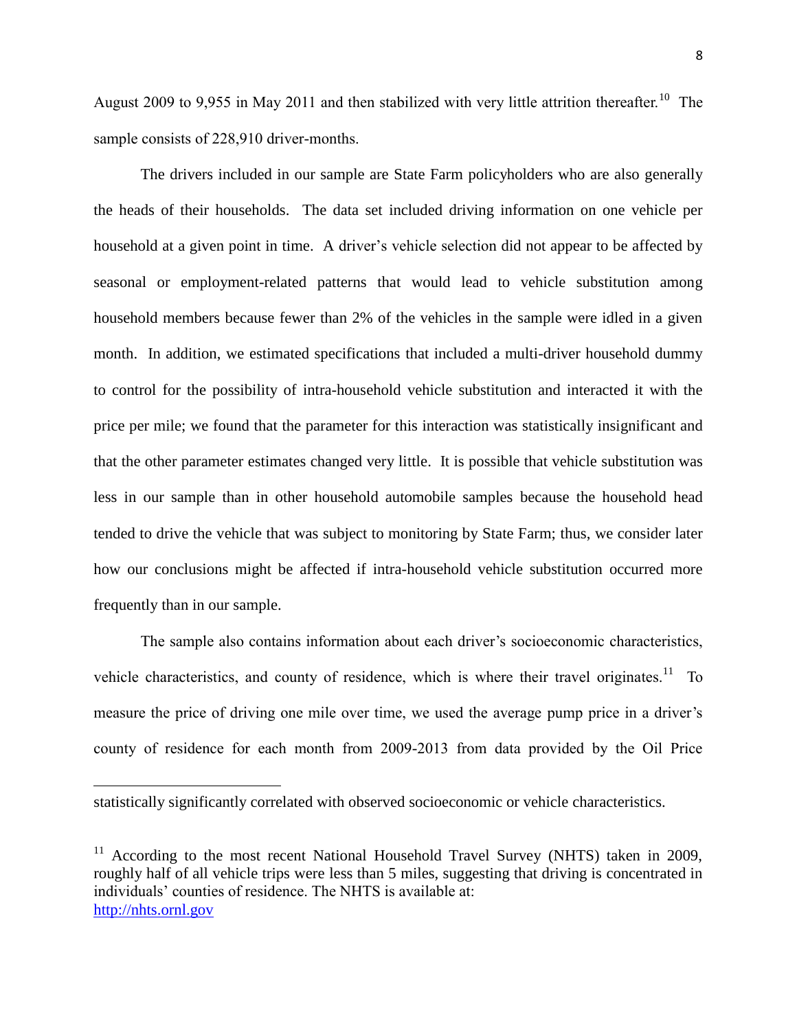August 2009 to 9,955 in May 2011 and then stabilized with very little attrition thereafter.[10] The sample consists of 228,910 driver-months.

The drivers included in our sample are State Farm policyholders who are also generally the heads of their households. The data set included driving information on one vehicle per household at a given point in time. A driver's vehicle selection did not appear to be affected by seasonal or employment-related patterns that would lead to vehicle substitution among household members because fewer than 2% of the vehicles in the sample were idled in a given month. In addition, we estimated specifications that included a multi-driver household dummy to control for the possibility of intra-household vehicle substitution and interacted it with the price per mile; we found that the parameter for this interaction was statistically insignificant and that the other parameter estimates changed very little. It is possible that vehicle substitution was less in our sample than in other household automobile samples because the household head tended to drive the vehicle that was subject to monitoring by State Farm; thus, we consider later how our conclusions might be affected if intra-household vehicle substitution occurred more frequently than in our sample.

The sample also contains information about each driver's socioeconomic characteristics, vehicle characteristics, and county of residence, which is where their travel originates.[11] To measure the price of driving one mile over time, we used the average pump price in a driver's county of residence for each month from 2009-2013 from data provided by the Oil Price

---

statistically significantly correlated with observed socioeconomic or vehicle characteristics.

[11] According to the most recent National Household Travel Survey (NHTS) taken in 2009, roughly half of all vehicle trips were less than 5 miles, suggesting that driving is concentrated in individuals' counties of residence. The NHTS is available at: http://nhts.ornl.gov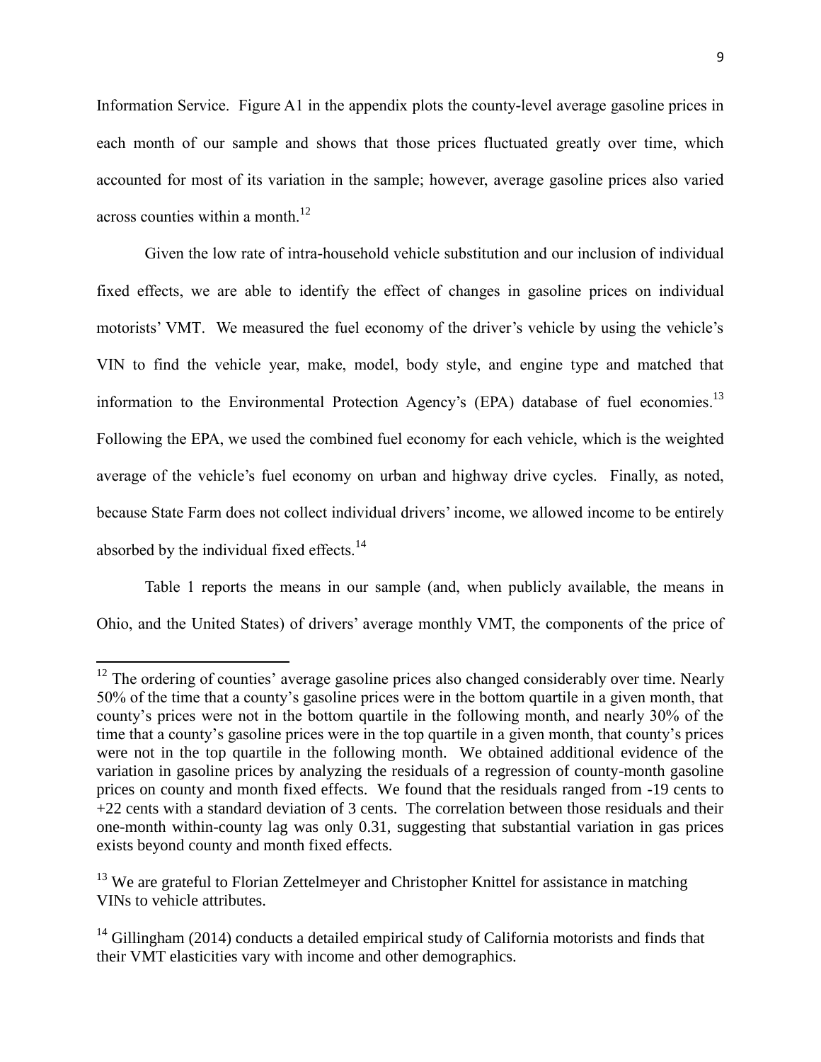Information Service. Figure A1 in the appendix plots the county-level average gasoline prices in each month of our sample and shows that those prices fluctuated greatly over time, which accounted for most of its variation in the sample; however, average gasoline prices also varied across counties within a month.[12]

Given the low rate of intra-household vehicle substitution and our inclusion of individual fixed effects, we are able to identify the effect of changes in gasoline prices on individual motorists' VMT. We measured the fuel economy of the driver's vehicle by using the vehicle's VIN to find the vehicle year, make, model, body style, and engine type and matched that information to the Environmental Protection Agency's (EPA) database of fuel economies.[13] Following the EPA, we used the combined fuel economy for each vehicle, which is the weighted average of the vehicle's fuel economy on urban and highway drive cycles. Finally, as noted, because State Farm does not collect individual drivers' income, we allowed income to be entirely absorbed by the individual fixed effects.[14]

Table 1 reports the means in our sample (and, when publicly available, the means in Ohio, and the United States) of drivers' average monthly VMT, the components of the price of

---

[12] The ordering of counties' average gasoline prices also changed considerably over time. Nearly 50% of the time that a county's gasoline prices were in the bottom quartile in a given month, that county's prices were not in the bottom quartile in the following month, and nearly 30% of the time that a county's gasoline prices were in the top quartile in a given month, that county's prices were not in the top quartile in the following month. We obtained additional evidence of the variation in gasoline prices by analyzing the residuals of a regression of county-month gasoline prices on county and month fixed effects. We found that the residuals ranged from -19 cents to +22 cents with a standard deviation of 3 cents. The correlation between those residuals and their one-month within-county lag was only 0.31, suggesting that substantial variation in gas prices exists beyond county and month fixed effects.

[13] We are grateful to Florian Zettelmeyer and Christopher Knittel for assistance in matching VINs to vehicle attributes.

[14] Gillingham (2014) conducts a detailed empirical study of California motorists and finds that their VMT elasticities vary with income and other demographics.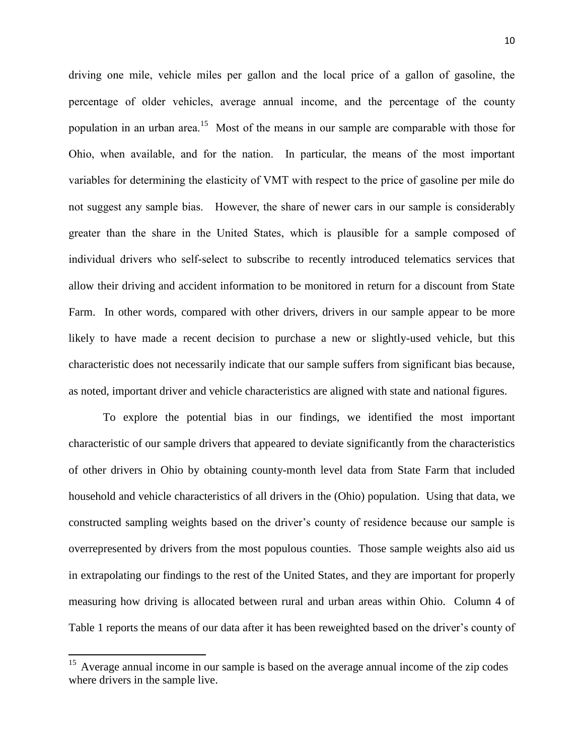driving one mile, vehicle miles per gallon and the local price of a gallon of gasoline, the percentage of older vehicles, average annual income, and the percentage of the county population in an urban area.[15] Most of the means in our sample are comparable with those for Ohio, when available, and for the nation. In particular, the means of the most important variables for determining the elasticity of VMT with respect to the price of gasoline per mile do not suggest any sample bias. However, the share of newer cars in our sample is considerably greater than the share in the United States, which is plausible for a sample composed of individual drivers who self-select to subscribe to recently introduced telematics services that allow their driving and accident information to be monitored in return for a discount from State Farm. In other words, compared with other drivers, drivers in our sample appear to be more likely to have made a recent decision to purchase a new or slightly-used vehicle, but this characteristic does not necessarily indicate that our sample suffers from significant bias because, as noted, important driver and vehicle characteristics are aligned with state and national figures.

To explore the potential bias in our findings, we identified the most important characteristic of our sample drivers that appeared to deviate significantly from the characteristics of other drivers in Ohio by obtaining county-month level data from State Farm that included household and vehicle characteristics of all drivers in the (Ohio) population. Using that data, we constructed sampling weights based on the driver's county of residence because our sample is overrepresented by drivers from the most populous counties. Those sample weights also aid us in extrapolating our findings to the rest of the United States, and they are important for properly measuring how driving is allocated between rural and urban areas within Ohio. Column 4 of Table 1 reports the means of our data after it has been reweighted based on the driver's county of

[15] Average annual income in our sample is based on the average annual income of the zip codes where drivers in the sample live.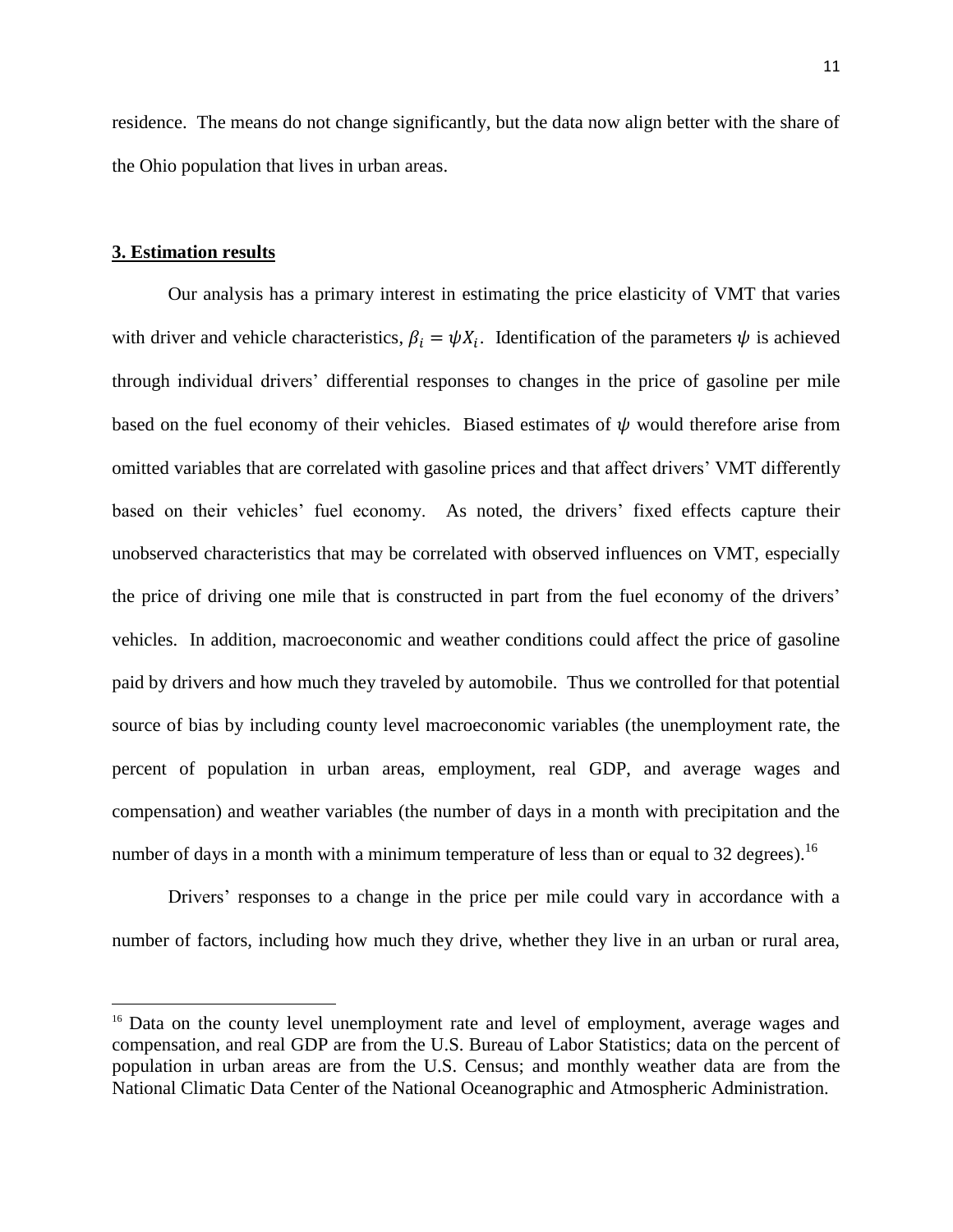residence. The means do not change significantly, but the data now align better with the share of the Ohio population that lives in urban areas.

## 3. Estimation results

Our analysis has a primary interest in estimating the price elasticity of VMT that varies with driver and vehicle characteristics, $\beta_i = \psi X_i$. Identification of the parameters $\psi$ is achieved through individual drivers' differential responses to changes in the price of gasoline per mile based on the fuel economy of their vehicles. Biased estimates of $\psi$ would therefore arise from omitted variables that are correlated with gasoline prices and that affect drivers' VMT differently based on their vehicles' fuel economy. As noted, the drivers' fixed effects capture their unobserved characteristics that may be correlated with observed influences on VMT, especially the price of driving one mile that is constructed in part from the fuel economy of the drivers' vehicles. In addition, macroeconomic and weather conditions could affect the price of gasoline paid by drivers and how much they traveled by automobile. Thus we controlled for that potential source of bias by including county level macroeconomic variables (the unemployment rate, the percent of population in urban areas, employment, real GDP, and average wages and compensation) and weather variables (the number of days in a month with precipitation and the number of days in a month with a minimum temperature of less than or equal to 32 degrees).[16]

Drivers' responses to a change in the price per mile could vary in accordance with a number of factors, including how much they drive, whether they live in an urban or rural area,

[16] Data on the county level unemployment rate and level of employment, average wages and compensation, and real GDP are from the U.S. Bureau of Labor Statistics; data on the percent of population in urban areas are from the U.S. Census; and monthly weather data are from the National Climatic Data Center of the National Oceanographic and Atmospheric Administration.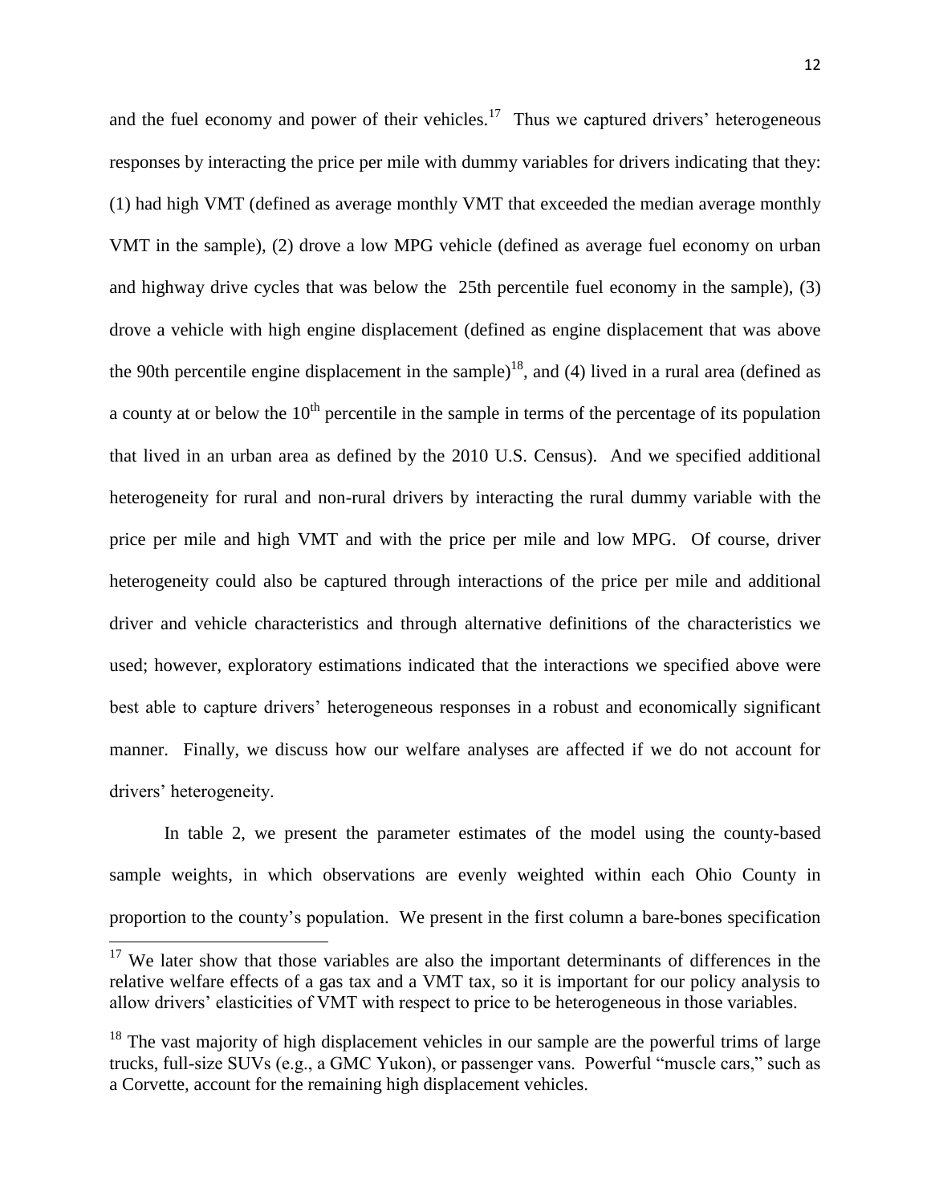and the fuel economy and power of their vehicles.[17] Thus we captured drivers' heterogeneous responses by interacting the price per mile with dummy variables for drivers indicating that they: (1) had high VMT (defined as average monthly VMT that exceeded the median average monthly VMT in the sample), (2) drove a low MPG vehicle (defined as average fuel economy on urban and highway drive cycles that was below the 25th percentile fuel economy in the sample), (3) drove a vehicle with high engine displacement (defined as engine displacement that was above the 90th percentile engine displacement in the sample)[18], and (4) lived in a rural area (defined as a county at or below the 10$^{th}$ percentile in the sample in terms of the percentage of its population that lived in an urban area as defined by the 2010 U.S. Census). And we specified additional heterogeneity for rural and non-rural drivers by interacting the rural dummy variable with the price per mile and high VMT and with the price per mile and low MPG. Of course, driver heterogeneity could also be captured through interactions of the price per mile and additional driver and vehicle characteristics and through alternative definitions of the characteristics we used; however, exploratory estimations indicated that the interactions we specified above were best able to capture drivers' heterogeneous responses in a robust and economically significant manner. Finally, we discuss how our welfare analyses are affected if we do not account for drivers' heterogeneity.

In table 2, we present the parameter estimates of the model using the county-based sample weights, in which observations are evenly weighted within each Ohio County in proportion to the county's population. We present in the first column a bare-bones specification

---

[17] We later show that those variables are also the important determinants of differences in the relative welfare effects of a gas tax and a VMT tax, so it is important for our policy analysis to allow drivers' elasticities of VMT with respect to price to be heterogeneous in those variables.

[18] The vast majority of high displacement vehicles in our sample are the powerful trims of large trucks, full-size SUVs (e.g., a GMC Yukon), or passenger vans. Powerful "muscle cars," such as a Corvette, account for the remaining high displacement vehicles.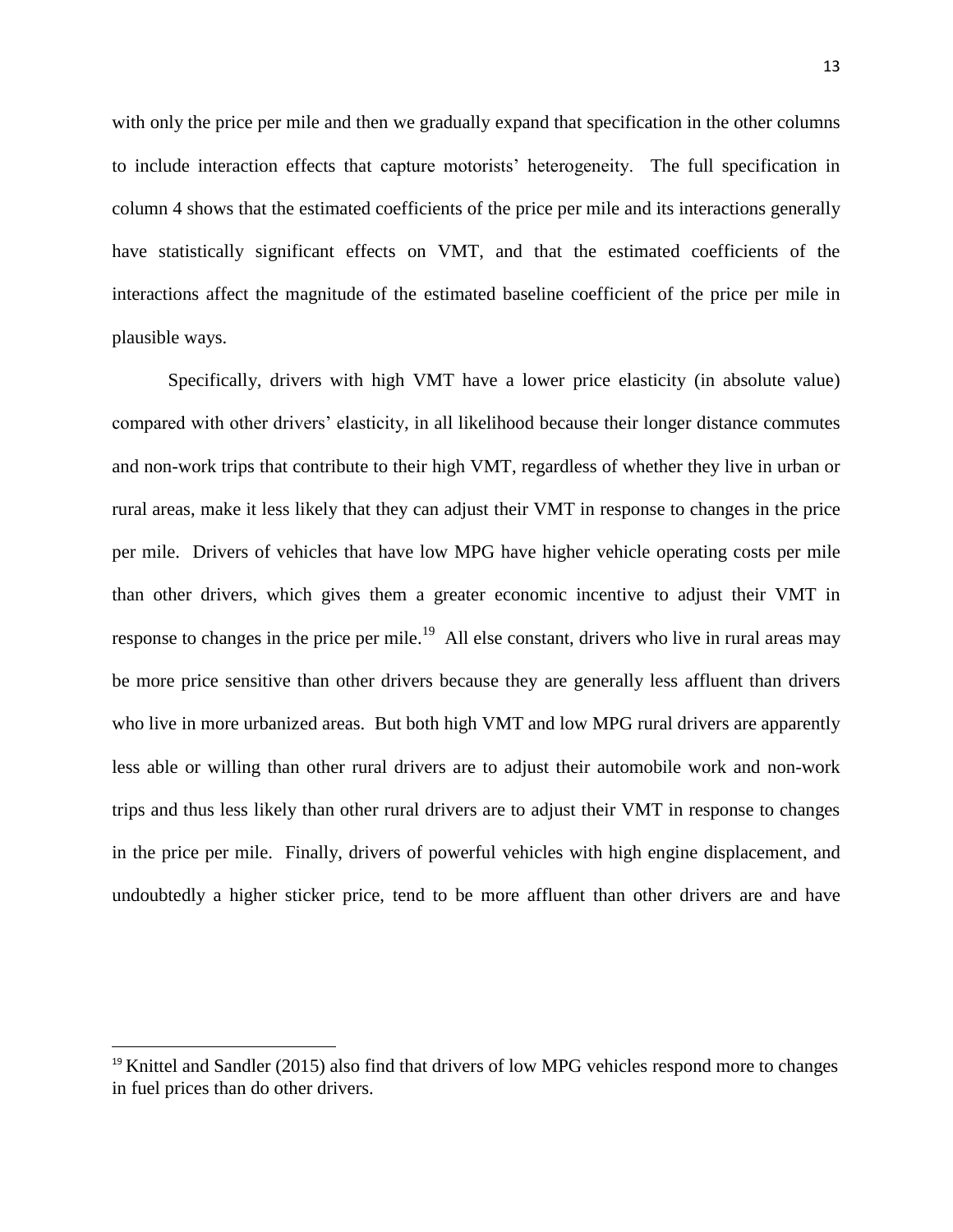with only the price per mile and then we gradually expand that specification in the other columns to include interaction effects that capture motorists' heterogeneity. The full specification in column 4 shows that the estimated coefficients of the price per mile and its interactions generally have statistically significant effects on VMT, and that the estimated coefficients of the interactions affect the magnitude of the estimated baseline coefficient of the price per mile in plausible ways.

Specifically, drivers with high VMT have a lower price elasticity (in absolute value) compared with other drivers' elasticity, in all likelihood because their longer distance commutes and non-work trips that contribute to their high VMT, regardless of whether they live in urban or rural areas, make it less likely that they can adjust their VMT in response to changes in the price per mile. Drivers of vehicles that have low MPG have higher vehicle operating costs per mile than other drivers, which gives them a greater economic incentive to adjust their VMT in response to changes in the price per mile.[19] All else constant, drivers who live in rural areas may be more price sensitive than other drivers because they are generally less affluent than drivers who live in more urbanized areas. But both high VMT and low MPG rural drivers are apparently less able or willing than other rural drivers are to adjust their automobile work and non-work trips and thus less likely than other rural drivers are to adjust their VMT in response to changes in the price per mile. Finally, drivers of powerful vehicles with high engine displacement, and undoubtedly a higher sticker price, tend to be more affluent than other drivers are and have

[19] Knittel and Sandler (2015) also find that drivers of low MPG vehicles respond more to changes in fuel prices than do other drivers.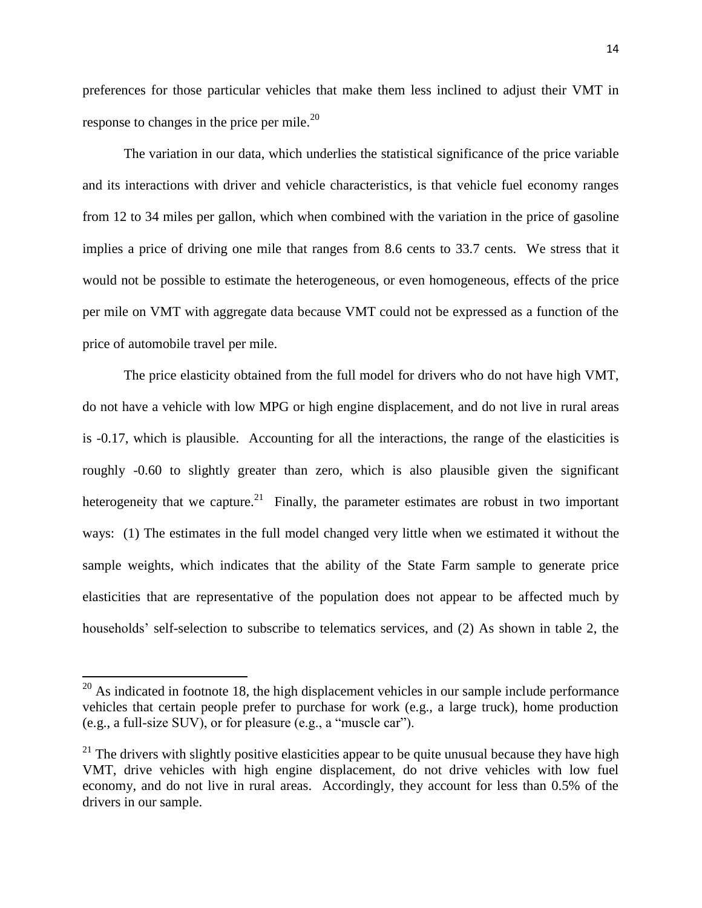preferences for those particular vehicles that make them less inclined to adjust their VMT in response to changes in the price per mile.[20]

The variation in our data, which underlies the statistical significance of the price variable and its interactions with driver and vehicle characteristics, is that vehicle fuel economy ranges from 12 to 34 miles per gallon, which when combined with the variation in the price of gasoline implies a price of driving one mile that ranges from 8.6 cents to 33.7 cents. We stress that it would not be possible to estimate the heterogeneous, or even homogeneous, effects of the price per mile on VMT with aggregate data because VMT could not be expressed as a function of the price of automobile travel per mile.

The price elasticity obtained from the full model for drivers who do not have high VMT, do not have a vehicle with low MPG or high engine displacement, and do not live in rural areas is -0.17, which is plausible. Accounting for all the interactions, the range of the elasticities is roughly -0.60 to slightly greater than zero, which is also plausible given the significant heterogeneity that we capture.[21] Finally, the parameter estimates are robust in two important ways: (1) The estimates in the full model changed very little when we estimated it without the sample weights, which indicates that the ability of the State Farm sample to generate price elasticities that are representative of the population does not appear to be affected much by households' self-selection to subscribe to telematics services, and (2) As shown in table 2, the

---

[20] As indicated in footnote 18, the high displacement vehicles in our sample include performance vehicles that certain people prefer to purchase for work (e.g., a large truck), home production (e.g., a full-size SUV), or for pleasure (e.g., a "muscle car").

[21] The drivers with slightly positive elasticities appear to be quite unusual because they have high VMT, drive vehicles with high engine displacement, do not drive vehicles with low fuel economy, and do not live in rural areas. Accordingly, they account for less than 0.5% of the drivers in our sample.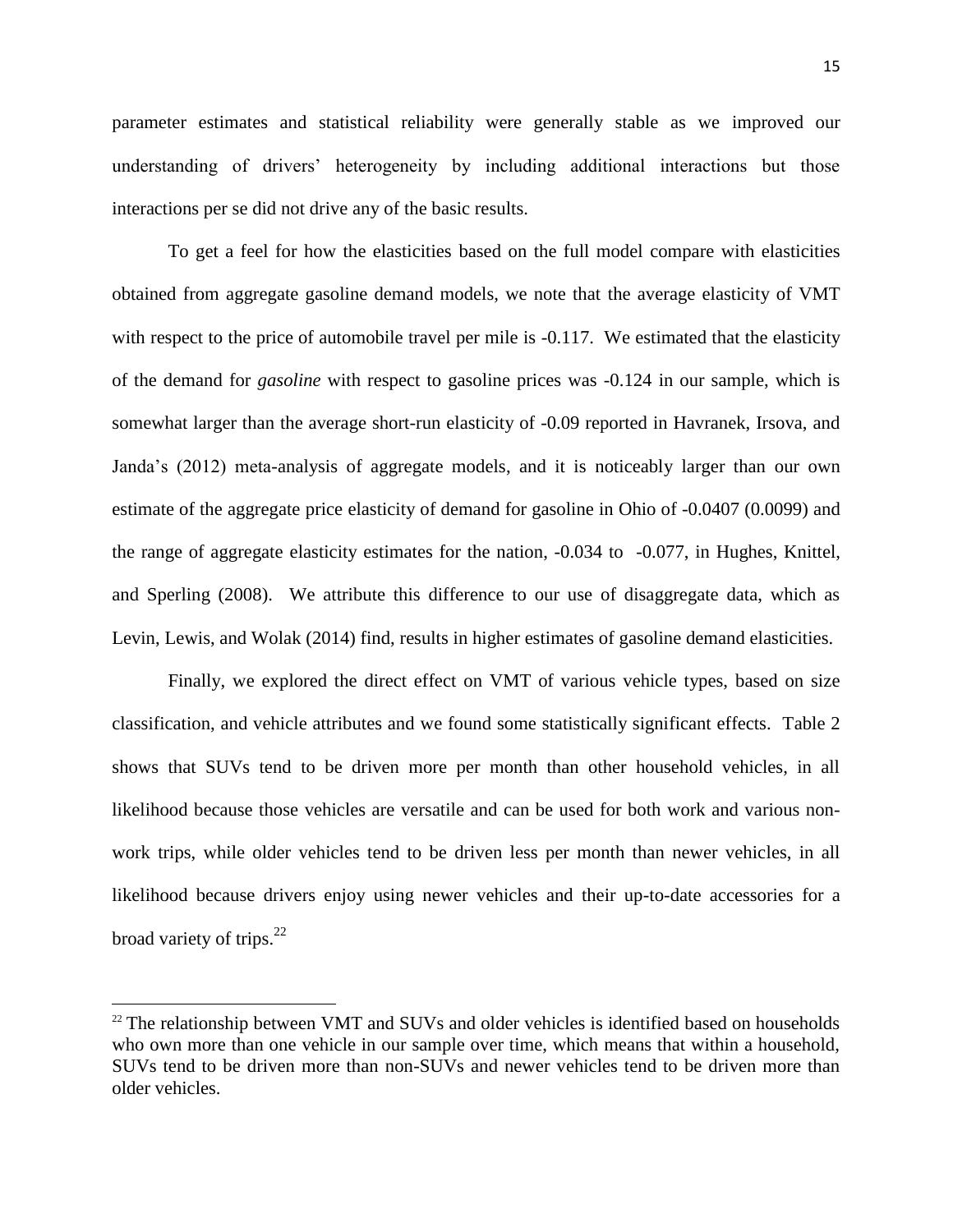parameter estimates and statistical reliability were generally stable as we improved our understanding of drivers' heterogeneity by including additional interactions but those interactions per se did not drive any of the basic results.

To get a feel for how the elasticities based on the full model compare with elasticities obtained from aggregate gasoline demand models, we note that the average elasticity of VMT with respect to the price of automobile travel per mile is -0.117. We estimated that the elasticity of the demand for *gasoline* with respect to gasoline prices was -0.124 in our sample, which is somewhat larger than the average short-run elasticity of -0.09 reported in Havranek, Irsova, and Janda's (2012) meta-analysis of aggregate models, and it is noticeably larger than our own estimate of the aggregate price elasticity of demand for gasoline in Ohio of -0.0407 (0.0099) and the range of aggregate elasticity estimates for the nation, -0.034 to -0.077, in Hughes, Knittel, and Sperling (2008). We attribute this difference to our use of disaggregate data, which as Levin, Lewis, and Wolak (2014) find, results in higher estimates of gasoline demand elasticities.

Finally, we explored the direct effect on VMT of various vehicle types, based on size classification, and vehicle attributes and we found some statistically significant effects. Table 2 shows that SUVs tend to be driven more per month than other household vehicles, in all likelihood because those vehicles are versatile and can be used for both work and various non-work trips, while older vehicles tend to be driven less per month than newer vehicles, in all likelihood because drivers enjoy using newer vehicles and their up-to-date accessories for a broad variety of trips.[22]

[22] The relationship between VMT and SUVs and older vehicles is identified based on households who own more than one vehicle in our sample over time, which means that within a household, SUVs tend to be driven more than non-SUVs and newer vehicles tend to be driven more than older vehicles.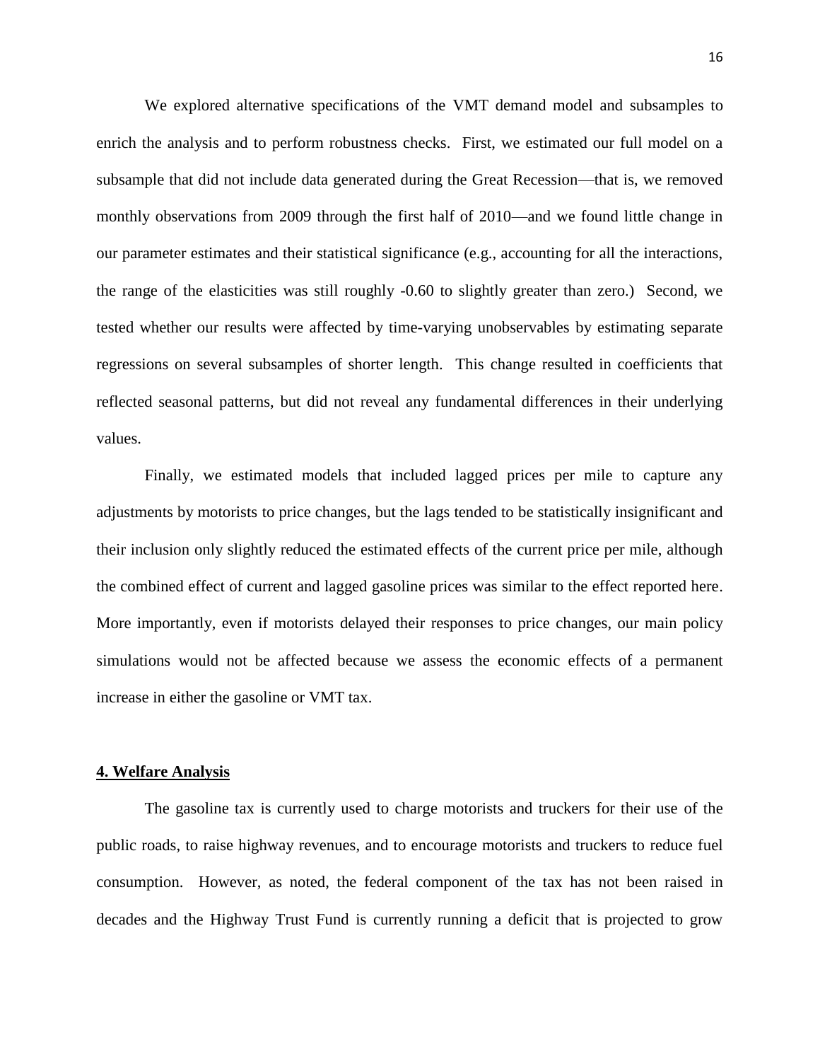We explored alternative specifications of the VMT demand model and subsamples to enrich the analysis and to perform robustness checks. First, we estimated our full model on a subsample that did not include data generated during the Great Recession—that is, we removed monthly observations from 2009 through the first half of 2010—and we found little change in our parameter estimates and their statistical significance (e.g., accounting for all the interactions, the range of the elasticities was still roughly -0.60 to slightly greater than zero.) Second, we tested whether our results were affected by time-varying unobservables by estimating separate regressions on several subsamples of shorter length. This change resulted in coefficients that reflected seasonal patterns, but did not reveal any fundamental differences in their underlying values.

Finally, we estimated models that included lagged prices per mile to capture any adjustments by motorists to price changes, but the lags tended to be statistically insignificant and their inclusion only slightly reduced the estimated effects of the current price per mile, although the combined effect of current and lagged gasoline prices was similar to the effect reported here. More importantly, even if motorists delayed their responses to price changes, our main policy simulations would not be affected because we assess the economic effects of a permanent increase in either the gasoline or VMT tax.

## 4. Welfare Analysis

The gasoline tax is currently used to charge motorists and truckers for their use of the public roads, to raise highway revenues, and to encourage motorists and truckers to reduce fuel consumption. However, as noted, the federal component of the tax has not been raised in decades and the Highway Trust Fund is currently running a deficit that is projected to grow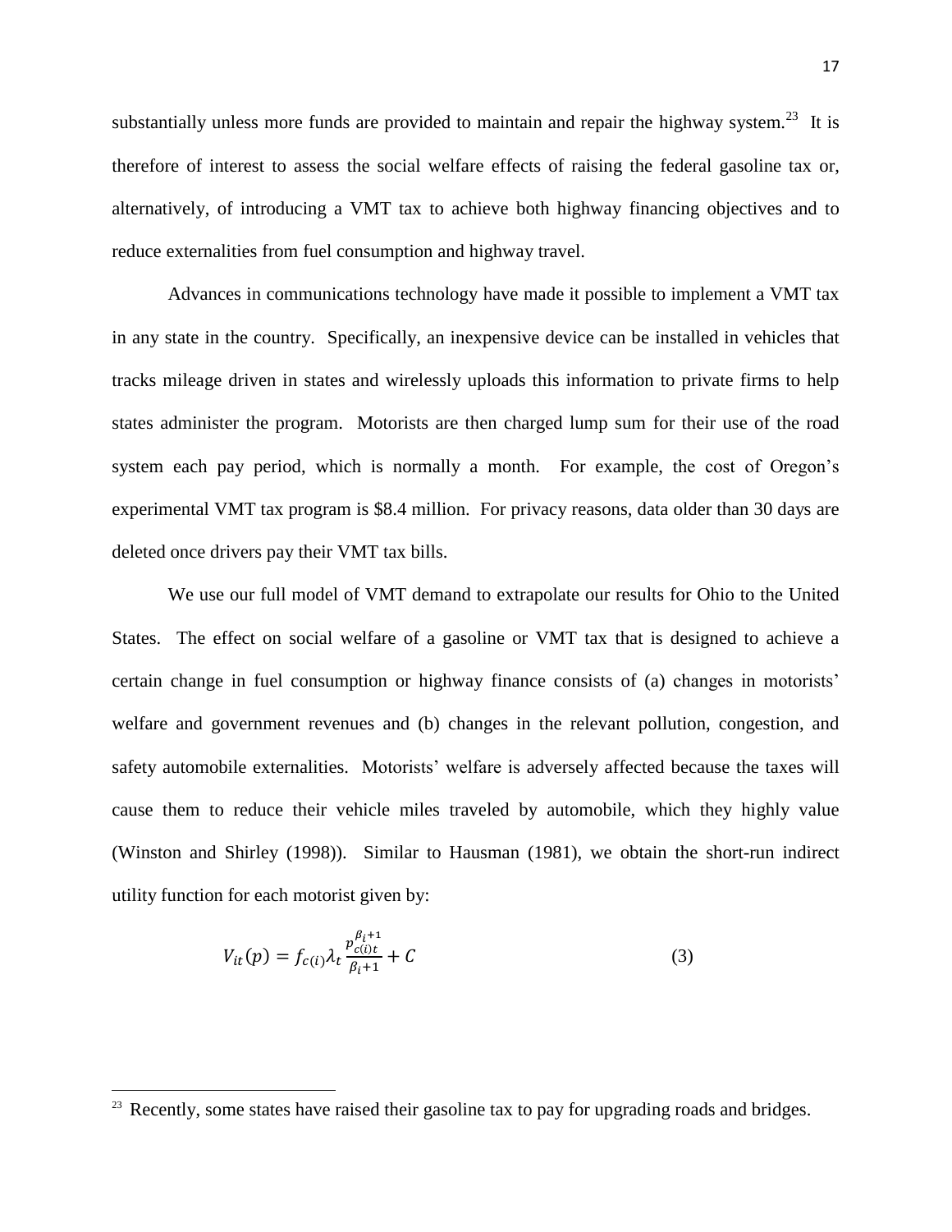substantially unless more funds are provided to maintain and repair the highway system.[23] It is therefore of interest to assess the social welfare effects of raising the federal gasoline tax or, alternatively, of introducing a VMT tax to achieve both highway financing objectives and to reduce externalities from fuel consumption and highway travel.

Advances in communications technology have made it possible to implement a VMT tax in any state in the country. Specifically, an inexpensive device can be installed in vehicles that tracks mileage driven in states and wirelessly uploads this information to private firms to help states administer the program. Motorists are then charged lump sum for their use of the road system each pay period, which is normally a month. For example, the cost of Oregon's experimental VMT tax program is \$8.4 million. For privacy reasons, data older than 30 days are deleted once drivers pay their VMT tax bills.

We use our full model of VMT demand to extrapolate our results for Ohio to the United States. The effect on social welfare of a gasoline or VMT tax that is designed to achieve a certain change in fuel consumption or highway finance consists of (a) changes in motorists' welfare and government revenues and (b) changes in the relevant pollution, congestion, and safety automobile externalities. Motorists' welfare is adversely affected because the taxes will cause them to reduce their vehicle miles traveled by automobile, which they highly value (Winston and Shirley (1998)). Similar to Hausman (1981), we obtain the short-run indirect utility function for each motorist given by:

$$V_{it}(p) = f_{c(i)}\lambda_t \frac{p_{c(i)t}^{\beta_i+1}}{\beta_i+1} + C \tag{3}$$

[23] Recently, some states have raised their gasoline tax to pay for upgrading roads and bridges.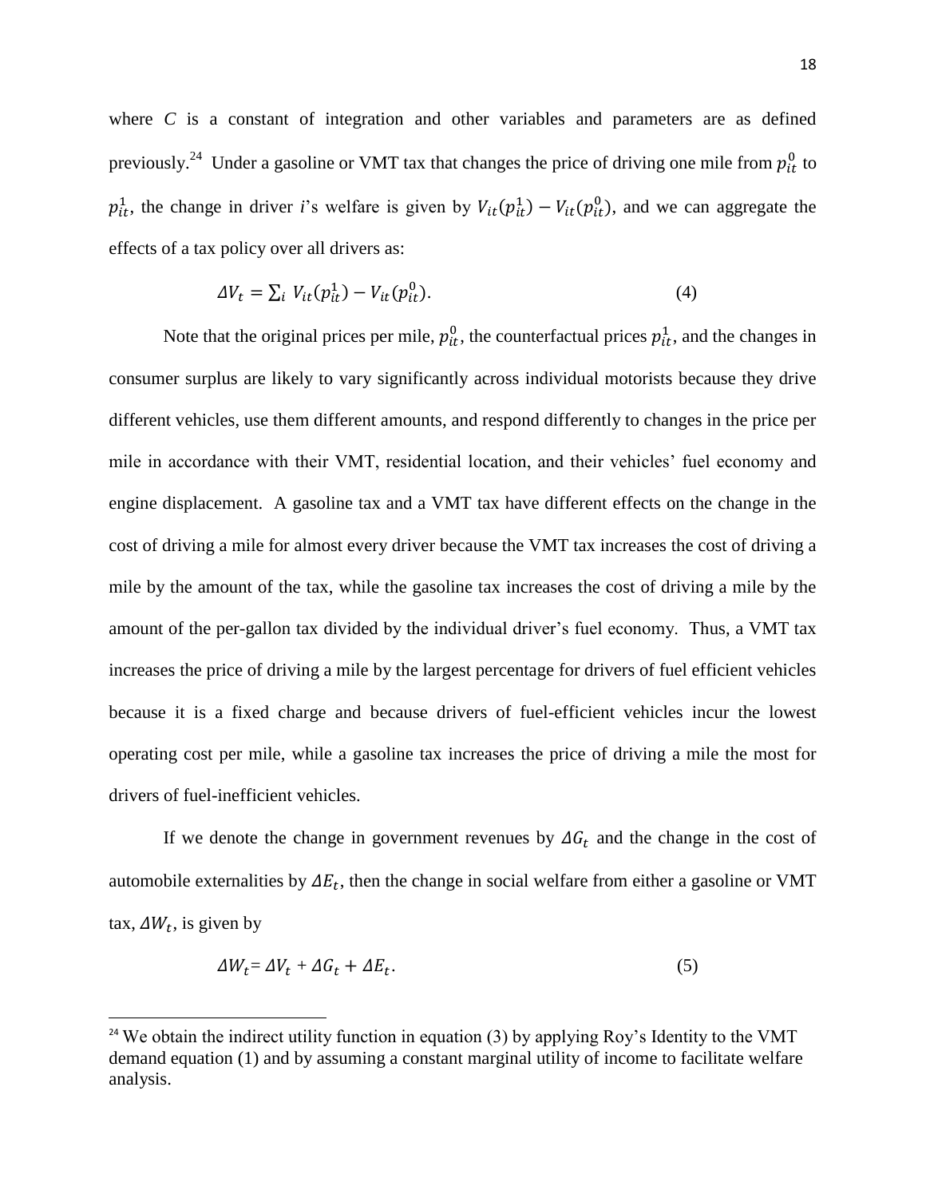where $C$ is a constant of integration and other variables and parameters are as defined previously.[24] Under a gasoline or VMT tax that changes the price of driving one mile from $p_{it}^0$ to $p_{it}^1$, the change in driver $i$'s welfare is given by $V_{it}(p_{it}^1) - V_{it}(p_{it}^0)$, and we can aggregate the effects of a tax policy over all drivers as:

$$\Delta V_t = \sum_i V_{it}(p_{it}^1) - V_{it}(p_{it}^0). \tag{4}$$

Note that the original prices per mile, $p_{it}^0$, the counterfactual prices $p_{it}^1$, and the changes in consumer surplus are likely to vary significantly across individual motorists because they drive different vehicles, use them different amounts, and respond differently to changes in the price per mile in accordance with their VMT, residential location, and their vehicles' fuel economy and engine displacement. A gasoline tax and a VMT tax have different effects on the change in the cost of driving a mile for almost every driver because the VMT tax increases the cost of driving a mile by the amount of the tax, while the gasoline tax increases the cost of driving a mile by the amount of the per-gallon tax divided by the individual driver's fuel economy. Thus, a VMT tax increases the price of driving a mile by the largest percentage for drivers of fuel efficient vehicles because it is a fixed charge and because drivers of fuel-efficient vehicles incur the lowest operating cost per mile, while a gasoline tax increases the price of driving a mile the most for drivers of fuel-inefficient vehicles.

If we denote the change in government revenues by $\Delta G_t$ and the change in the cost of automobile externalities by $\Delta E_t$, then the change in social welfare from either a gasoline or VMT tax, $\Delta W_t$, is given by

$$\Delta W_t = \Delta V_t + \Delta G_t + \Delta E_t. \tag{5}$$

[24] We obtain the indirect utility function in equation (3) by applying Roy's Identity to the VMT demand equation (1) and by assuming a constant marginal utility of income to facilitate welfare analysis.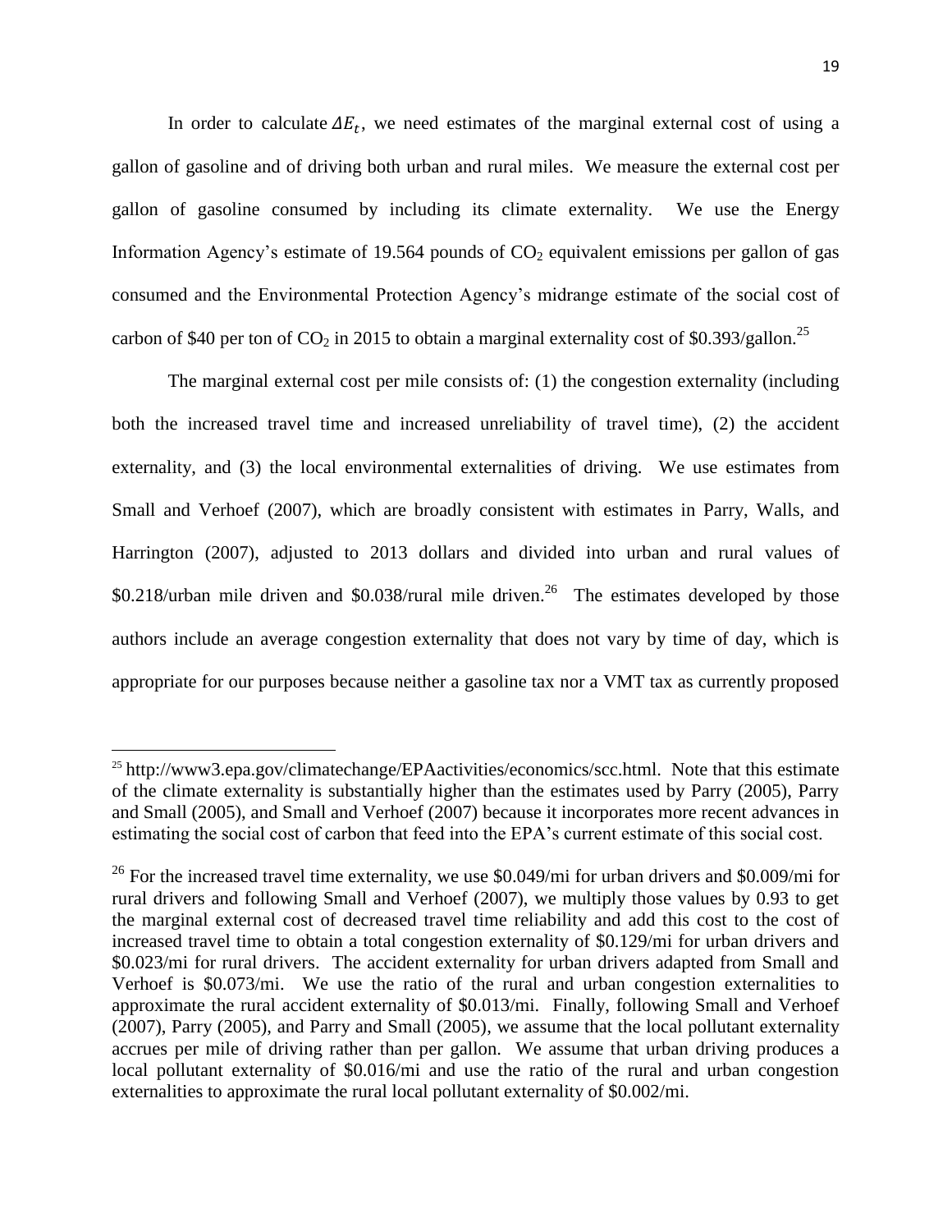In order to calculate $\Delta E_t$, we need estimates of the marginal external cost of using a gallon of gasoline and of driving both urban and rural miles. We measure the external cost per gallon of gasoline consumed by including its climate externality. We use the Energy Information Agency's estimate of 19.564 pounds of $CO_2$ equivalent emissions per gallon of gas consumed and the Environmental Protection Agency's midrange estimate of the social cost of carbon of \$40 per ton of $CO_2$ in 2015 to obtain a marginal externality cost of \$0.393/gallon.[25]

The marginal external cost per mile consists of: (1) the congestion externality (including both the increased travel time and increased unreliability of travel time), (2) the accident externality, and (3) the local environmental externalities of driving. We use estimates from Small and Verhoef (2007), which are broadly consistent with estimates in Parry, Walls, and Harrington (2007), adjusted to 2013 dollars and divided into urban and rural values of \$0.218/urban mile driven and \$0.038/rural mile driven.[26] The estimates developed by those authors include an average congestion externality that does not vary by time of day, which is appropriate for our purposes because neither a gasoline tax nor a VMT tax as currently proposed

[25] http://www3.epa.gov/climatechange/EPAactivities/economics/scc.html. Note that this estimate of the climate externality is substantially higher than the estimates used by Parry (2005), Parry and Small (2005), and Small and Verhoef (2007) because it incorporates more recent advances in estimating the social cost of carbon that feed into the EPA's current estimate of this social cost.

[26] For the increased travel time externality, we use \$0.049/mi for urban drivers and \$0.009/mi for rural drivers and following Small and Verhoef (2007), we multiply those values by 0.93 to get the marginal external cost of decreased travel time reliability and add this cost to the cost of increased travel time to obtain a total congestion externality of \$0.129/mi for urban drivers and \$0.023/mi for rural drivers. The accident externality for urban drivers adapted from Small and Verhoef is \$0.073/mi. We use the ratio of the rural and urban congestion externalities to approximate the rural accident externality of \$0.013/mi. Finally, following Small and Verhoef (2007), Parry (2005), and Parry and Small (2005), we assume that the local pollutant externality accrues per mile of driving rather than per gallon. We assume that urban driving produces a local pollutant externality of \$0.016/mi and use the ratio of the rural and urban congestion externalities to approximate the rural local pollutant externality of \$0.002/mi.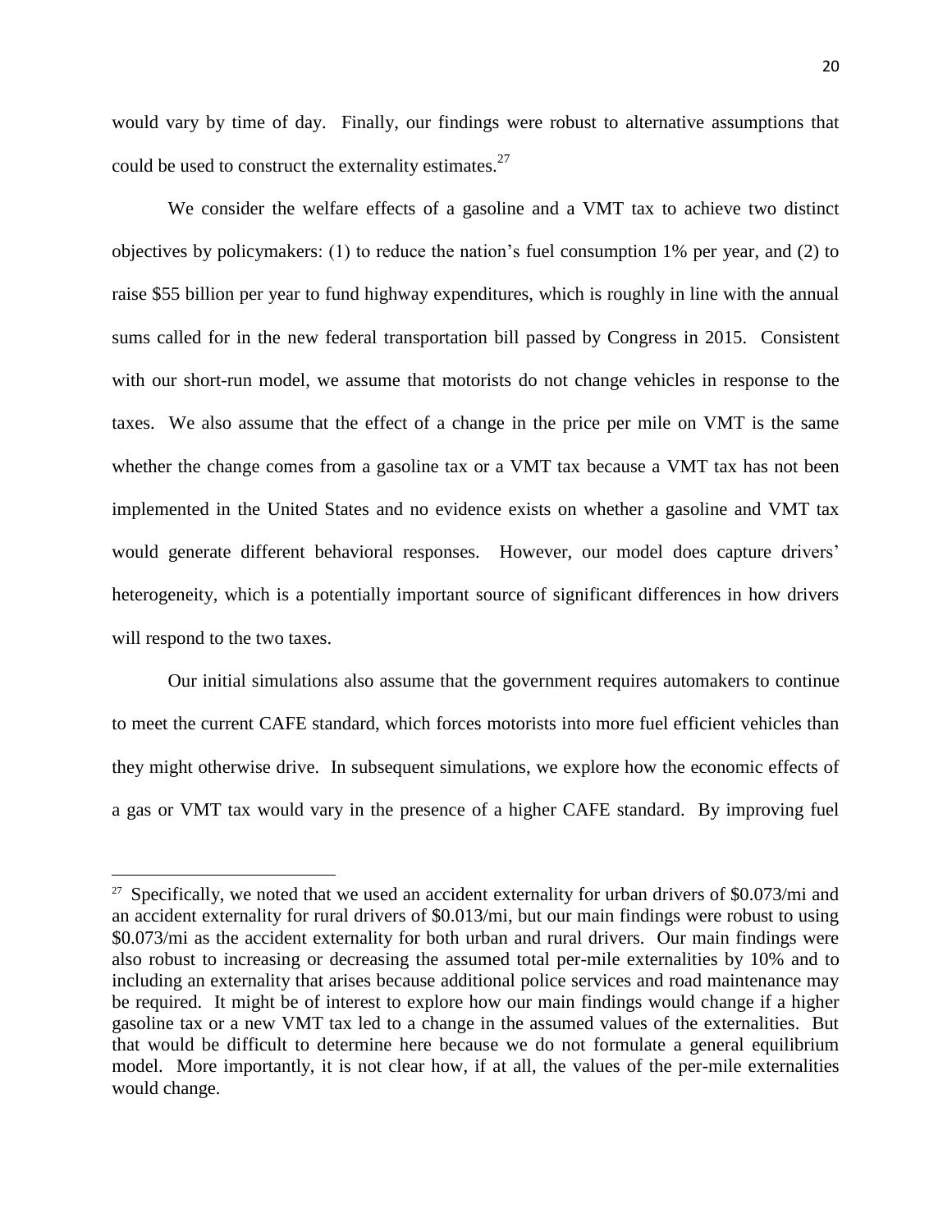would vary by time of day. Finally, our findings were robust to alternative assumptions that could be used to construct the externality estimates.[27]

We consider the welfare effects of a gasoline and a VMT tax to achieve two distinct objectives by policymakers: (1) to reduce the nation's fuel consumption 1% per year, and (2) to raise $55 billion per year to fund highway expenditures, which is roughly in line with the annual sums called for in the new federal transportation bill passed by Congress in 2015. Consistent with our short-run model, we assume that motorists do not change vehicles in response to the taxes. We also assume that the effect of a change in the price per mile on VMT is the same whether the change comes from a gasoline tax or a VMT tax because a VMT tax has not been implemented in the United States and no evidence exists on whether a gasoline and VMT tax would generate different behavioral responses. However, our model does capture drivers' heterogeneity, which is a potentially important source of significant differences in how drivers will respond to the two taxes.

Our initial simulations also assume that the government requires automakers to continue to meet the current CAFE standard, which forces motorists into more fuel efficient vehicles than they might otherwise drive. In subsequent simulations, we explore how the economic effects of a gas or VMT tax would vary in the presence of a higher CAFE standard. By improving fuel

---

[27] Specifically, we noted that we used an accident externality for urban drivers of $0.073/mi and an accident externality for rural drivers of $0.013/mi, but our main findings were robust to using $0.073/mi as the accident externality for both urban and rural drivers. Our main findings were also robust to increasing or decreasing the assumed total per-mile externalities by 10% and to including an externality that arises because additional police services and road maintenance may be required. It might be of interest to explore how our main findings would change if a higher gasoline tax or a new VMT tax led to a change in the assumed values of the externalities. But that would be difficult to determine here because we do not formulate a general equilibrium model. More importantly, it is not clear how, if at all, the values of the per-mile externalities would change.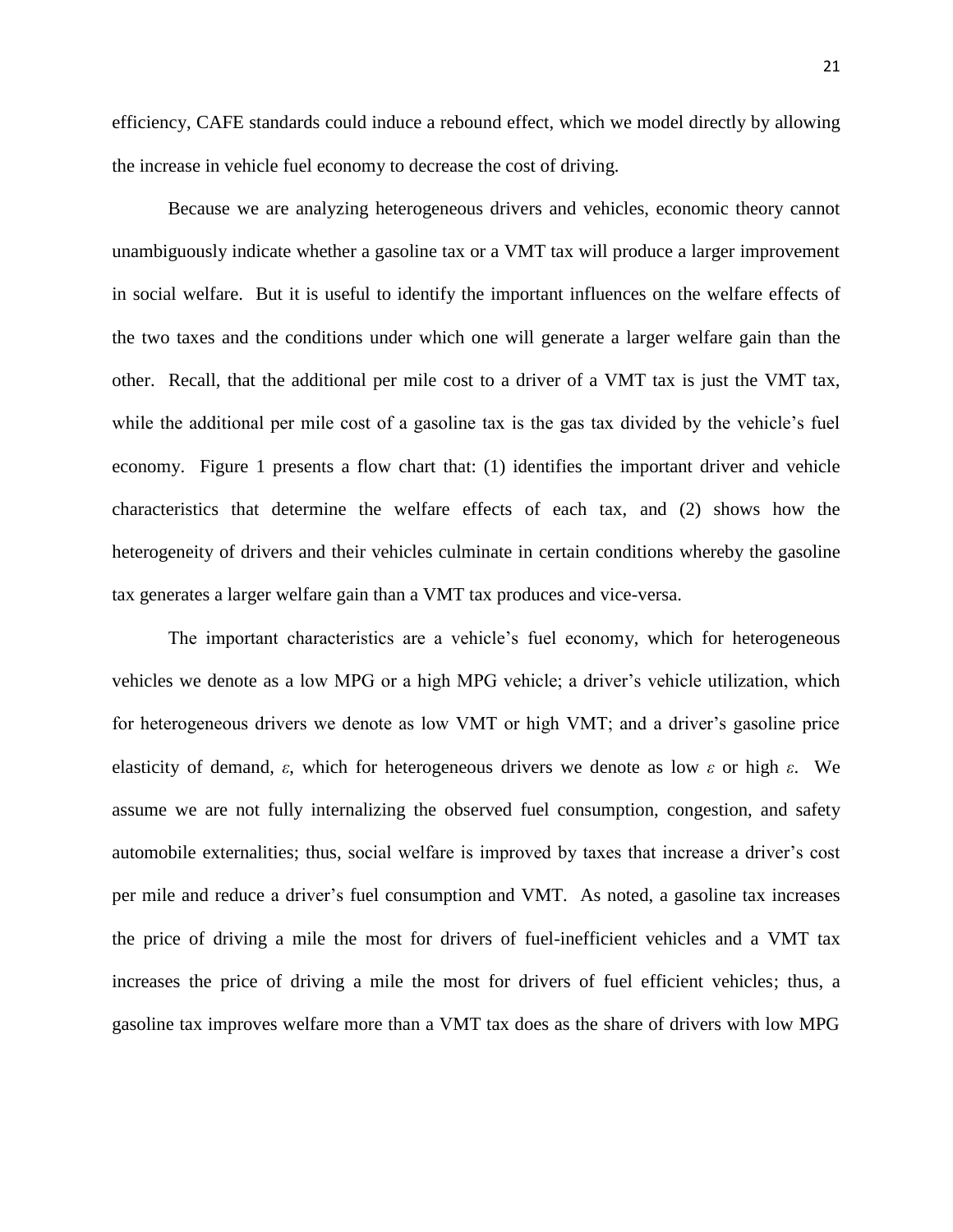efficiency, CAFE standards could induce a rebound effect, which we model directly by allowing the increase in vehicle fuel economy to decrease the cost of driving.

Because we are analyzing heterogeneous drivers and vehicles, economic theory cannot unambiguously indicate whether a gasoline tax or a VMT tax will produce a larger improvement in social welfare. But it is useful to identify the important influences on the welfare effects of the two taxes and the conditions under which one will generate a larger welfare gain than the other. Recall, that the additional per mile cost to a driver of a VMT tax is just the VMT tax, while the additional per mile cost of a gasoline tax is the gas tax divided by the vehicle's fuel economy. Figure 1 presents a flow chart that: (1) identifies the important driver and vehicle characteristics that determine the welfare effects of each tax, and (2) shows how the heterogeneity of drivers and their vehicles culminate in certain conditions whereby the gasoline tax generates a larger welfare gain than a VMT tax produces and vice-versa.

The important characteristics are a vehicle's fuel economy, which for heterogeneous vehicles we denote as a low MPG or a high MPG vehicle; a driver's vehicle utilization, which for heterogeneous drivers we denote as low VMT or high VMT; and a driver's gasoline price elasticity of demand, $\varepsilon$, which for heterogeneous drivers we denote as low $\varepsilon$ or high $\varepsilon$. We assume we are not fully internalizing the observed fuel consumption, congestion, and safety automobile externalities; thus, social welfare is improved by taxes that increase a driver's cost per mile and reduce a driver's fuel consumption and VMT. As noted, a gasoline tax increases the price of driving a mile the most for drivers of fuel-inefficient vehicles and a VMT tax increases the price of driving a mile the most for drivers of fuel efficient vehicles; thus, a gasoline tax improves welfare more than a VMT tax does as the share of drivers with low MPG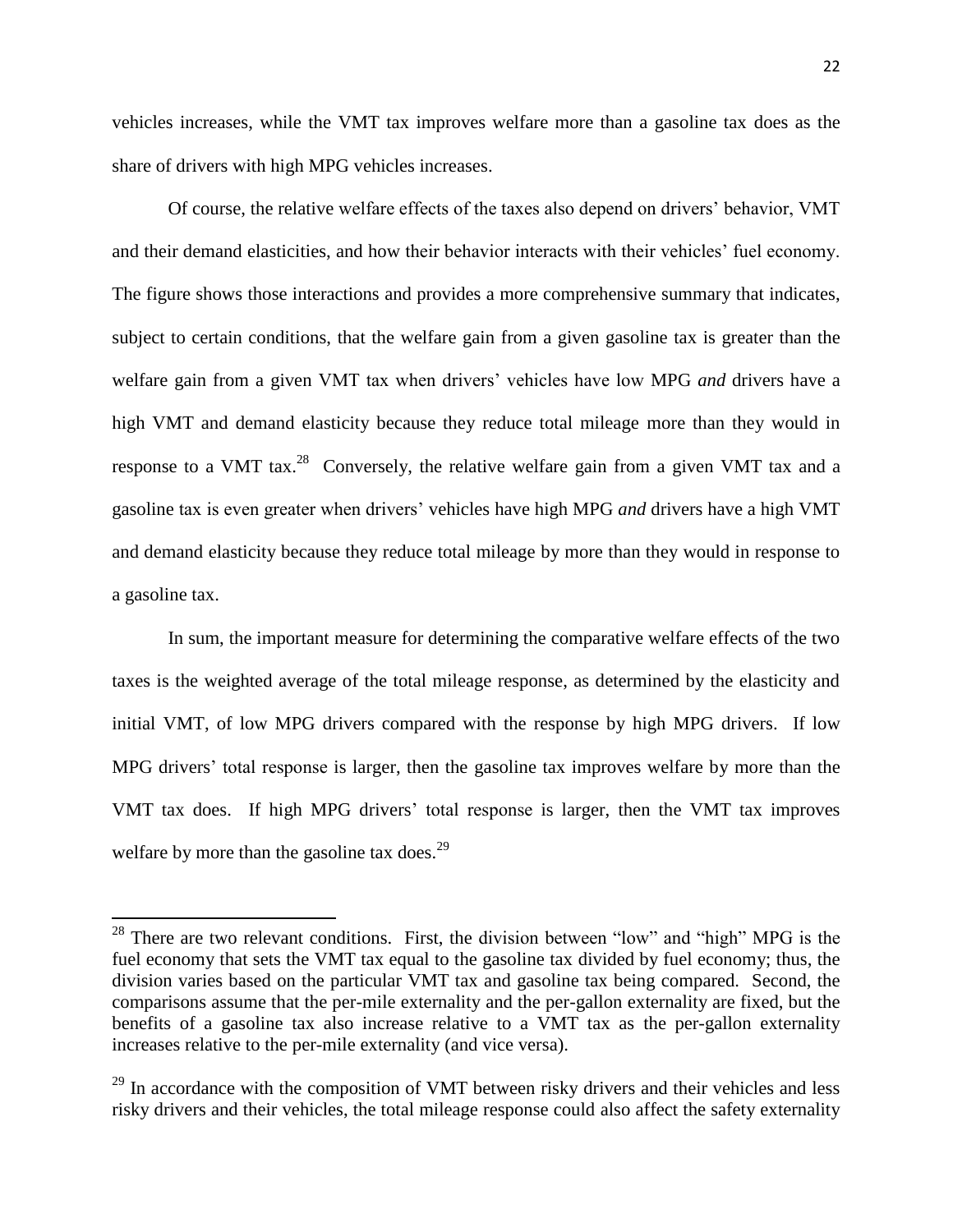vehicles increases, while the VMT tax improves welfare more than a gasoline tax does as the share of drivers with high MPG vehicles increases.

Of course, the relative welfare effects of the taxes also depend on drivers' behavior, VMT and their demand elasticities, and how their behavior interacts with their vehicles' fuel economy. The figure shows those interactions and provides a more comprehensive summary that indicates, subject to certain conditions, that the welfare gain from a given gasoline tax is greater than the welfare gain from a given VMT tax when drivers' vehicles have low MPG *and* drivers have a high VMT and demand elasticity because they reduce total mileage more than they would in response to a VMT tax.[28] Conversely, the relative welfare gain from a given VMT tax and a gasoline tax is even greater when drivers' vehicles have high MPG *and* drivers have a high VMT and demand elasticity because they reduce total mileage by more than they would in response to a gasoline tax.

In sum, the important measure for determining the comparative welfare effects of the two taxes is the weighted average of the total mileage response, as determined by the elasticity and initial VMT, of low MPG drivers compared with the response by high MPG drivers. If low MPG drivers' total response is larger, then the gasoline tax improves welfare by more than the VMT tax does. If high MPG drivers' total response is larger, then the VMT tax improves welfare by more than the gasoline tax does.[29]

---

[28] There are two relevant conditions. First, the division between "low" and "high" MPG is the fuel economy that sets the VMT tax equal to the gasoline tax divided by fuel economy; thus, the division varies based on the particular VMT tax and gasoline tax being compared. Second, the comparisons assume that the per-mile externality and the per-gallon externality are fixed, but the benefits of a gasoline tax also increase relative to a VMT tax as the per-gallon externality increases relative to the per-mile externality (and vice versa).

[29] In accordance with the composition of VMT between risky drivers and their vehicles and less risky drivers and their vehicles, the total mileage response could also affect the safety externality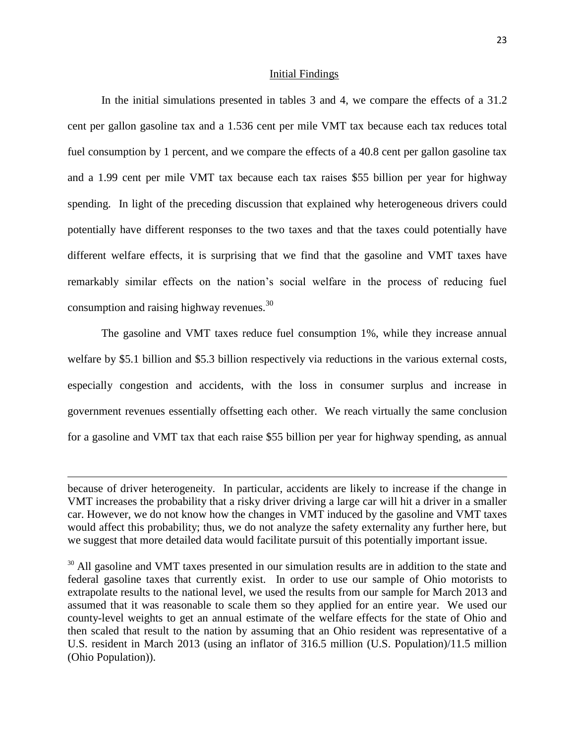## Initial Findings

In the initial simulations presented in tables 3 and 4, we compare the effects of a 31.2 cent per gallon gasoline tax and a 1.536 cent per mile VMT tax because each tax reduces total fuel consumption by 1 percent, and we compare the effects of a 40.8 cent per gallon gasoline tax and a 1.99 cent per mile VMT tax because each tax raises \$55 billion per year for highway spending. In light of the preceding discussion that explained why heterogeneous drivers could potentially have different responses to the two taxes and that the taxes could potentially have different welfare effects, it is surprising that we find that the gasoline and VMT taxes have remarkably similar effects on the nation's social welfare in the process of reducing fuel consumption and raising highway revenues.[30]

The gasoline and VMT taxes reduce fuel consumption 1%, while they increase annual welfare by \$5.1 billion and \$5.3 billion respectively via reductions in the various external costs, especially congestion and accidents, with the loss in consumer surplus and increase in government revenues essentially offsetting each other. We reach virtually the same conclusion for a gasoline and VMT tax that each raise \$55 billion per year for highway spending, as annual

---

because of driver heterogeneity. In particular, accidents are likely to increase if the change in VMT increases the probability that a risky driver driving a large car will hit a driver in a smaller car. However, we do not know how the changes in VMT induced by the gasoline and VMT taxes would affect this probability; thus, we do not analyze the safety externality any further here, but we suggest that more detailed data would facilitate pursuit of this potentially important issue.

[30] All gasoline and VMT taxes presented in our simulation results are in addition to the state and federal gasoline taxes that currently exist. In order to use our sample of Ohio motorists to extrapolate results to the national level, we used the results from our sample for March 2013 and assumed that it was reasonable to scale them so they applied for an entire year. We used our county-level weights to get an annual estimate of the welfare effects for the state of Ohio and then scaled that result to the nation by assuming that an Ohio resident was representative of a U.S. resident in March 2013 (using an inflator of 316.5 million (U.S. Population)/11.5 million (Ohio Population)).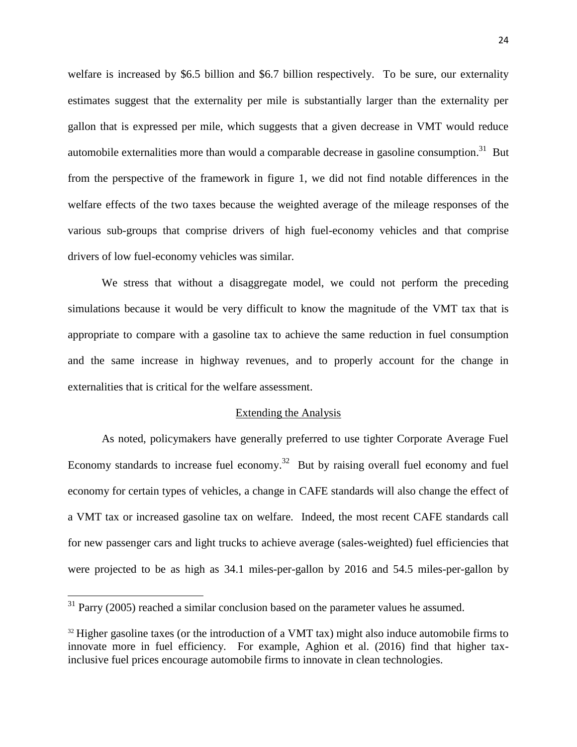welfare is increased by \$6.5 billion and \$6.7 billion respectively. To be sure, our externality estimates suggest that the externality per mile is substantially larger than the externality per gallon that is expressed per mile, which suggests that a given decrease in VMT would reduce automobile externalities more than would a comparable decrease in gasoline consumption.[31] But from the perspective of the framework in figure 1, we did not find notable differences in the welfare effects of the two taxes because the weighted average of the mileage responses of the various sub-groups that comprise drivers of high fuel-economy vehicles and that comprise drivers of low fuel-economy vehicles was similar.

We stress that without a disaggregate model, we could not perform the preceding simulations because it would be very difficult to know the magnitude of the VMT tax that is appropriate to compare with a gasoline tax to achieve the same reduction in fuel consumption and the same increase in highway revenues, and to properly account for the change in externalities that is critical for the welfare assessment.

## Extending the Analysis

As noted, policymakers have generally preferred to use tighter Corporate Average Fuel Economy standards to increase fuel economy.[32] But by raising overall fuel economy and fuel economy for certain types of vehicles, a change in CAFE standards will also change the effect of a VMT tax or increased gasoline tax on welfare. Indeed, the most recent CAFE standards call for new passenger cars and light trucks to achieve average (sales-weighted) fuel efficiencies that were projected to be as high as 34.1 miles-per-gallon by 2016 and 54.5 miles-per-gallon by

---

[31] Parry (2005) reached a similar conclusion based on the parameter values he assumed.

[32] Higher gasoline taxes (or the introduction of a VMT tax) might also induce automobile firms to innovate more in fuel efficiency. For example, Aghion et al. (2016) find that higher tax-inclusive fuel prices encourage automobile firms to innovate in clean technologies.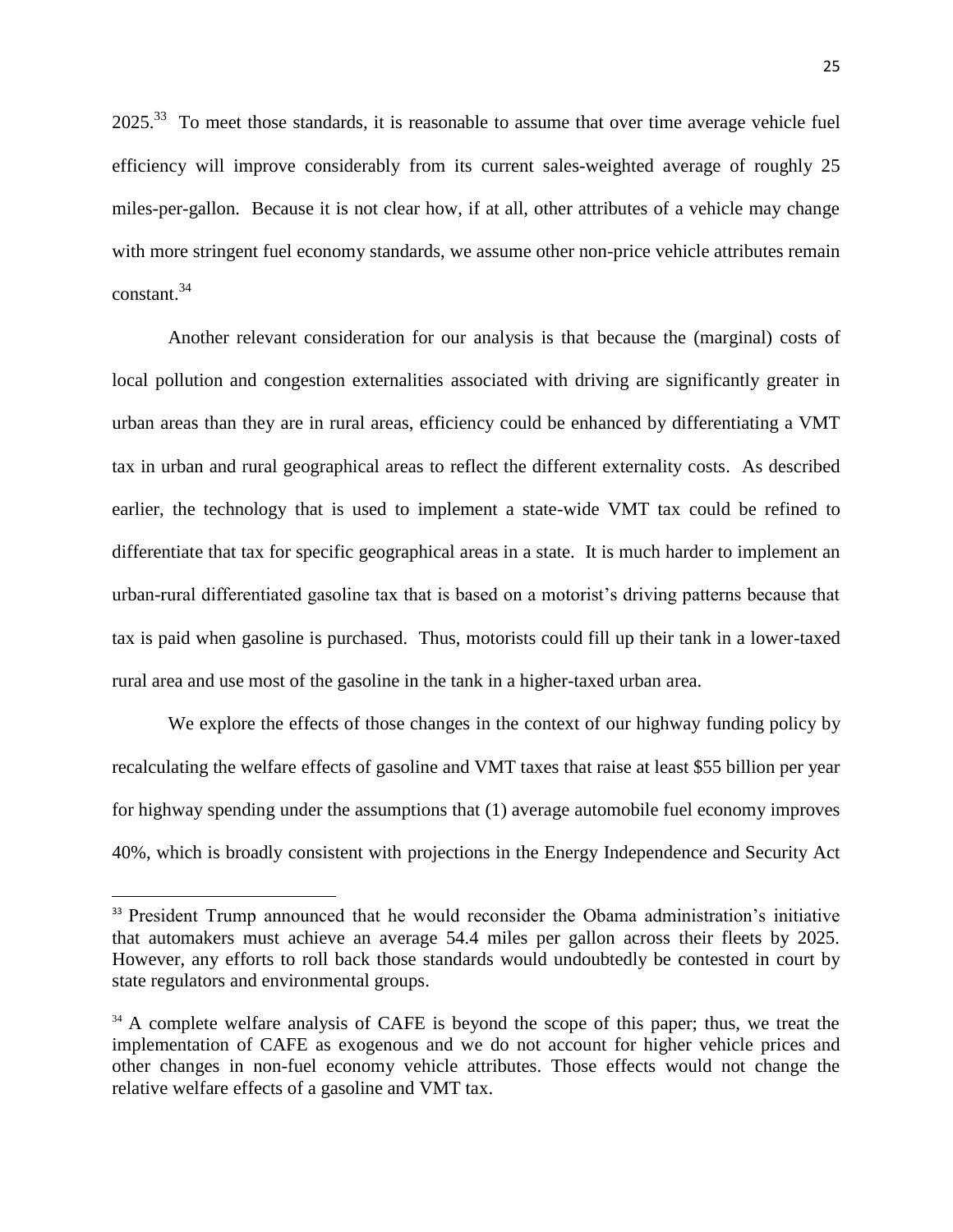2025.[33] To meet those standards, it is reasonable to assume that over time average vehicle fuel efficiency will improve considerably from its current sales-weighted average of roughly 25 miles-per-gallon. Because it is not clear how, if at all, other attributes of a vehicle may change with more stringent fuel economy standards, we assume other non-price vehicle attributes remain constant.[34]

Another relevant consideration for our analysis is that because the (marginal) costs of local pollution and congestion externalities associated with driving are significantly greater in urban areas than they are in rural areas, efficiency could be enhanced by differentiating a VMT tax in urban and rural geographical areas to reflect the different externality costs. As described earlier, the technology that is used to implement a state-wide VMT tax could be refined to differentiate that tax for specific geographical areas in a state. It is much harder to implement an urban-rural differentiated gasoline tax that is based on a motorist's driving patterns because that tax is paid when gasoline is purchased. Thus, motorists could fill up their tank in a lower-taxed rural area and use most of the gasoline in the tank in a higher-taxed urban area.

We explore the effects of those changes in the context of our highway funding policy by recalculating the welfare effects of gasoline and VMT taxes that raise at least \$55 billion per year for highway spending under the assumptions that (1) average automobile fuel economy improves 40%, which is broadly consistent with projections in the Energy Independence and Security Act

---

[33] President Trump announced that he would reconsider the Obama administration's initiative that automakers must achieve an average 54.4 miles per gallon across their fleets by 2025. However, any efforts to roll back those standards would undoubtedly be contested in court by state regulators and environmental groups.

[34] A complete welfare analysis of CAFE is beyond the scope of this paper; thus, we treat the implementation of CAFE as exogenous and we do not account for higher vehicle prices and other changes in non-fuel economy vehicle attributes. Those effects would not change the relative welfare effects of a gasoline and VMT tax.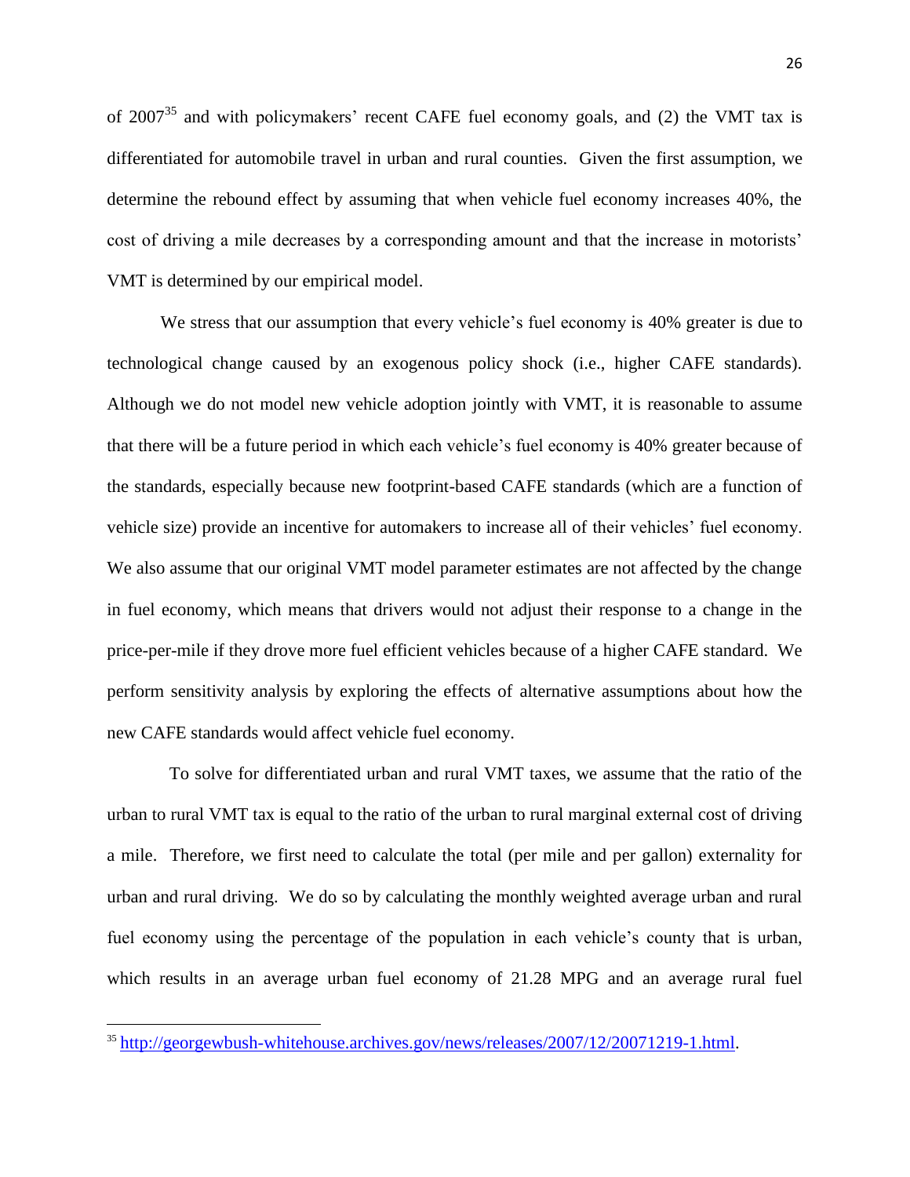of 2007[35] and with policymakers' recent CAFE fuel economy goals, and (2) the VMT tax is differentiated for automobile travel in urban and rural counties. Given the first assumption, we determine the rebound effect by assuming that when vehicle fuel economy increases 40%, the cost of driving a mile decreases by a corresponding amount and that the increase in motorists' VMT is determined by our empirical model.

We stress that our assumption that every vehicle's fuel economy is 40% greater is due to technological change caused by an exogenous policy shock (i.e., higher CAFE standards). Although we do not model new vehicle adoption jointly with VMT, it is reasonable to assume that there will be a future period in which each vehicle's fuel economy is 40% greater because of the standards, especially because new footprint-based CAFE standards (which are a function of vehicle size) provide an incentive for automakers to increase all of their vehicles' fuel economy. We also assume that our original VMT model parameter estimates are not affected by the change in fuel economy, which means that drivers would not adjust their response to a change in the price-per-mile if they drove more fuel efficient vehicles because of a higher CAFE standard. We perform sensitivity analysis by exploring the effects of alternative assumptions about how the new CAFE standards would affect vehicle fuel economy.

To solve for differentiated urban and rural VMT taxes, we assume that the ratio of the urban to rural VMT tax is equal to the ratio of the urban to rural marginal external cost of driving a mile. Therefore, we first need to calculate the total (per mile and per gallon) externality for urban and rural driving. We do so by calculating the monthly weighted average urban and rural fuel economy using the percentage of the population in each vehicle's county that is urban, which results in an average urban fuel economy of 21.28 MPG and an average rural fuel

[35] http://georgewbush-whitehouse.archives.gov/news/releases/2007/12/20071219-1.html.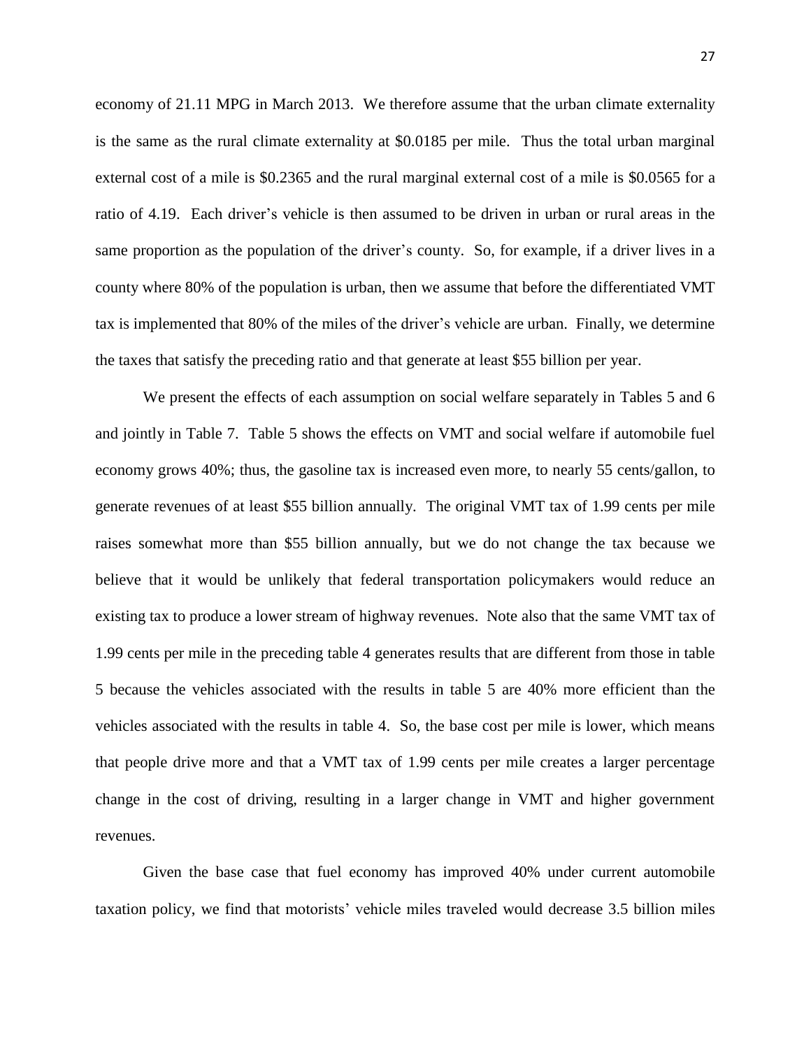economy of 21.11 MPG in March 2013. We therefore assume that the urban climate externality is the same as the rural climate externality at $0.0185 per mile. Thus the total urban marginal external cost of a mile is $0.2365 and the rural marginal external cost of a mile is $0.0565 for a ratio of 4.19. Each driver's vehicle is then assumed to be driven in urban or rural areas in the same proportion as the population of the driver's county. So, for example, if a driver lives in a county where 80% of the population is urban, then we assume that before the differentiated VMT tax is implemented that 80% of the miles of the driver's vehicle are urban. Finally, we determine the taxes that satisfy the preceding ratio and that generate at least $55 billion per year.

We present the effects of each assumption on social welfare separately in Tables 5 and 6 and jointly in Table 7. Table 5 shows the effects on VMT and social welfare if automobile fuel economy grows 40%; thus, the gasoline tax is increased even more, to nearly 55 cents/gallon, to generate revenues of at least $55 billion annually. The original VMT tax of 1.99 cents per mile raises somewhat more than $55 billion annually, but we do not change the tax because we believe that it would be unlikely that federal transportation policymakers would reduce an existing tax to produce a lower stream of highway revenues. Note also that the same VMT tax of 1.99 cents per mile in the preceding table 4 generates results that are different from those in table 5 because the vehicles associated with the results in table 5 are 40% more efficient than the vehicles associated with the results in table 4. So, the base cost per mile is lower, which means that people drive more and that a VMT tax of 1.99 cents per mile creates a larger percentage change in the cost of driving, resulting in a larger change in VMT and higher government revenues.

Given the base case that fuel economy has improved 40% under current automobile taxation policy, we find that motorists' vehicle miles traveled would decrease 3.5 billion miles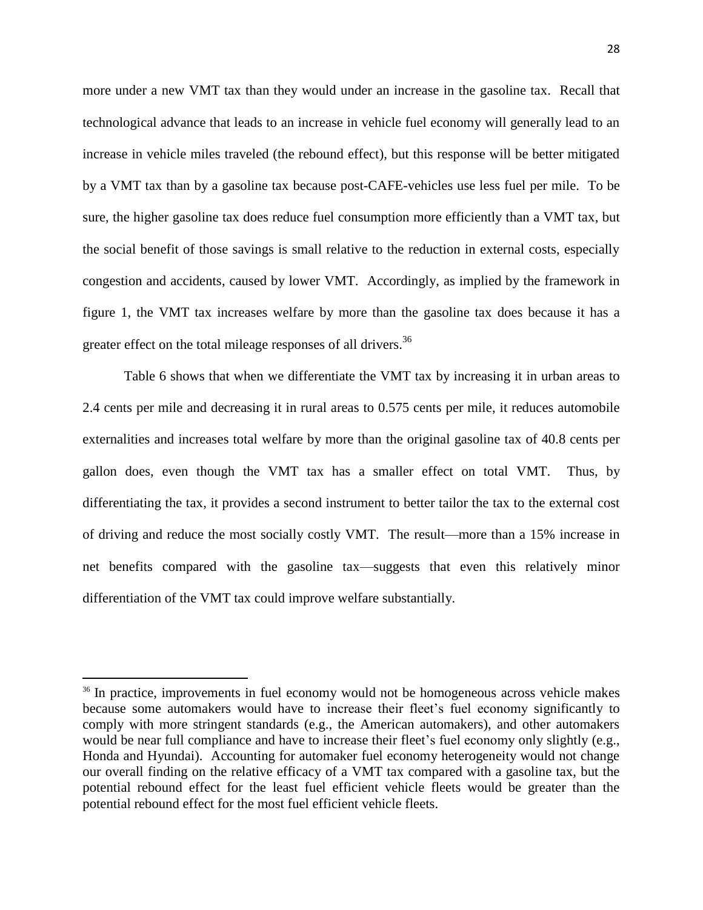more under a new VMT tax than they would under an increase in the gasoline tax. Recall that technological advance that leads to an increase in vehicle fuel economy will generally lead to an increase in vehicle miles traveled (the rebound effect), but this response will be better mitigated by a VMT tax than by a gasoline tax because post-CAFE-vehicles use less fuel per mile. To be sure, the higher gasoline tax does reduce fuel consumption more efficiently than a VMT tax, but the social benefit of those savings is small relative to the reduction in external costs, especially congestion and accidents, caused by lower VMT. Accordingly, as implied by the framework in figure 1, the VMT tax increases welfare by more than the gasoline tax does because it has a greater effect on the total mileage responses of all drivers.[36]

Table 6 shows that when we differentiate the VMT tax by increasing it in urban areas to 2.4 cents per mile and decreasing it in rural areas to 0.575 cents per mile, it reduces automobile externalities and increases total welfare by more than the original gasoline tax of 40.8 cents per gallon does, even though the VMT tax has a smaller effect on total VMT. Thus, by differentiating the tax, it provides a second instrument to better tailor the tax to the external cost of driving and reduce the most socially costly VMT. The result—more than a 15% increase in net benefits compared with the gasoline tax—suggests that even this relatively minor differentiation of the VMT tax could improve welfare substantially.

---

[36] In practice, improvements in fuel economy would not be homogeneous across vehicle makes because some automakers would have to increase their fleet's fuel economy significantly to comply with more stringent standards (e.g., the American automakers), and other automakers would be near full compliance and have to increase their fleet's fuel economy only slightly (e.g., Honda and Hyundai). Accounting for automaker fuel economy heterogeneity would not change our overall finding on the relative efficacy of a VMT tax compared with a gasoline tax, but the potential rebound effect for the least fuel efficient vehicle fleets would be greater than the potential rebound effect for the most fuel efficient vehicle fleets.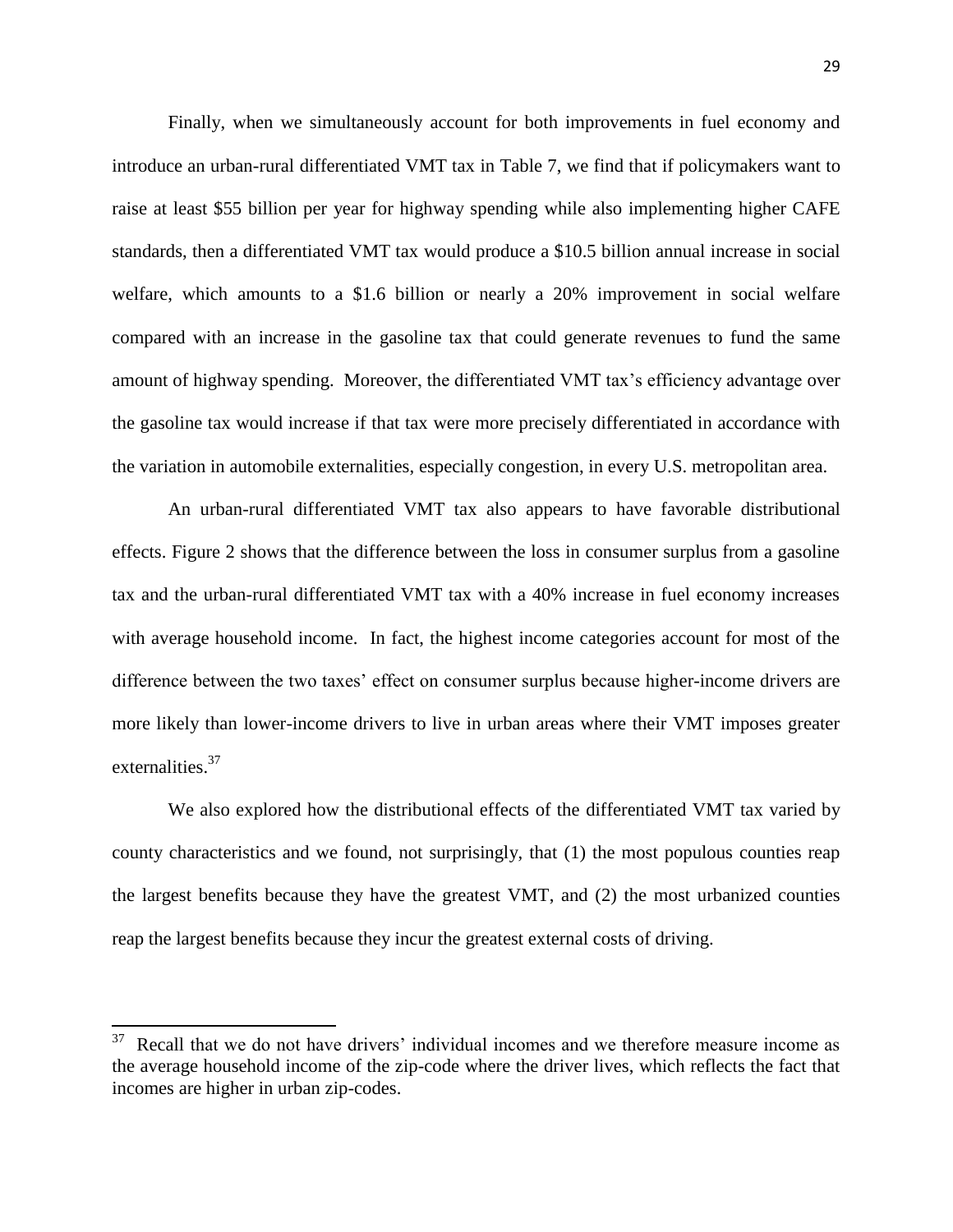Finally, when we simultaneously account for both improvements in fuel economy and introduce an urban-rural differentiated VMT tax in Table 7, we find that if policymakers want to raise at least $55 billion per year for highway spending while also implementing higher CAFE standards, then a differentiated VMT tax would produce a $10.5 billion annual increase in social welfare, which amounts to a $1.6 billion or nearly a 20% improvement in social welfare compared with an increase in the gasoline tax that could generate revenues to fund the same amount of highway spending. Moreover, the differentiated VMT tax's efficiency advantage over the gasoline tax would increase if that tax were more precisely differentiated in accordance with the variation in automobile externalities, especially congestion, in every U.S. metropolitan area.

An urban-rural differentiated VMT tax also appears to have favorable distributional effects. Figure 2 shows that the difference between the loss in consumer surplus from a gasoline tax and the urban-rural differentiated VMT tax with a 40% increase in fuel economy increases with average household income. In fact, the highest income categories account for most of the difference between the two taxes' effect on consumer surplus because higher-income drivers are more likely than lower-income drivers to live in urban areas where their VMT imposes greater externalities.[37]

We also explored how the distributional effects of the differentiated VMT tax varied by county characteristics and we found, not surprisingly, that (1) the most populous counties reap the largest benefits because they have the greatest VMT, and (2) the most urbanized counties reap the largest benefits because they incur the greatest external costs of driving.

[37] Recall that we do not have drivers' individual incomes and we therefore measure income as the average household income of the zip-code where the driver lives, which reflects the fact that incomes are higher in urban zip-codes.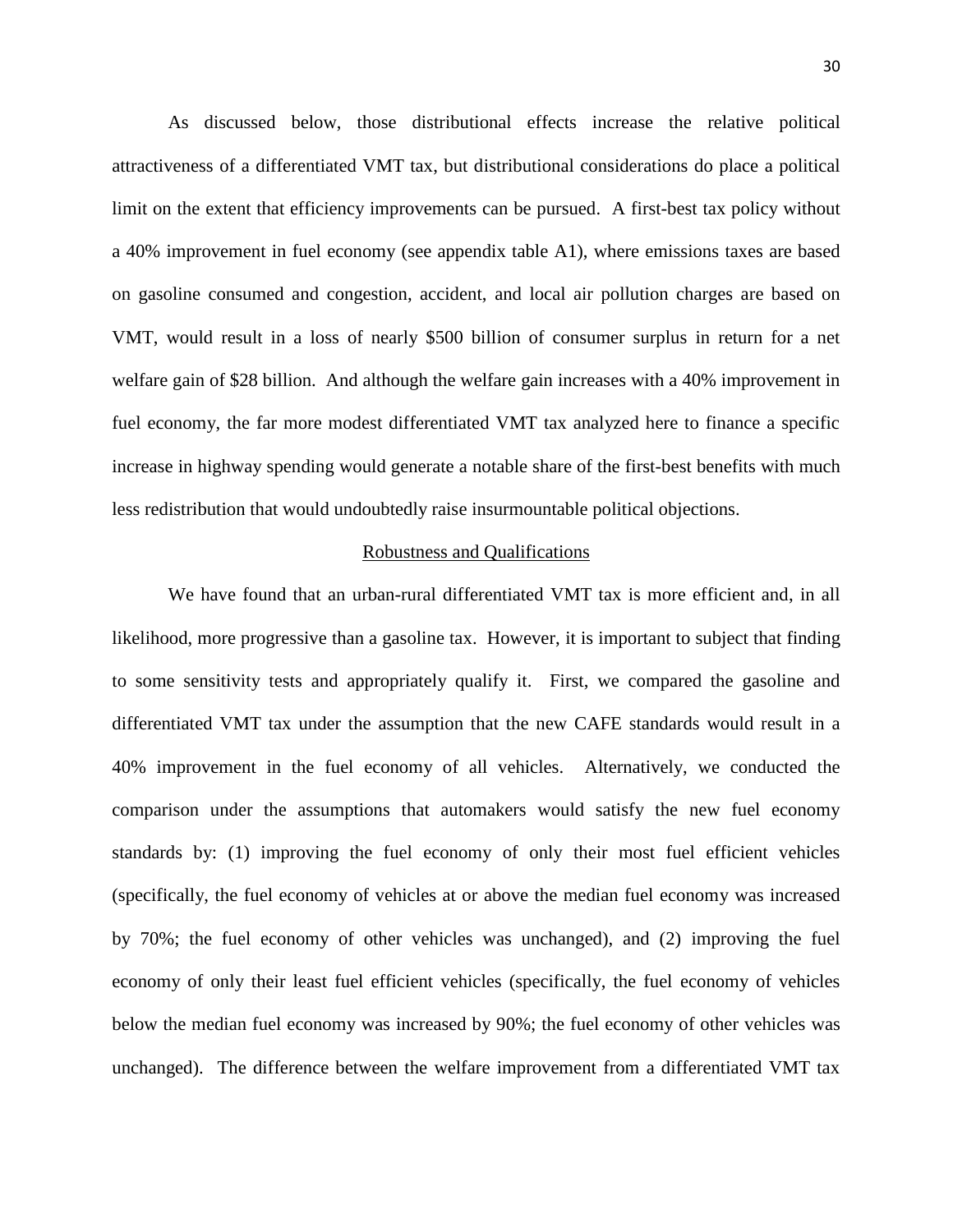As discussed below, those distributional effects increase the relative political attractiveness of a differentiated VMT tax, but distributional considerations do place a political limit on the extent that efficiency improvements can be pursued. A first-best tax policy without a 40% improvement in fuel economy (see appendix table A1), where emissions taxes are based on gasoline consumed and congestion, accident, and local air pollution charges are based on VMT, would result in a loss of nearly \$500 billion of consumer surplus in return for a net welfare gain of \$28 billion. And although the welfare gain increases with a 40% improvement in fuel economy, the far more modest differentiated VMT tax analyzed here to finance a specific increase in highway spending would generate a notable share of the first-best benefits with much less redistribution that would undoubtedly raise insurmountable political objections.

## Robustness and Qualifications

We have found that an urban-rural differentiated VMT tax is more efficient and, in all likelihood, more progressive than a gasoline tax. However, it is important to subject that finding to some sensitivity tests and appropriately qualify it. First, we compared the gasoline and differentiated VMT tax under the assumption that the new CAFE standards would result in a 40% improvement in the fuel economy of all vehicles. Alternatively, we conducted the comparison under the assumptions that automakers would satisfy the new fuel economy standards by: (1) improving the fuel economy of only their most fuel efficient vehicles (specifically, the fuel economy of vehicles at or above the median fuel economy was increased by 70%; the fuel economy of other vehicles was unchanged), and (2) improving the fuel economy of only their least fuel efficient vehicles (specifically, the fuel economy of vehicles below the median fuel economy was increased by 90%; the fuel economy of other vehicles was unchanged). The difference between the welfare improvement from a differentiated VMT tax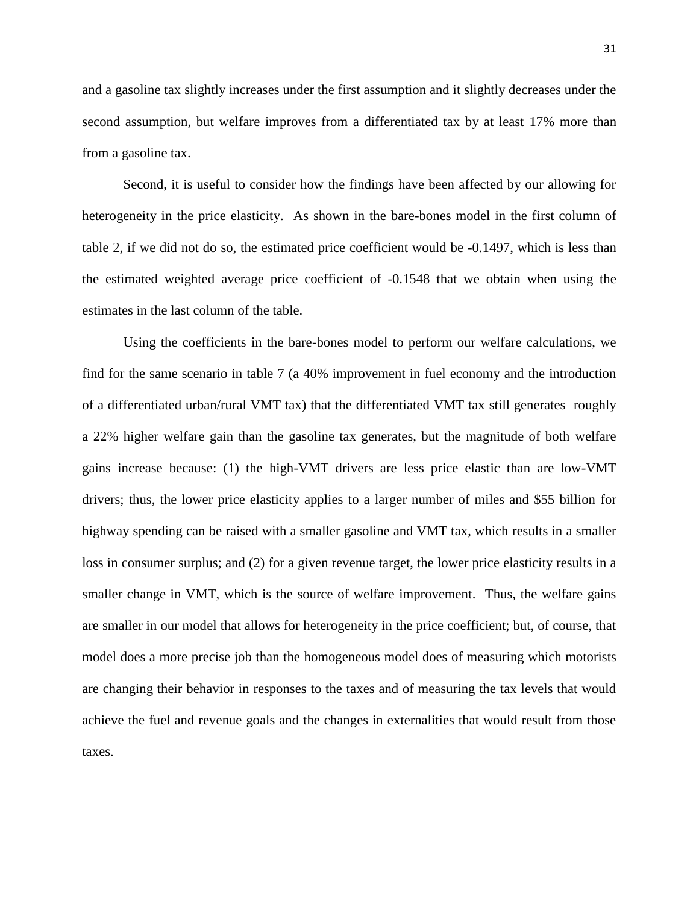and a gasoline tax slightly increases under the first assumption and it slightly decreases under the second assumption, but welfare improves from a differentiated tax by at least 17% more than from a gasoline tax.

Second, it is useful to consider how the findings have been affected by our allowing for heterogeneity in the price elasticity. As shown in the bare-bones model in the first column of table 2, if we did not do so, the estimated price coefficient would be -0.1497, which is less than the estimated weighted average price coefficient of -0.1548 that we obtain when using the estimates in the last column of the table.

Using the coefficients in the bare-bones model to perform our welfare calculations, we find for the same scenario in table 7 (a 40% improvement in fuel economy and the introduction of a differentiated urban/rural VMT tax) that the differentiated VMT tax still generates roughly a 22% higher welfare gain than the gasoline tax generates, but the magnitude of both welfare gains increase because: (1) the high-VMT drivers are less price elastic than are low-VMT drivers; thus, the lower price elasticity applies to a larger number of miles and \$55 billion for highway spending can be raised with a smaller gasoline and VMT tax, which results in a smaller loss in consumer surplus; and (2) for a given revenue target, the lower price elasticity results in a smaller change in VMT, which is the source of welfare improvement. Thus, the welfare gains are smaller in our model that allows for heterogeneity in the price coefficient; but, of course, that model does a more precise job than the homogeneous model does of measuring which motorists are changing their behavior in responses to the taxes and of measuring the tax levels that would achieve the fuel and revenue goals and the changes in externalities that would result from those taxes.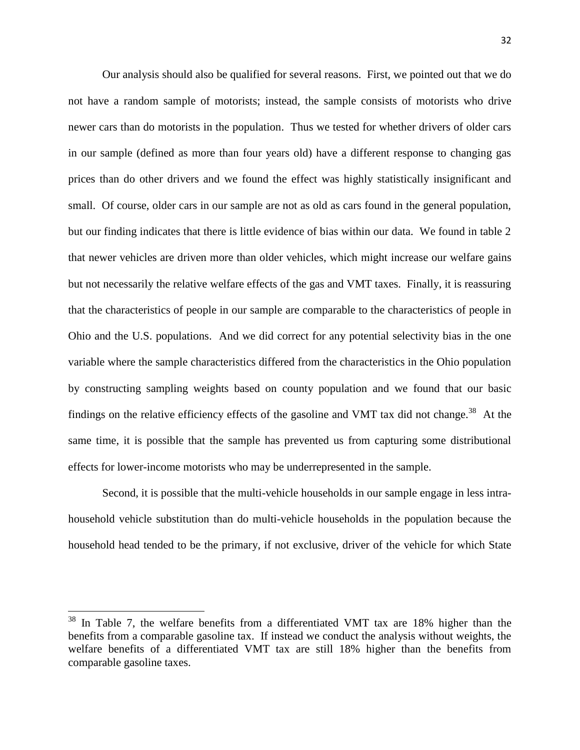Our analysis should also be qualified for several reasons. First, we pointed out that we do not have a random sample of motorists; instead, the sample consists of motorists who drive newer cars than do motorists in the population. Thus we tested for whether drivers of older cars in our sample (defined as more than four years old) have a different response to changing gas prices than do other drivers and we found the effect was highly statistically insignificant and small. Of course, older cars in our sample are not as old as cars found in the general population, but our finding indicates that there is little evidence of bias within our data. We found in table 2 that newer vehicles are driven more than older vehicles, which might increase our welfare gains but not necessarily the relative welfare effects of the gas and VMT taxes. Finally, it is reassuring that the characteristics of people in our sample are comparable to the characteristics of people in Ohio and the U.S. populations. And we did correct for any potential selectivity bias in the one variable where the sample characteristics differed from the characteristics in the Ohio population by constructing sampling weights based on county population and we found that our basic findings on the relative efficiency effects of the gasoline and VMT tax did not change.[38] At the same time, it is possible that the sample has prevented us from capturing some distributional effects for lower-income motorists who may be underrepresented in the sample.

Second, it is possible that the multi-vehicle households in our sample engage in less intra-household vehicle substitution than do multi-vehicle households in the population because the household head tended to be the primary, if not exclusive, driver of the vehicle for which State

[38] In Table 7, the welfare benefits from a differentiated VMT tax are 18% higher than the benefits from a comparable gasoline tax. If instead we conduct the analysis without weights, the welfare benefits of a differentiated VMT tax are still 18% higher than the benefits from comparable gasoline taxes.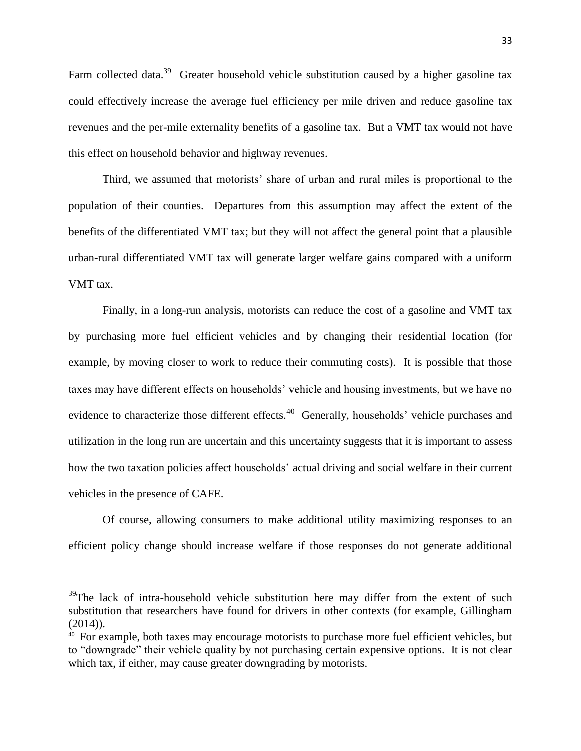Farm collected data.[39] Greater household vehicle substitution caused by a higher gasoline tax could effectively increase the average fuel efficiency per mile driven and reduce gasoline tax revenues and the per-mile externality benefits of a gasoline tax. But a VMT tax would not have this effect on household behavior and highway revenues.

Third, we assumed that motorists' share of urban and rural miles is proportional to the population of their counties. Departures from this assumption may affect the extent of the benefits of the differentiated VMT tax; but they will not affect the general point that a plausible urban-rural differentiated VMT tax will generate larger welfare gains compared with a uniform VMT tax.

Finally, in a long-run analysis, motorists can reduce the cost of a gasoline and VMT tax by purchasing more fuel efficient vehicles and by changing their residential location (for example, by moving closer to work to reduce their commuting costs). It is possible that those taxes may have different effects on households' vehicle and housing investments, but we have no evidence to characterize those different effects.[40] Generally, households' vehicle purchases and utilization in the long run are uncertain and this uncertainty suggests that it is important to assess how the two taxation policies affect households' actual driving and social welfare in their current vehicles in the presence of CAFE.

Of course, allowing consumers to make additional utility maximizing responses to an efficient policy change should increase welfare if those responses do not generate additional

---

[39] The lack of intra-household vehicle substitution here may differ from the extent of such substitution that researchers have found for drivers in other contexts (for example, Gillingham (2014)).

[40] For example, both taxes may encourage motorists to purchase more fuel efficient vehicles, but to "downgrade" their vehicle quality by not purchasing certain expensive options. It is not clear which tax, if either, may cause greater downgrading by motorists.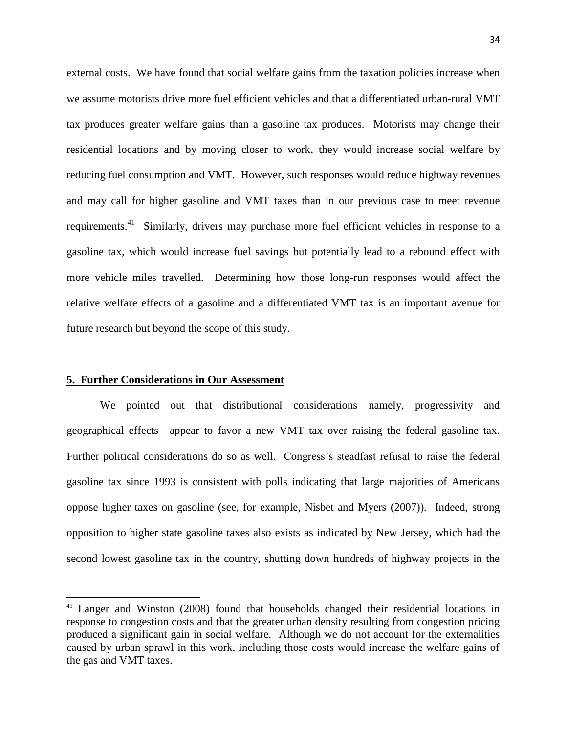external costs. We have found that social welfare gains from the taxation policies increase when we assume motorists drive more fuel efficient vehicles and that a differentiated urban-rural VMT tax produces greater welfare gains than a gasoline tax produces. Motorists may change their residential locations and by moving closer to work, they would increase social welfare by reducing fuel consumption and VMT. However, such responses would reduce highway revenues and may call for higher gasoline and VMT taxes than in our previous case to meet revenue requirements.[41] Similarly, drivers may purchase more fuel efficient vehicles in response to a gasoline tax, which would increase fuel savings but potentially lead to a rebound effect with more vehicle miles travelled. Determining how those long-run responses would affect the relative welfare effects of a gasoline and a differentiated VMT tax is an important avenue for future research but beyond the scope of this study.

## 5. Further Considerations in Our Assessment

We pointed out that distributional considerations—namely, progressivity and geographical effects—appear to favor a new VMT tax over raising the federal gasoline tax. Further political considerations do so as well. Congress's steadfast refusal to raise the federal gasoline tax since 1993 is consistent with polls indicating that large majorities of Americans oppose higher taxes on gasoline (see, for example, Nisbet and Myers (2007)). Indeed, strong opposition to higher state gasoline taxes also exists as indicated by New Jersey, which had the second lowest gasoline tax in the country, shutting down hundreds of highway projects in the

[41] Langer and Winston (2008) found that households changed their residential locations in response to congestion costs and that the greater urban density resulting from congestion pricing produced a significant gain in social welfare. Although we do not account for the externalities caused by urban sprawl in this work, including those costs would increase the welfare gains of the gas and VMT taxes.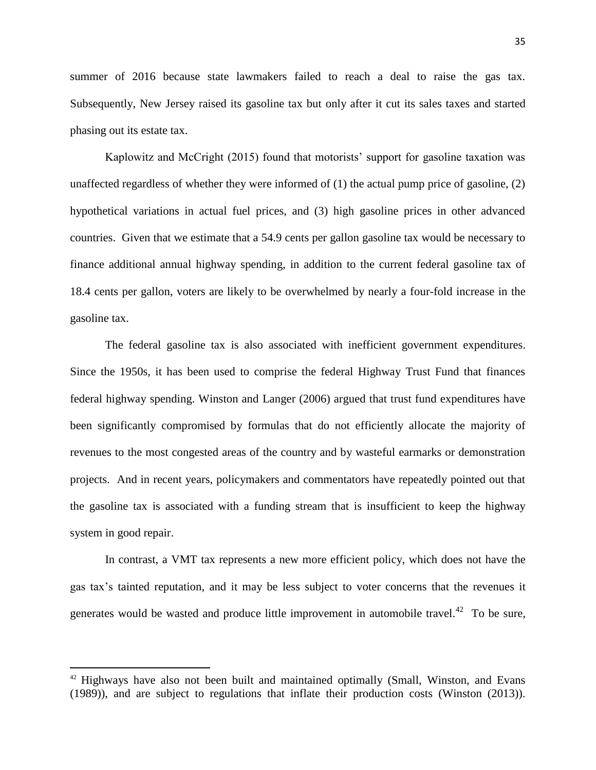summer of 2016 because state lawmakers failed to reach a deal to raise the gas tax. Subsequently, New Jersey raised its gasoline tax but only after it cut its sales taxes and started phasing out its estate tax.

Kaplowitz and McCright (2015) found that motorists' support for gasoline taxation was unaffected regardless of whether they were informed of (1) the actual pump price of gasoline, (2) hypothetical variations in actual fuel prices, and (3) high gasoline prices in other advanced countries. Given that we estimate that a 54.9 cents per gallon gasoline tax would be necessary to finance additional annual highway spending, in addition to the current federal gasoline tax of 18.4 cents per gallon, voters are likely to be overwhelmed by nearly a four-fold increase in the gasoline tax.

The federal gasoline tax is also associated with inefficient government expenditures. Since the 1950s, it has been used to comprise the federal Highway Trust Fund that finances federal highway spending. Winston and Langer (2006) argued that trust fund expenditures have been significantly compromised by formulas that do not efficiently allocate the majority of revenues to the most congested areas of the country and by wasteful earmarks or demonstration projects. And in recent years, policymakers and commentators have repeatedly pointed out that the gasoline tax is associated with a funding stream that is insufficient to keep the highway system in good repair.

In contrast, a VMT tax represents a new more efficient policy, which does not have the gas tax's tainted reputation, and it may be less subject to voter concerns that the revenues it generates would be wasted and produce little improvement in automobile travel.[42] To be sure,

[42] Highways have also not been built and maintained optimally (Small, Winston, and Evans (1989)), and are subject to regulations that inflate their production costs (Winston (2013)).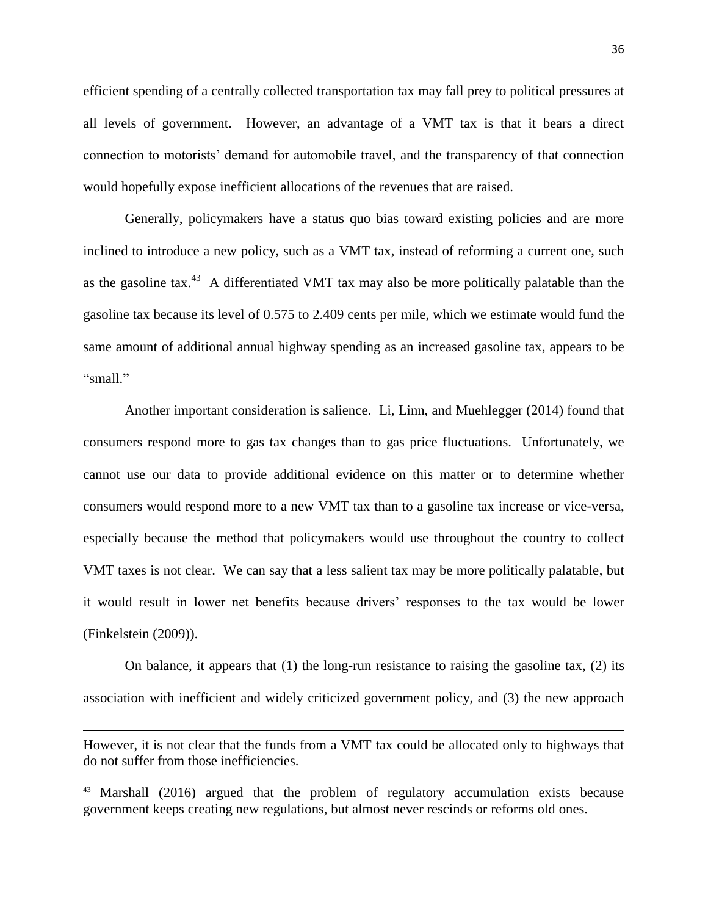efficient spending of a centrally collected transportation tax may fall prey to political pressures at all levels of government. However, an advantage of a VMT tax is that it bears a direct connection to motorists' demand for automobile travel, and the transparency of that connection would hopefully expose inefficient allocations of the revenues that are raised.

Generally, policymakers have a status quo bias toward existing policies and are more inclined to introduce a new policy, such as a VMT tax, instead of reforming a current one, such as the gasoline tax.[43] A differentiated VMT tax may also be more politically palatable than the gasoline tax because its level of 0.575 to 2.409 cents per mile, which we estimate would fund the same amount of additional annual highway spending as an increased gasoline tax, appears to be "small."

Another important consideration is salience. Li, Linn, and Muehlegger (2014) found that consumers respond more to gas tax changes than to gas price fluctuations. Unfortunately, we cannot use our data to provide additional evidence on this matter or to determine whether consumers would respond more to a new VMT tax than to a gasoline tax increase or vice-versa, especially because the method that policymakers would use throughout the country to collect VMT taxes is not clear. We can say that a less salient tax may be more politically palatable, but it would result in lower net benefits because drivers' responses to the tax would be lower (Finkelstein (2009)).

On balance, it appears that (1) the long-run resistance to raising the gasoline tax, (2) its association with inefficient and widely criticized government policy, and (3) the new approach

---

However, it is not clear that the funds from a VMT tax could be allocated only to highways that do not suffer from those inefficiencies.

[43] Marshall (2016) argued that the problem of regulatory accumulation exists because government keeps creating new regulations, but almost never rescinds or reforms old ones.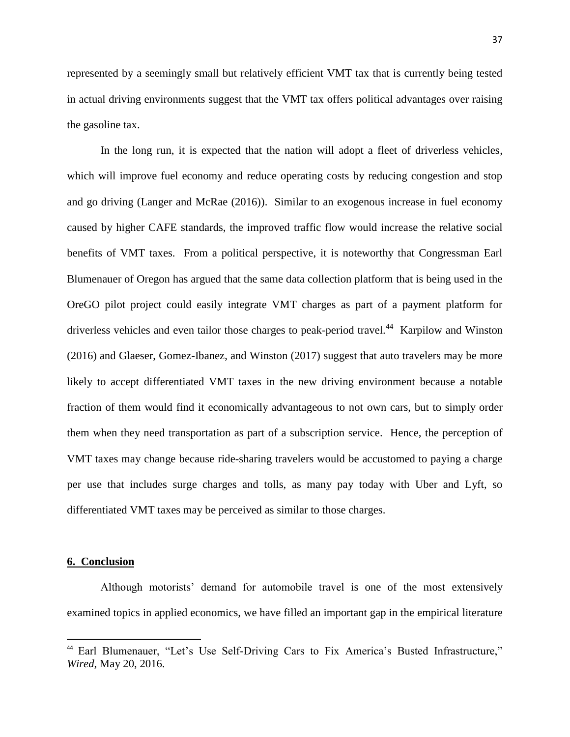represented by a seemingly small but relatively efficient VMT tax that is currently being tested in actual driving environments suggest that the VMT tax offers political advantages over raising the gasoline tax.

In the long run, it is expected that the nation will adopt a fleet of driverless vehicles, which will improve fuel economy and reduce operating costs by reducing congestion and stop and go driving (Langer and McRae (2016)). Similar to an exogenous increase in fuel economy caused by higher CAFE standards, the improved traffic flow would increase the relative social benefits of VMT taxes. From a political perspective, it is noteworthy that Congressman Earl Blumenauer of Oregon has argued that the same data collection platform that is being used in the OreGO pilot project could easily integrate VMT charges as part of a payment platform for driverless vehicles and even tailor those charges to peak-period travel.[44] Karpilow and Winston (2016) and Glaeser, Gomez-Ibanez, and Winston (2017) suggest that auto travelers may be more likely to accept differentiated VMT taxes in the new driving environment because a notable fraction of them would find it economically advantageous to not own cars, but to simply order them when they need transportation as part of a subscription service. Hence, the perception of VMT taxes may change because ride-sharing travelers would be accustomed to paying a charge per use that includes surge charges and tolls, as many pay today with Uber and Lyft, so differentiated VMT taxes may be perceived as similar to those charges.

## 6. Conclusion

Although motorists' demand for automobile travel is one of the most extensively examined topics in applied economics, we have filled an important gap in the empirical literature

---

[44] Earl Blumenauer, "Let's Use Self-Driving Cars to Fix America's Busted Infrastructure," *Wired*, May 20, 2016.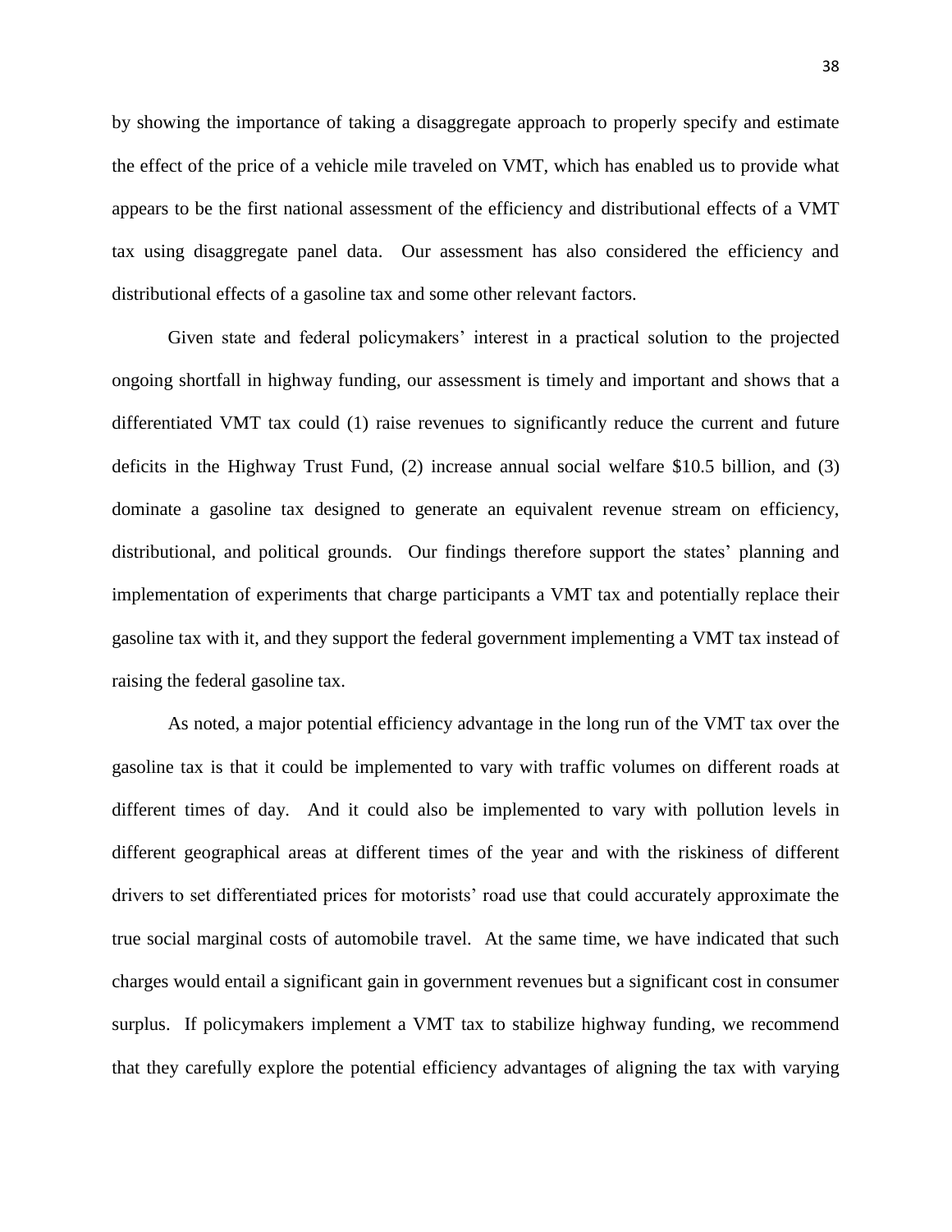by showing the importance of taking a disaggregate approach to properly specify and estimate the effect of the price of a vehicle mile traveled on VMT, which has enabled us to provide what appears to be the first national assessment of the efficiency and distributional effects of a VMT tax using disaggregate panel data. Our assessment has also considered the efficiency and distributional effects of a gasoline tax and some other relevant factors.

Given state and federal policymakers' interest in a practical solution to the projected ongoing shortfall in highway funding, our assessment is timely and important and shows that a differentiated VMT tax could (1) raise revenues to significantly reduce the current and future deficits in the Highway Trust Fund, (2) increase annual social welfare \$10.5 billion, and (3) dominate a gasoline tax designed to generate an equivalent revenue stream on efficiency, distributional, and political grounds. Our findings therefore support the states' planning and implementation of experiments that charge participants a VMT tax and potentially replace their gasoline tax with it, and they support the federal government implementing a VMT tax instead of raising the federal gasoline tax.

As noted, a major potential efficiency advantage in the long run of the VMT tax over the gasoline tax is that it could be implemented to vary with traffic volumes on different roads at different times of day. And it could also be implemented to vary with pollution levels in different geographical areas at different times of the year and with the riskiness of different drivers to set differentiated prices for motorists' road use that could accurately approximate the true social marginal costs of automobile travel. At the same time, we have indicated that such charges would entail a significant gain in government revenues but a significant cost in consumer surplus. If policymakers implement a VMT tax to stabilize highway funding, we recommend that they carefully explore the potential efficiency advantages of aligning the tax with varying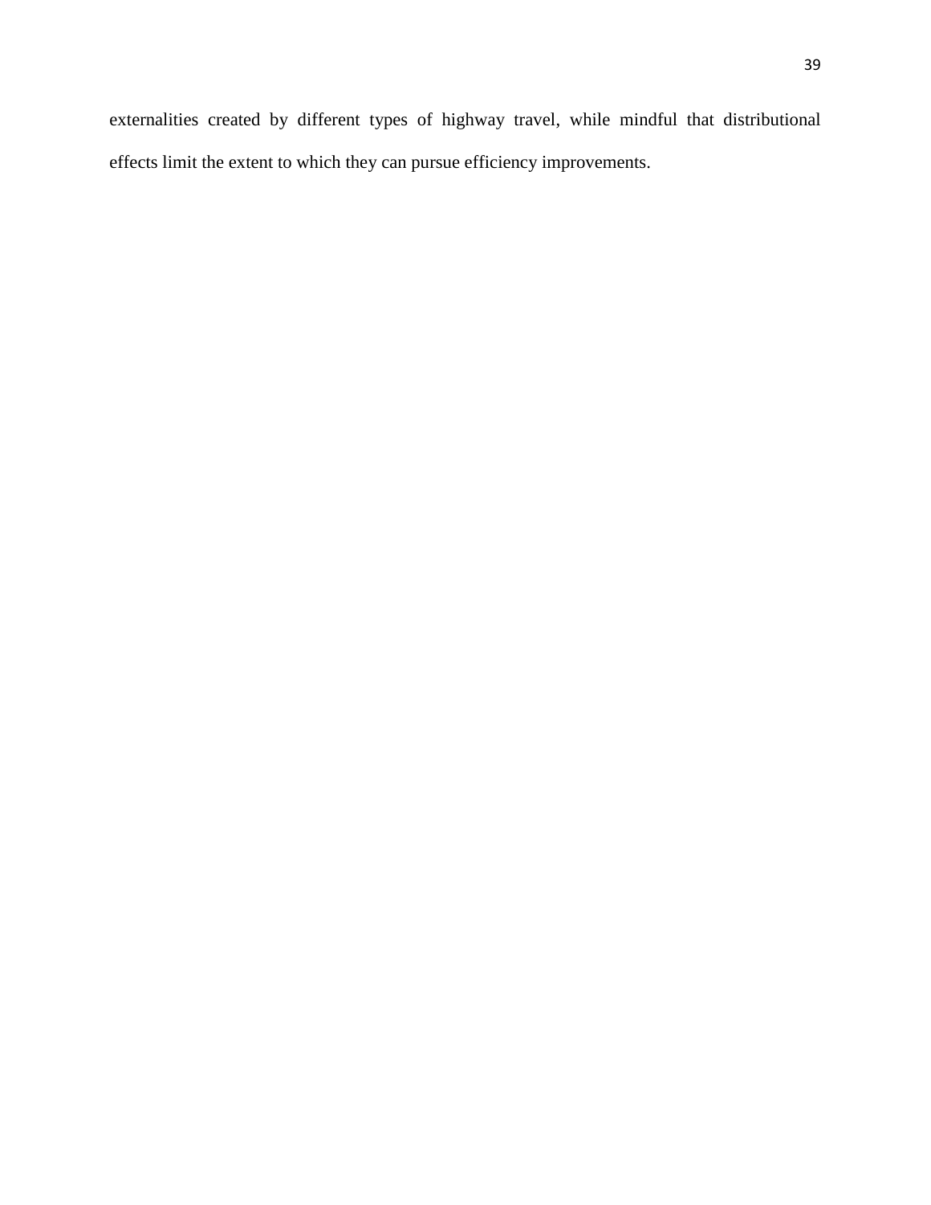externalities created by different types of highway travel, while mindful that distributional effects limit the extent to which they can pursue efficiency improvements.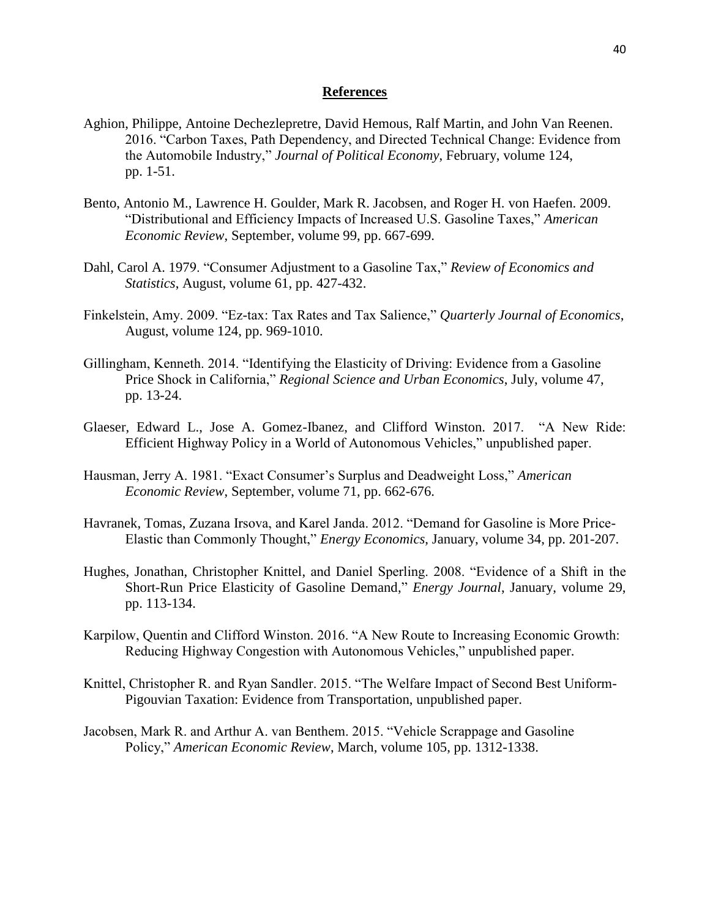## References

Aghion, Philippe, Antoine Dechezlepretre, David Hemous, Ralf Martin, and John Van Reenen. 2016. "Carbon Taxes, Path Dependency, and Directed Technical Change: Evidence from the Automobile Industry," *Journal of Political Economy*, February, volume 124, pp. 1-51.

Bento, Antonio M., Lawrence H. Goulder, Mark R. Jacobsen, and Roger H. von Haefen. 2009. "Distributional and Efficiency Impacts of Increased U.S. Gasoline Taxes," *American Economic Review*, September, volume 99, pp. 667-699.

Dahl, Carol A. 1979. "Consumer Adjustment to a Gasoline Tax," *Review of Economics and Statistics*, August, volume 61, pp. 427-432.

Finkelstein, Amy. 2009. "Ez-tax: Tax Rates and Tax Salience," *Quarterly Journal of Economics*, August, volume 124, pp. 969-1010.

Gillingham, Kenneth. 2014. "Identifying the Elasticity of Driving: Evidence from a Gasoline Price Shock in California," *Regional Science and Urban Economics*, July, volume 47, pp. 13-24.

Glaeser, Edward L., Jose A. Gomez-Ibanez, and Clifford Winston. 2017. "A New Ride: Efficient Highway Policy in a World of Autonomous Vehicles," unpublished paper.

Hausman, Jerry A. 1981. "Exact Consumer's Surplus and Deadweight Loss," *American Economic Review*, September, volume 71, pp. 662-676.

Havranek, Tomas, Zuzana Irsova, and Karel Janda. 2012. "Demand for Gasoline is More Price-Elastic than Commonly Thought," *Energy Economics*, January, volume 34, pp. 201-207.

Hughes, Jonathan, Christopher Knittel, and Daniel Sperling. 2008. "Evidence of a Shift in the Short-Run Price Elasticity of Gasoline Demand," *Energy Journal*, January, volume 29, pp. 113-134.

Karpilow, Quentin and Clifford Winston. 2016. "A New Route to Increasing Economic Growth: Reducing Highway Congestion with Autonomous Vehicles," unpublished paper.

Knittel, Christopher R. and Ryan Sandler. 2015. "The Welfare Impact of Second Best Uniform-Pigouvian Taxation: Evidence from Transportation, unpublished paper.

Jacobsen, Mark R. and Arthur A. van Benthem. 2015. "Vehicle Scrappage and Gasoline Policy," *American Economic Review*, March, volume 105, pp. 1312-1338.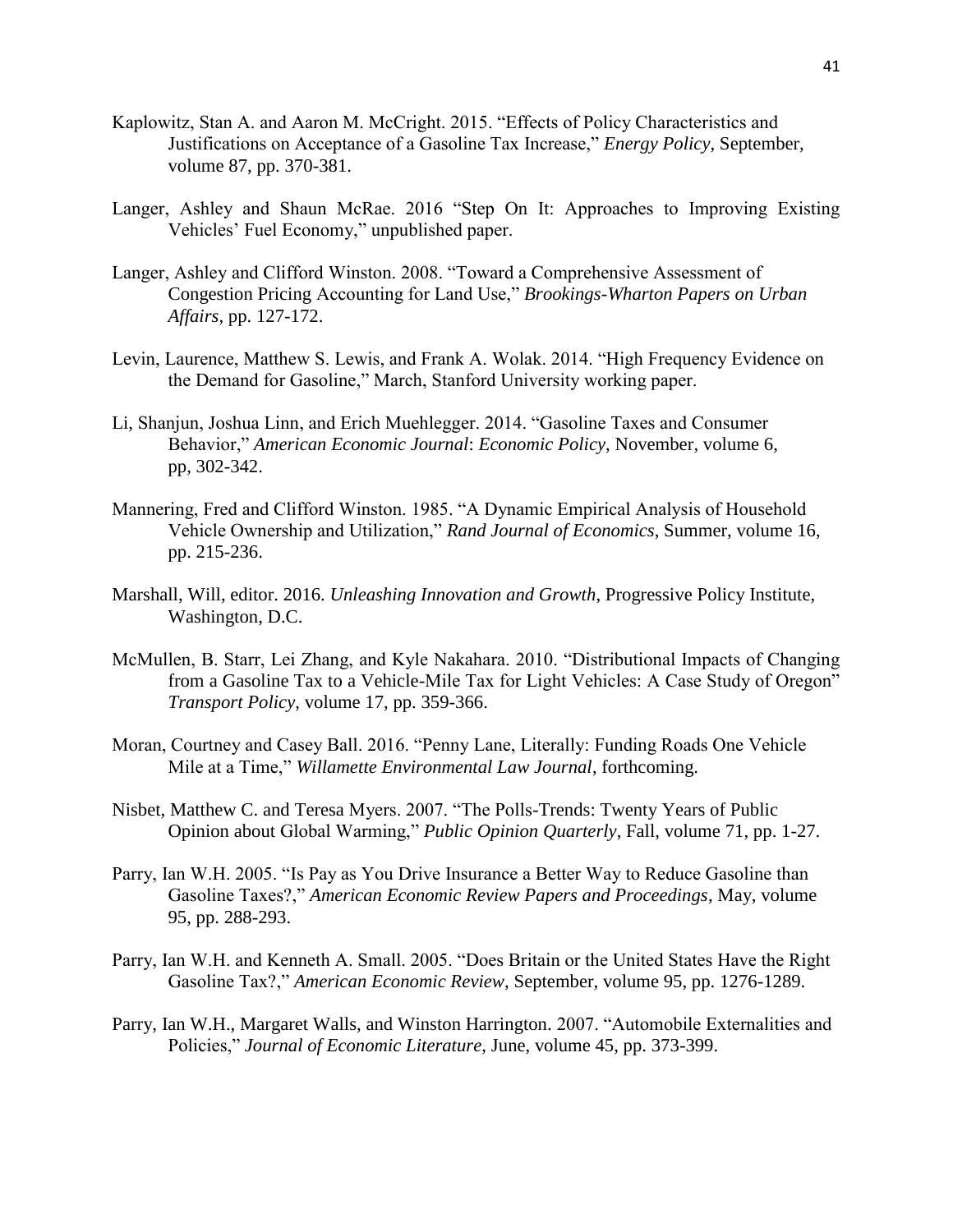Kaplowitz, Stan A. and Aaron M. McCright. 2015. "Effects of Policy Characteristics and Justifications on Acceptance of a Gasoline Tax Increase," *Energy Policy*, September, volume 87, pp. 370-381.

Langer, Ashley and Shaun McRae. 2016 "Step On It: Approaches to Improving Existing Vehicles' Fuel Economy," unpublished paper.

Langer, Ashley and Clifford Winston. 2008. "Toward a Comprehensive Assessment of Congestion Pricing Accounting for Land Use," *Brookings-Wharton Papers on Urban Affairs*, pp. 127-172.

Levin, Laurence, Matthew S. Lewis, and Frank A. Wolak. 2014. "High Frequency Evidence on the Demand for Gasoline," March, Stanford University working paper.

Li, Shanjun, Joshua Linn, and Erich Muehlegger. 2014. "Gasoline Taxes and Consumer Behavior," *American Economic Journal*: *Economic Policy*, November, volume 6, pp, 302-342.

Mannering, Fred and Clifford Winston. 1985. "A Dynamic Empirical Analysis of Household Vehicle Ownership and Utilization," *Rand Journal of Economics*, Summer, volume 16, pp. 215-236.

Marshall, Will, editor. 2016. *Unleashing Innovation and Growth*, Progressive Policy Institute, Washington, D.C.

McMullen, B. Starr, Lei Zhang, and Kyle Nakahara. 2010. "Distributional Impacts of Changing from a Gasoline Tax to a Vehicle-Mile Tax for Light Vehicles: A Case Study of Oregon" *Transport Policy*, volume 17, pp. 359-366.

Moran, Courtney and Casey Ball. 2016. "Penny Lane, Literally: Funding Roads One Vehicle Mile at a Time," *Willamette Environmental Law Journal*, forthcoming.

Nisbet, Matthew C. and Teresa Myers. 2007. "The Polls-Trends: Twenty Years of Public Opinion about Global Warming," *Public Opinion Quarterly*, Fall, volume 71, pp. 1-27.

Parry, Ian W.H. 2005. "Is Pay as You Drive Insurance a Better Way to Reduce Gasoline than Gasoline Taxes?," *American Economic Review Papers and Proceedings*, May, volume 95, pp. 288-293.

Parry, Ian W.H. and Kenneth A. Small. 2005. "Does Britain or the United States Have the Right Gasoline Tax?," *American Economic Review*, September, volume 95, pp. 1276-1289.

Parry, Ian W.H., Margaret Walls, and Winston Harrington. 2007. "Automobile Externalities and Policies," *Journal of Economic Literature*, June, volume 45, pp. 373-399.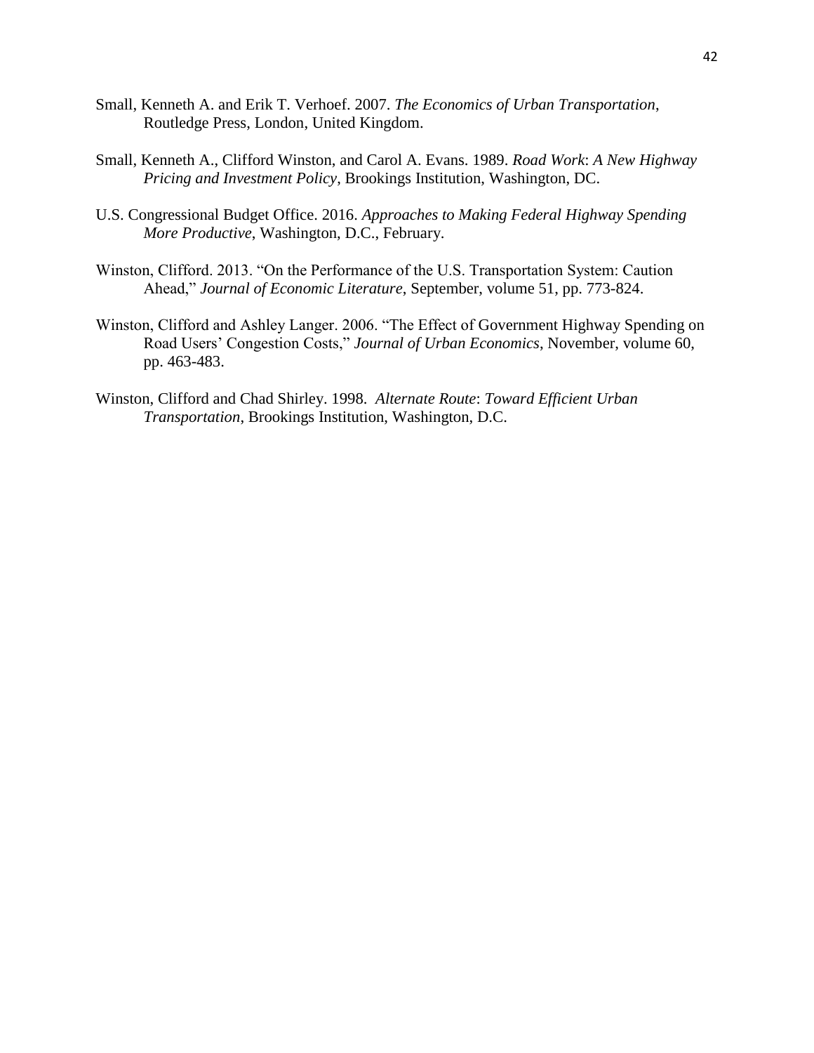Small, Kenneth A. and Erik T. Verhoef. 2007. *The Economics of Urban Transportation*, Routledge Press, London, United Kingdom.

Small, Kenneth A., Clifford Winston, and Carol A. Evans. 1989. *Road Work*: *A New Highway Pricing and Investment Policy*, Brookings Institution, Washington, DC.

U.S. Congressional Budget Office. 2016. *Approaches to Making Federal Highway Spending More Productive*, Washington, D.C., February.

Winston, Clifford. 2013. "On the Performance of the U.S. Transportation System: Caution Ahead," *Journal of Economic Literature*, September, volume 51, pp. 773-824.

Winston, Clifford and Ashley Langer. 2006. "The Effect of Government Highway Spending on Road Users' Congestion Costs," *Journal of Urban Economics*, November, volume 60, pp. 463-483.

Winston, Clifford and Chad Shirley. 1998. *Alternate Route*: *Toward Efficient Urban Transportation*, Brookings Institution, Washington, D.C.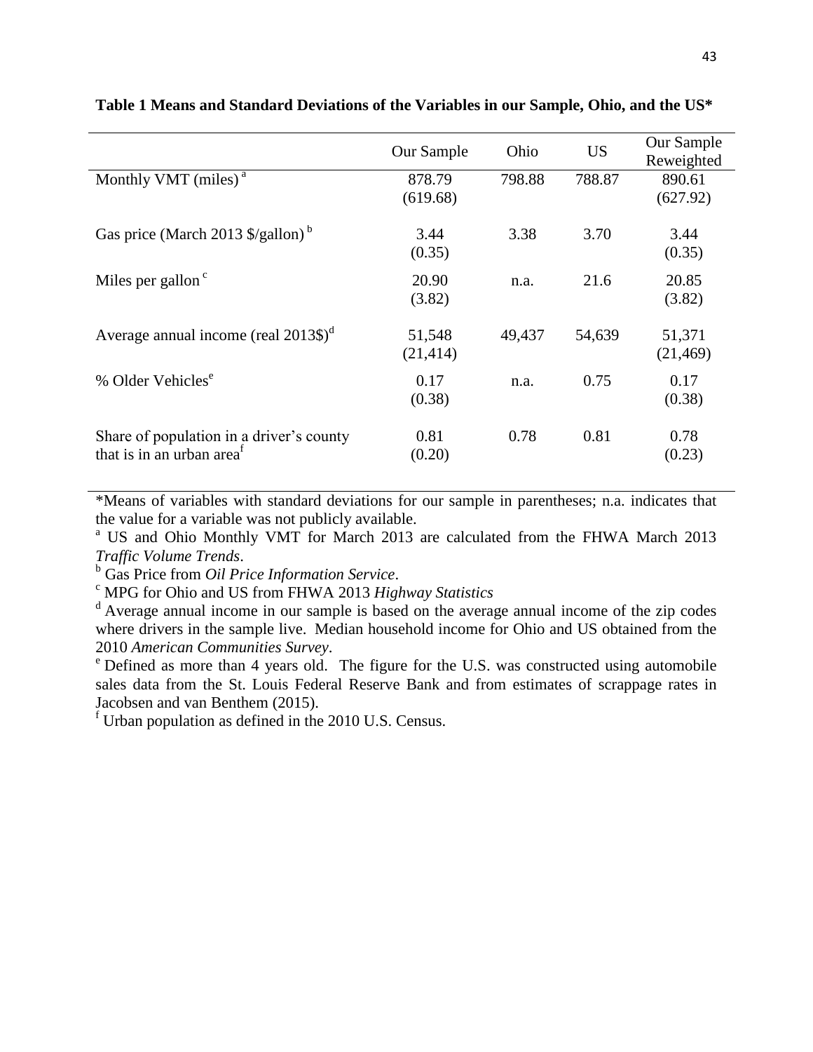**Table 1 Means and Standard Deviations of the Variables in our Sample, Ohio, and the US***

| | Our Sample | Ohio | US | Our Sample Reweighted |
|---|---|---|---|---|
| Monthly VMT (miles) [a] | 878.79 (619.68) | 798.88 | 788.87 | 890.61 (627.92) |
| Gas price (March 2013 $/gallon) [b] | 3.44 (0.35) | 3.38 | 3.70 | 3.44 (0.35) |
| Miles per gallon [c] | 20.90 (3.82) | n.a. | 21.6 | 20.85 (3.82) |
| Average annual income (real 2013$) [d] | 51,548 (21,414) | 49,437 | 54,639 | 51,371 (21,469) |
| % Older Vehicles [e] | 0.17 (0.38) | n.a. | 0.75 | 0.17 (0.38) |
| Share of population in a driver's county that is in an urban area [f] | 0.81 (0.20) | 0.78 | 0.81 | 0.78 (0.23) |

*Means of variables with standard deviations for our sample in parentheses; n.a. indicates that the value for a variable was not publicly available.

[a] US and Ohio Monthly VMT for March 2013 are calculated from the FHWA March 2013 *Traffic Volume Trends*.

[b] Gas Price from *Oil Price Information Service*.

[c] MPG for Ohio and US from FHWA 2013 *Highway Statistics*

[d] Average annual income in our sample is based on the average annual income of the zip codes where drivers in the sample live. Median household income for Ohio and US obtained from the 2010 *American Communities Survey*.

[e] Defined as more than 4 years old. The figure for the U.S. was constructed using automobile sales data from the St. Louis Federal Reserve Bank and from estimates of scrappage rates in Jacobsen and van Benthem (2015).

[f] Urban population as defined in the 2010 U.S. Census.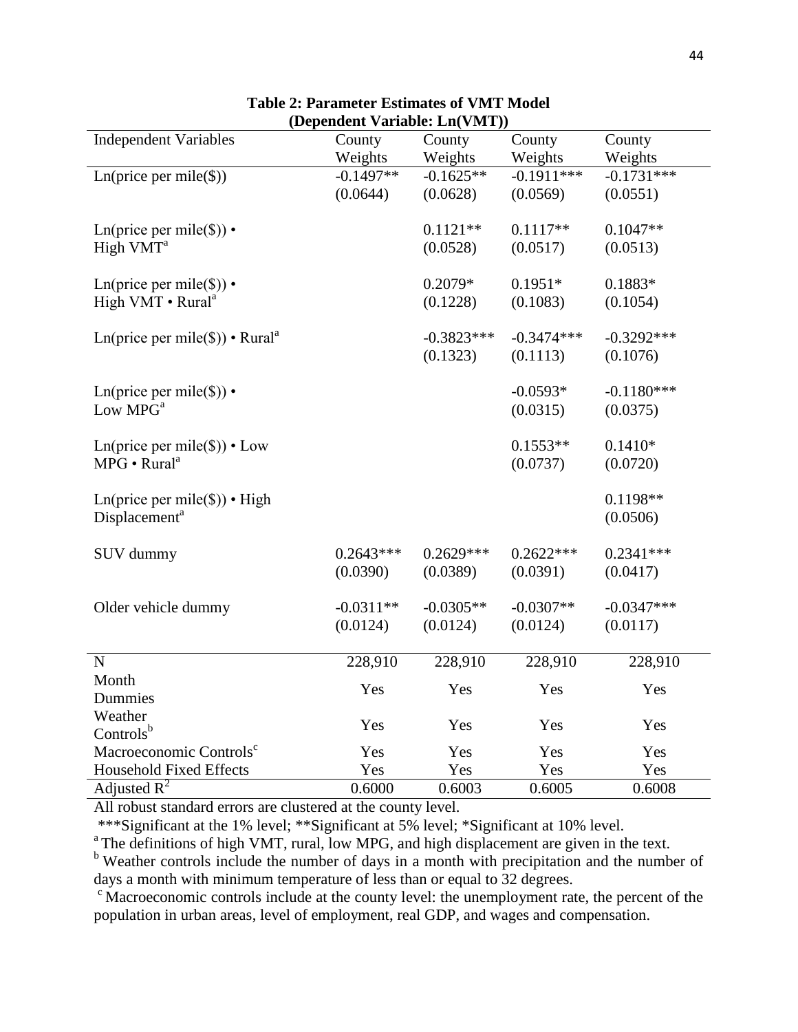**Table 2: Parameter Estimates of VMT Model**
**(Dependent Variable: Ln(VMT))**

| Independent Variables | County Weights | County Weights | County Weights | County Weights |
|---|---|---|---|---|
| Ln(price per mile($)) | -0.1497** | -0.1625** | -0.1911*** | -0.1731*** |
| | (0.0644) | (0.0628) | (0.0569) | (0.0551) |
| Ln(price per mile($)) • High VMT[a] | | 0.1121** | 0.1117** | 0.1047** |
| | | (0.0528) | (0.0517) | (0.0513) |
| Ln(price per mile($)) • High VMT • Rural[a] | | 0.2079* | 0.1951* | 0.1883* |
| | | (0.1228) | (0.1083) | (0.1054) |
| Ln(price per mile($)) • Rural[a] | | -0.3823*** | -0.3474*** | -0.3292*** |
| | | (0.1323) | (0.1113) | (0.1076) |
| Ln(price per mile($)) • Low MPG[a] | | | -0.0593* | -0.1180*** |
| | | | (0.0315) | (0.0375) |
| Ln(price per mile($)) • Low MPG • Rural[a] | | | 0.1553** | 0.1410* |
| | | | (0.0737) | (0.0720) |
| Ln(price per mile($)) • High Displacement[a] | | | | 0.1198** |
| | | | | (0.0506) |
| SUV dummy | 0.2643*** | 0.2629*** | 0.2622*** | 0.2341*** |
| | (0.0390) | (0.0389) | (0.0391) | (0.0417) |
| Older vehicle dummy | -0.0311** | -0.0305** | -0.0307** | -0.0347*** |
| | (0.0124) | (0.0124) | (0.0124) | (0.0117) |
| N | 228,910 | 228,910 | 228,910 | 228,910 |
| Month Dummies | Yes | Yes | Yes | Yes |
| Weather Controls[b] | Yes | Yes | Yes | Yes |
| Macroeconomic Controls[c] | Yes | Yes | Yes | Yes |
| Household Fixed Effects | Yes | Yes | Yes | Yes |
| Adjusted $R^2$ | 0.6000 | 0.6003 | 0.6005 | 0.6008 |

All robust standard errors are clustered at the county level.

***Significant at the 1% level; **Significant at 5% level; *Significant at 10% level.

[a] The definitions of high VMT, rural, low MPG, and high displacement are given in the text.

[b] Weather controls include the number of days in a month with precipitation and the number of days a month with minimum temperature of less than or equal to 32 degrees.

[c] Macroeconomic controls include at the county level: the unemployment rate, the percent of the population in urban areas, level of employment, real GDP, and wages and compensation.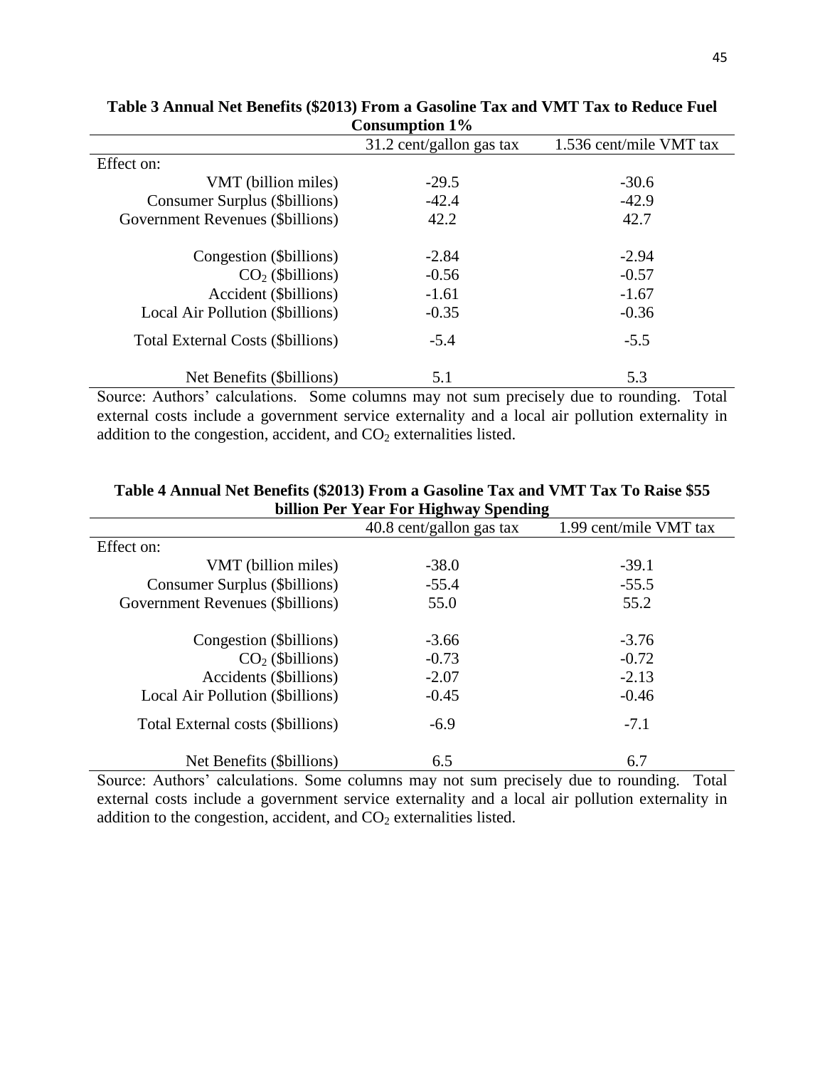**Table 3 Annual Net Benefits ($2013) From a Gasoline Tax and VMT Tax to Reduce Fuel Consumption 1%**

| | 31.2 cent/gallon gas tax | 1.536 cent/mile VMT tax |
|---|---|---|
| Effect on: | | |
| VMT (billion miles) | -29.5 | -30.6 |
| Consumer Surplus ($billions) | -42.4 | -42.9 |
| Government Revenues ($billions) | 42.2 | 42.7 |
| Congestion ($billions) | -2.84 | -2.94 |
| $CO_2$ ($billions) | -0.56 | -0.57 |
| Accident ($billions) | -1.61 | -1.67 |
| Local Air Pollution ($billions) | -0.35 | -0.36 |
| Total External Costs ($billions) | -5.4 | -5.5 |
| Net Benefits ($billions) | 5.1 | 5.3 |

Source: Authors' calculations. Some columns may not sum precisely due to rounding. Total external costs include a government service externality and a local air pollution externality in addition to the congestion, accident, and $CO_2$ externalities listed.

**Table 4 Annual Net Benefits ($2013) From a Gasoline Tax and VMT Tax To Raise $55 billion Per Year For Highway Spending**

| | 40.8 cent/gallon gas tax | 1.99 cent/mile VMT tax |
|---|---|---|
| Effect on: | | |
| VMT (billion miles) | -38.0 | -39.1 |
| Consumer Surplus ($billions) | -55.4 | -55.5 |
| Government Revenues ($billions) | 55.0 | 55.2 |
| Congestion ($billions) | -3.66 | -3.76 |
| $CO_2$ ($billions) | -0.73 | -0.72 |
| Accidents ($billions) | -2.07 | -2.13 |
| Local Air Pollution ($billions) | -0.45 | -0.46 |
| Total External costs ($billions) | -6.9 | -7.1 |
| Net Benefits ($billions) | 6.5 | 6.7 |

Source: Authors' calculations. Some columns may not sum precisely due to rounding. Total external costs include a government service externality and a local air pollution externality in addition to the congestion, accident, and $CO_2$ externalities listed.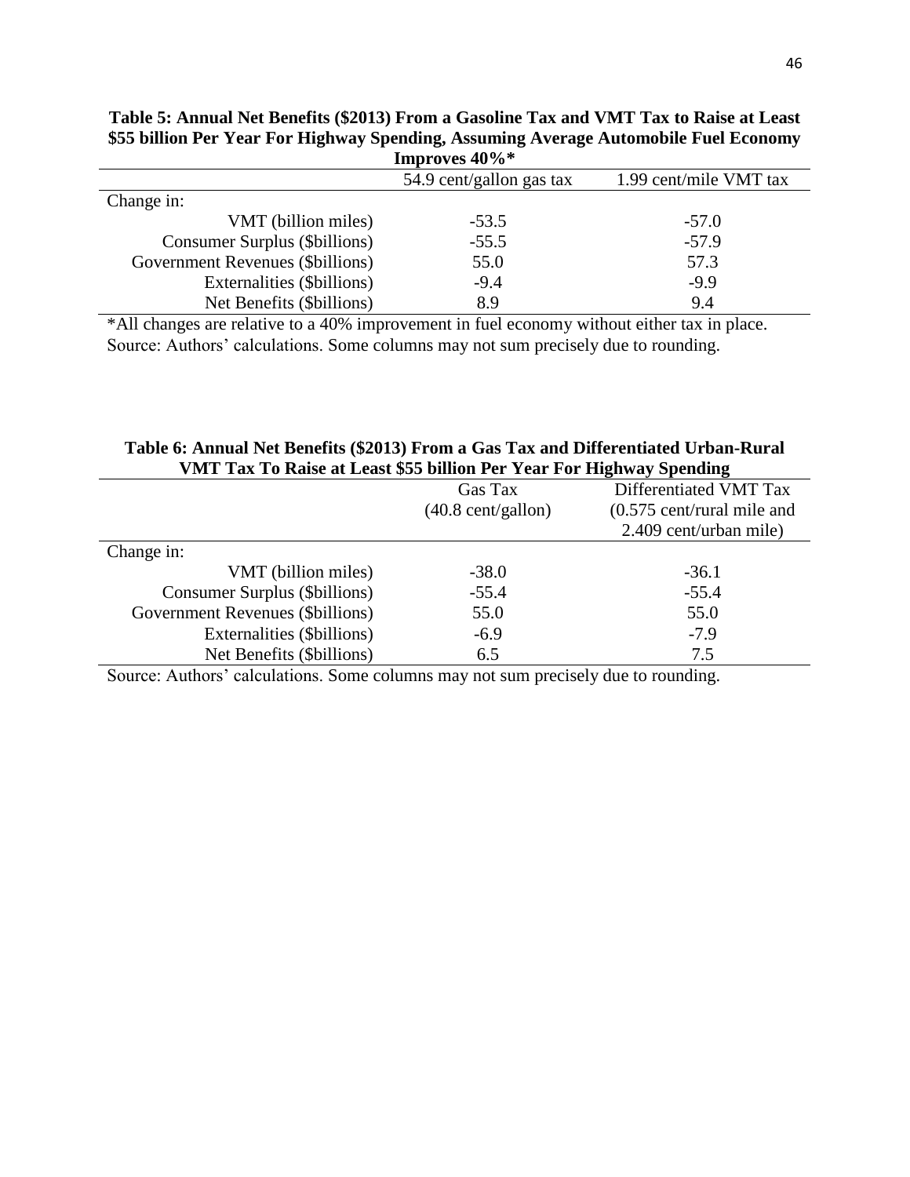**Table 5: Annual Net Benefits ($2013) From a Gasoline Tax and VMT Tax to Raise at Least $55 billion Per Year For Highway Spending, Assuming Average Automobile Fuel Economy Improves 40%***

| | 54.9 cent/gallon gas tax | 1.99 cent/mile VMT tax |
|---|---|---|
| Change in: | | |
| VMT (billion miles) | -53.5 | -57.0 |
| Consumer Surplus ($billions) | -55.5 | -57.9 |
| Government Revenues ($billions) | 55.0 | 57.3 |
| Externalities ($billions) | -9.4 | -9.9 |
| Net Benefits ($billions) | 8.9 | 9.4 |

*All changes are relative to a 40% improvement in fuel economy without either tax in place.
Source: Authors' calculations. Some columns may not sum precisely due to rounding.

**Table 6: Annual Net Benefits ($2013) From a Gas Tax and Differentiated Urban-Rural VMT Tax To Raise at Least $55 billion Per Year For Highway Spending**

| | Gas Tax (40.8 cent/gallon) | Differentiated VMT Tax (0.575 cent/rural mile and 2.409 cent/urban mile) |
|---|---|---|
| Change in: | | |
| VMT (billion miles) | -38.0 | -36.1 |
| Consumer Surplus ($billions) | -55.4 | -55.4 |
| Government Revenues ($billions) | 55.0 | 55.0 |
| Externalities ($billions) | -6.9 | -7.9 |
| Net Benefits ($billions) | 6.5 | 7.5 |

Source: Authors' calculations. Some columns may not sum precisely due to rounding.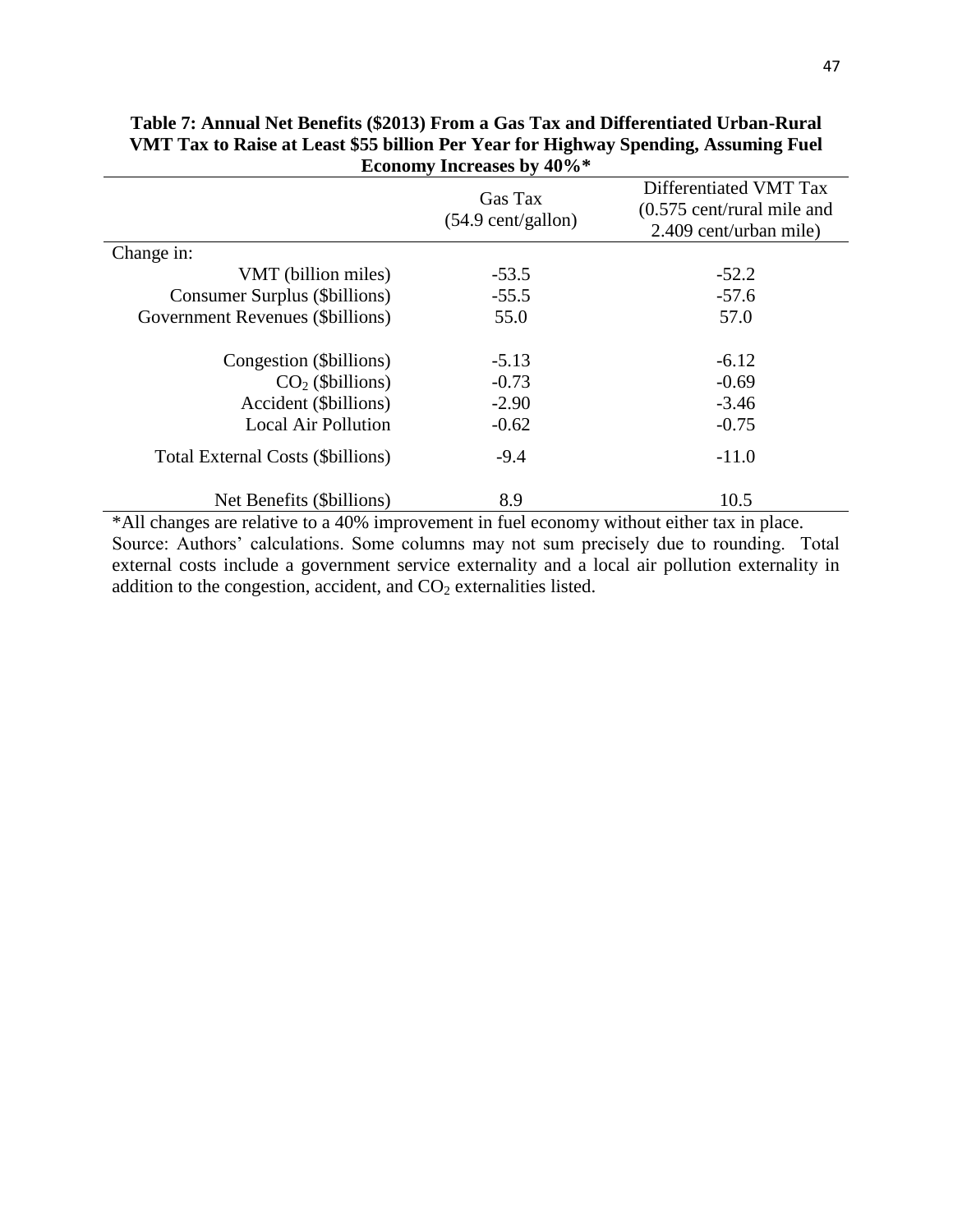**Table 7: Annual Net Benefits (\$2013) From a Gas Tax and Differentiated Urban-Rural VMT Tax to Raise at Least \$55 billion Per Year for Highway Spending, Assuming Fuel Economy Increases by 40%\***

| | Gas Tax (54.9 cent/gallon) | Differentiated VMT Tax (0.575 cent/rural mile and 2.409 cent/urban mile) |
|---|---|---|
| Change in: | | |
| VMT (billion miles) | -53.5 | -52.2 |
| Consumer Surplus (\$billions) | -55.5 | -57.6 |
| Government Revenues (\$billions) | 55.0 | 57.0 |
| Congestion (\$billions) | -5.13 | -6.12 |
| $CO_2$ (\$billions) | -0.73 | -0.69 |
| Accident (\$billions) | -2.90 | -3.46 |
| Local Air Pollution | -0.62 | -0.75 |
| Total External Costs (\$billions) | -9.4 | -11.0 |
| Net Benefits (\$billions) | 8.9 | 10.5 |

\*All changes are relative to a 40% improvement in fuel economy without either tax in place.

Source: Authors' calculations. Some columns may not sum precisely due to rounding. Total external costs include a government service externality and a local air pollution externality in addition to the congestion, accident, and $CO_2$ externalities listed.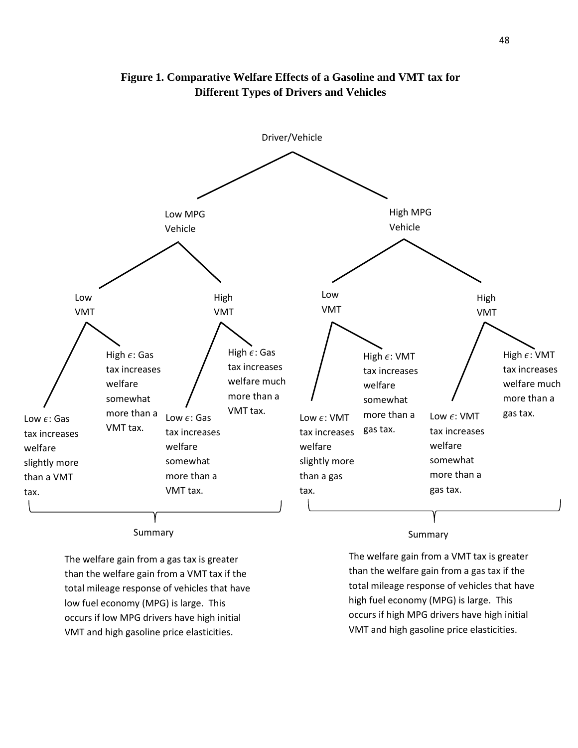**Figure 1. Comparative Welfare Effects of a Gasoline and VMT tax for Different Types of Drivers and Vehicles**

Driver/Vehicle

- Low MPG Vehicle
  - Low VMT
    - Low $\epsilon$: Gas tax increases welfare slightly more than a VMT tax.
    - High $\epsilon$: Gas tax increases welfare somewhat more than a VMT tax.
  - High VMT
    - Low $\epsilon$: Gas tax increases welfare somewhat more than a VMT tax.
    - High $\epsilon$: Gas tax increases welfare much more than a VMT tax.
- High MPG Vehicle
  - Low VMT
    - Low $\epsilon$: VMT tax increases welfare slightly more than a gas tax.
    - High $\epsilon$: VMT tax increases welfare somewhat more than a gas tax.
  - High VMT
    - Low $\epsilon$: VMT tax increases welfare somewhat more than a gas tax.
    - High $\epsilon$: VMT tax increases welfare much more than a gas tax.

Summary

The welfare gain from a gas tax is greater than the welfare gain from a VMT tax if the total mileage response of vehicles that have low fuel economy (MPG) is large. This occurs if low MPG drivers have high initial VMT and high gasoline price elasticities.

Summary

The welfare gain from a VMT tax is greater than the welfare gain from a gas tax if the total mileage response of vehicles that have high fuel economy (MPG) is large. This occurs if high MPG drivers have high initial VMT and high gasoline price elasticities.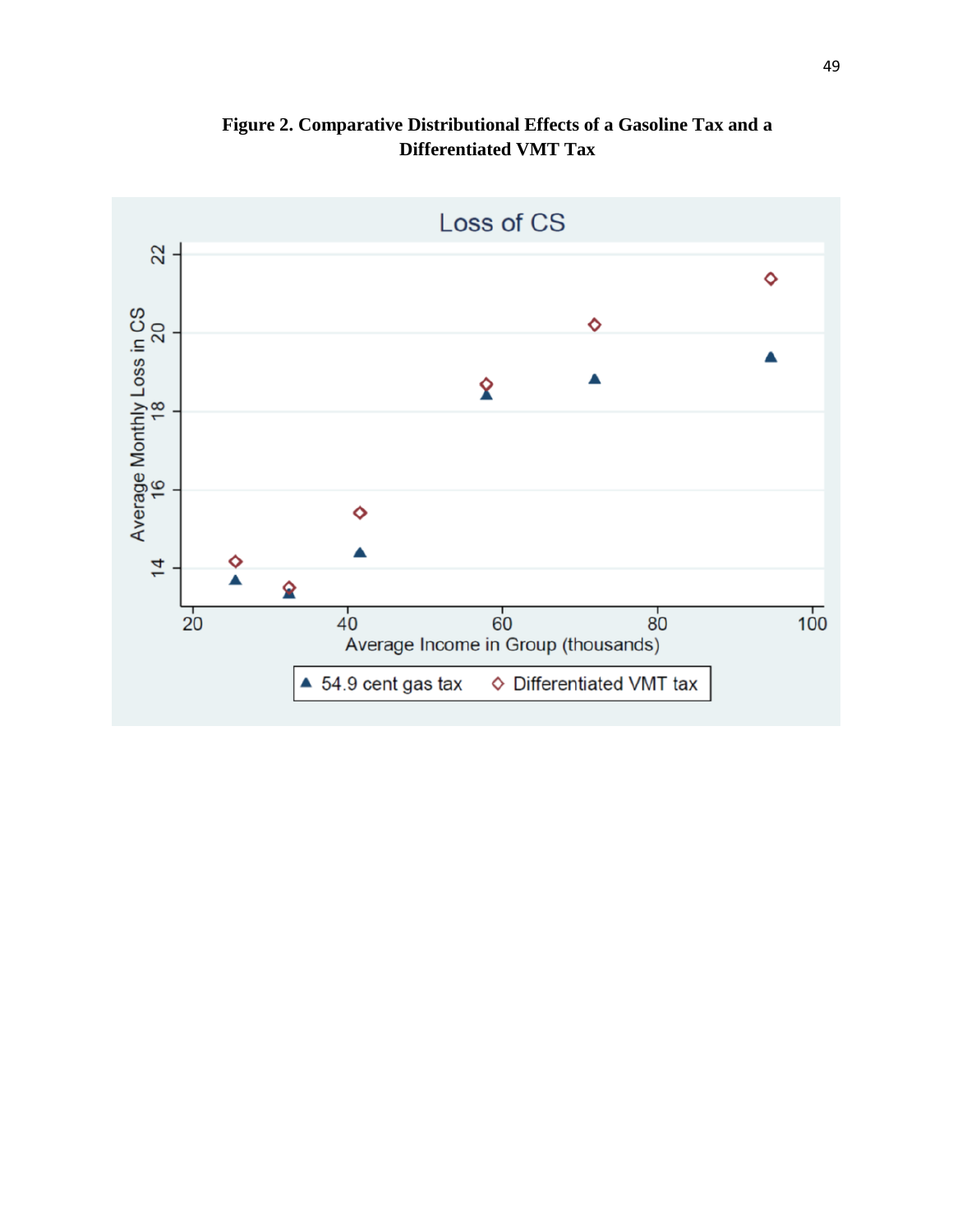**Figure 2. Comparative Distributional Effects of a Gasoline Tax and a Differentiated VMT Tax**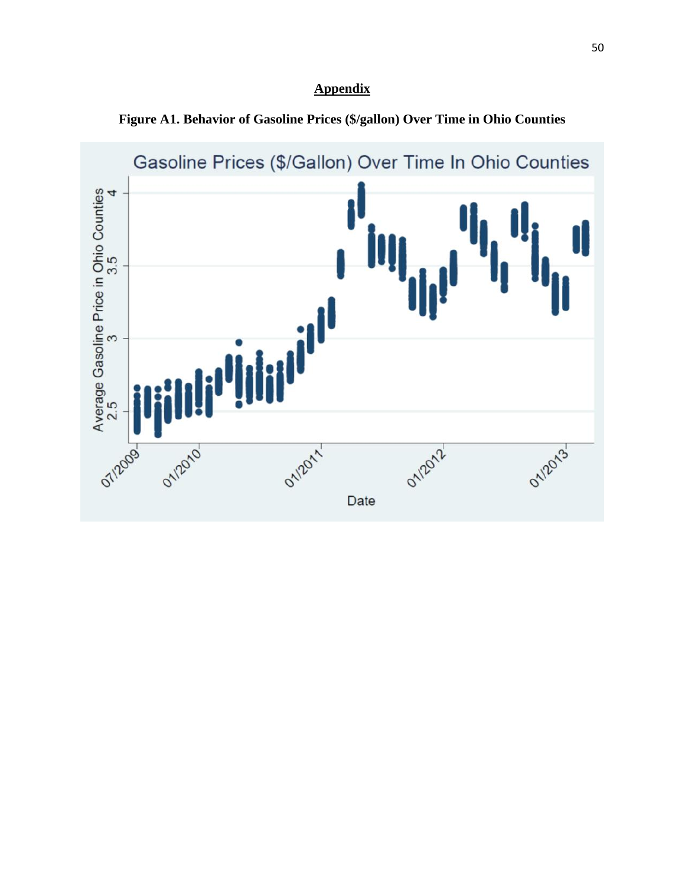## Appendix

**Figure A1. Behavior of Gasoline Prices ($/gallon) Over Time in Ohio Counties**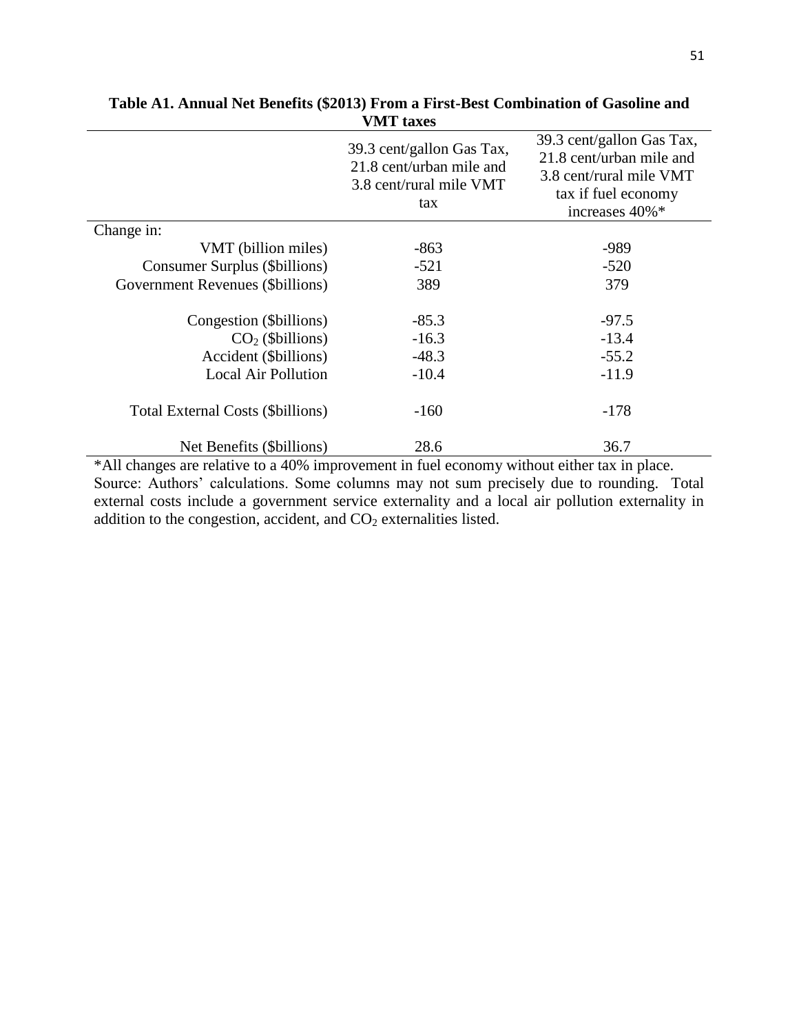**Table A1. Annual Net Benefits ($2013) From a First-Best Combination of Gasoline and VMT taxes**

| | 39.3 cent/gallon Gas Tax, 21.8 cent/urban mile and 3.8 cent/rural mile VMT tax | 39.3 cent/gallon Gas Tax, 21.8 cent/urban mile and 3.8 cent/rural mile VMT tax if fuel economy increases 40%* |
|---|---|---|
| Change in: | | |
| VMT (billion miles) | -863 | -989 |
| Consumer Surplus ($billions) | -521 | -520 |
| Government Revenues ($billions) | 389 | 379 |
| Congestion ($billions) | -85.3 | -97.5 |
| $CO_2$ ($billions) | -16.3 | -13.4 |
| Accident ($billions) | -48.3 | -55.2 |
| Local Air Pollution | -10.4 | -11.9 |
| Total External Costs ($billions) | -160 | -178 |
| Net Benefits ($billions) | 28.6 | 36.7 |

*All changes are relative to a 40% improvement in fuel economy without either tax in place.

Source: Authors' calculations. Some columns may not sum precisely due to rounding. Total external costs include a government service externality and a local air pollution externality in addition to the congestion, accident, and $CO_2$ externalities listed.